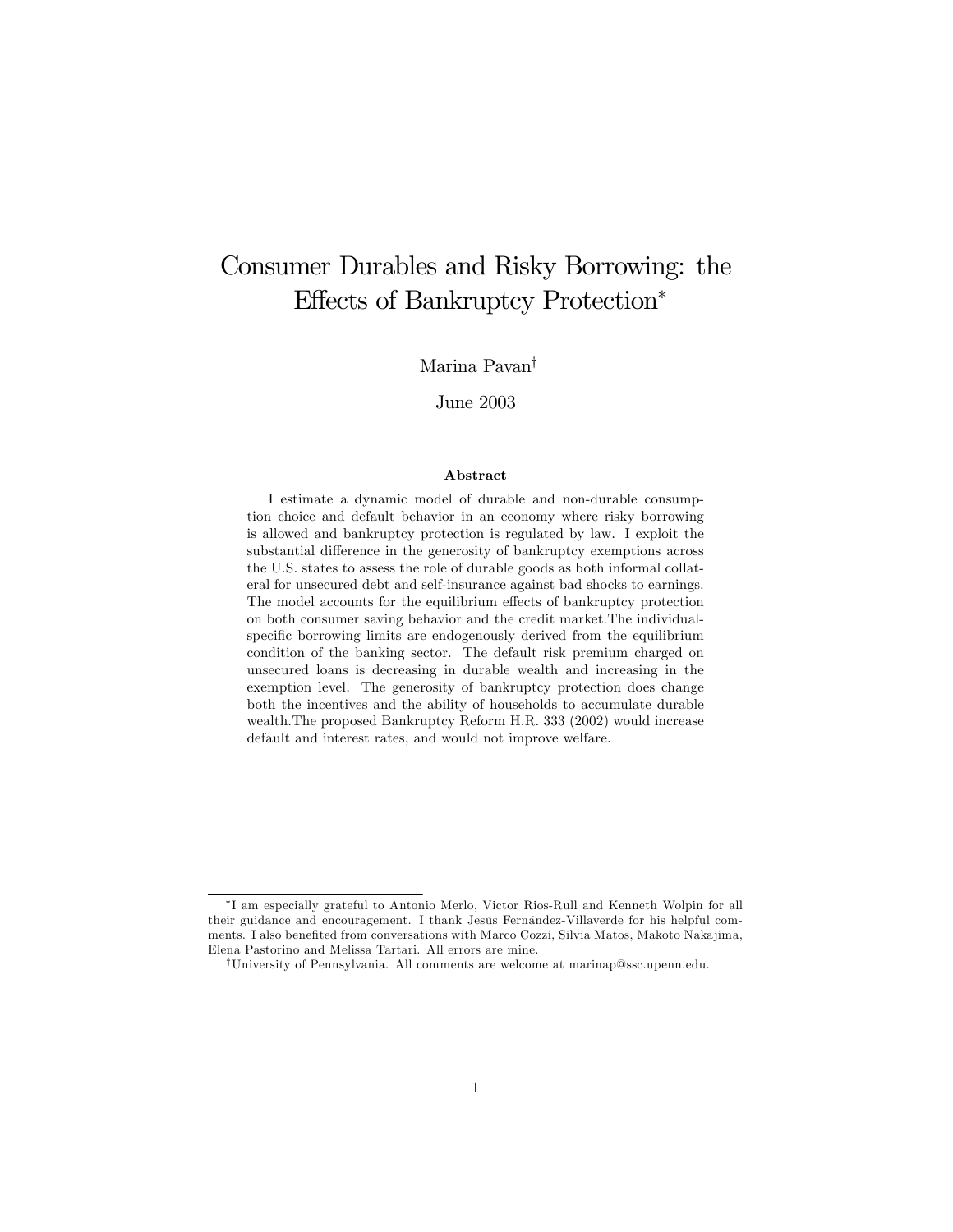# Consumer Durables and Risky Borrowing: the Effects of Bankruptcy Protection[*]

Marina Pavan[†]

June 2003

### Abstract

I estimate a dynamic model of durable and non-durable consumption choice and default behavior in an economy where risky borrowing is allowed and bankruptcy protection is regulated by law. I exploit the substantial difference in the generosity of bankruptcy exemptions across the U.S. states to assess the role of durable goods as both informal collateral for unsecured debt and self-insurance against bad shocks to earnings. The model accounts for the equilibrium effects of bankruptcy protection on both consumer saving behavior and the credit market.The individual-specific borrowing limits are endogenously derived from the equilibrium condition of the banking sector. The default risk premium charged on unsecured loans is decreasing in durable wealth and increasing in the exemption level. The generosity of bankruptcy protection does change both the incentives and the ability of households to accumulate durable wealth.The proposed Bankruptcy Reform H.R. 333 (2002) would increase default and interest rates, and would not improve welfare.

---

[*] I am especially grateful to Antonio Merlo, Victor Rios-Rull and Kenneth Wolpin for all their guidance and encouragement. I thank Jesús Fernández-Villaverde for his helpful comments. I also benefited from conversations with Marco Cozzi, Silvia Matos, Makoto Nakajima, Elena Pastorino and Melissa Tartari. All errors are mine.

[†] University of Pennsylvania. All comments are welcome at marinap@ssc.upenn.edu.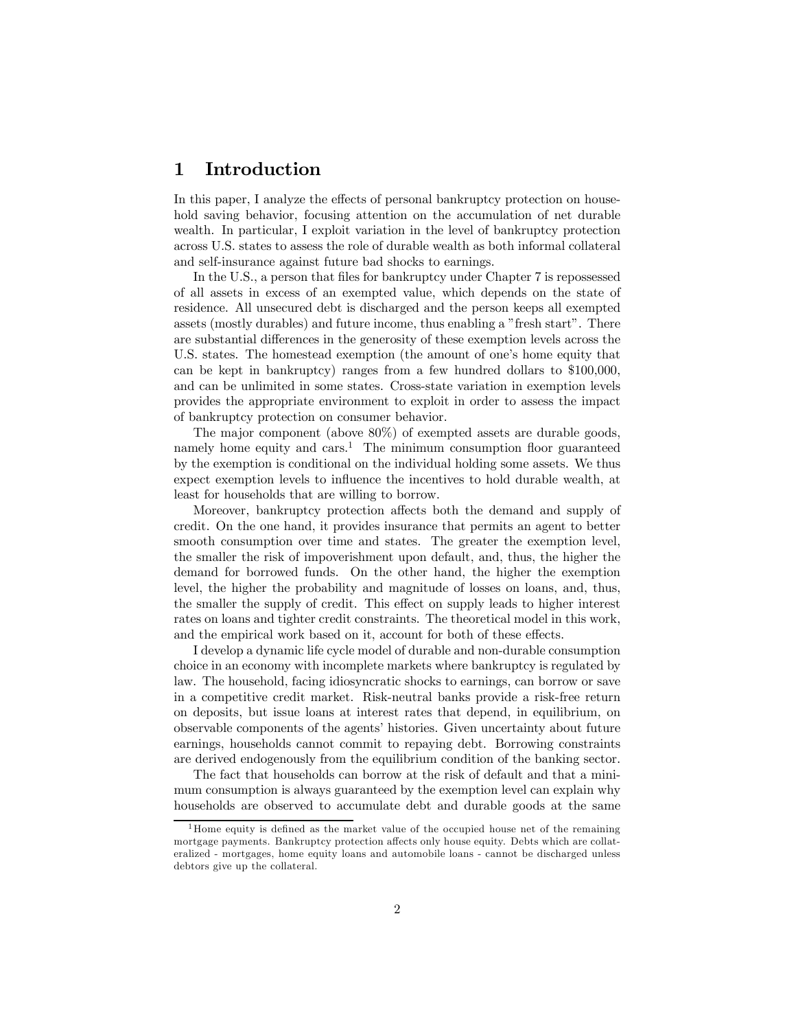# 1 Introduction

In this paper, I analyze the effects of personal bankruptcy protection on household saving behavior, focusing attention on the accumulation of net durable wealth. In particular, I exploit variation in the level of bankruptcy protection across U.S. states to assess the role of durable wealth as both informal collateral and self-insurance against future bad shocks to earnings.

In the U.S., a person that files for bankruptcy under Chapter 7 is repossessed of all assets in excess of an exempted value, which depends on the state of residence. All unsecured debt is discharged and the person keeps all exempted assets (mostly durables) and future income, thus enabling a "fresh start". There are substantial differences in the generosity of these exemption levels across the U.S. states. The homestead exemption (the amount of one's home equity that can be kept in bankruptcy) ranges from a few hundred dollars to $100,000, and can be unlimited in some states. Cross-state variation in exemption levels provides the appropriate environment to exploit in order to assess the impact of bankruptcy protection on consumer behavior.

The major component (above 80%) of exempted assets are durable goods, namely home equity and cars.[1] The minimum consumption floor guaranteed by the exemption is conditional on the individual holding some assets. We thus expect exemption levels to influence the incentives to hold durable wealth, at least for households that are willing to borrow.

Moreover, bankruptcy protection affects both the demand and supply of credit. On the one hand, it provides insurance that permits an agent to better smooth consumption over time and states. The greater the exemption level, the smaller the risk of impoverishment upon default, and, thus, the higher the demand for borrowed funds. On the other hand, the higher the exemption level, the higher the probability and magnitude of losses on loans, and, thus, the smaller the supply of credit. This effect on supply leads to higher interest rates on loans and tighter credit constraints. The theoretical model in this work, and the empirical work based on it, account for both of these effects.

I develop a dynamic life cycle model of durable and non-durable consumption choice in an economy with incomplete markets where bankruptcy is regulated by law. The household, facing idiosyncratic shocks to earnings, can borrow or save in a competitive credit market. Risk-neutral banks provide a risk-free return on deposits, but issue loans at interest rates that depend, in equilibrium, on observable components of the agents' histories. Given uncertainty about future earnings, households cannot commit to repaying debt. Borrowing constraints are derived endogenously from the equilibrium condition of the banking sector.

The fact that households can borrow at the risk of default and that a minimum consumption is always guaranteed by the exemption level can explain why households are observed to accumulate debt and durable goods at the same

[1] Home equity is defined as the market value of the occupied house net of the remaining mortgage payments. Bankruptcy protection affects only house equity. Debts which are collateralized - mortgages, home equity loans and automobile loans - cannot be discharged unless debtors give up the collateral.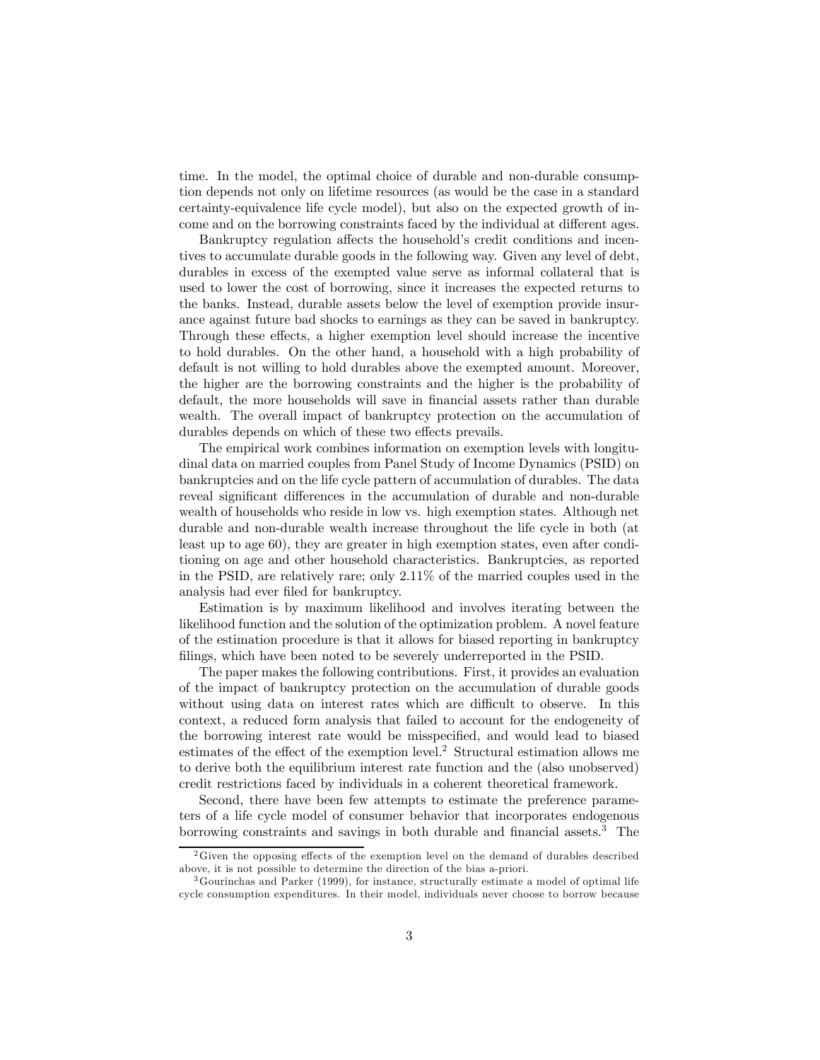time. In the model, the optimal choice of durable and non-durable consumption depends not only on lifetime resources (as would be the case in a standard certainty-equivalence life cycle model), but also on the expected growth of income and on the borrowing constraints faced by the individual at different ages.

Bankruptcy regulation affects the household's credit conditions and incentives to accumulate durable goods in the following way. Given any level of debt, durables in excess of the exempted value serve as informal collateral that is used to lower the cost of borrowing, since it increases the expected returns to the banks. Instead, durable assets below the level of exemption provide insurance against future bad shocks to earnings as they can be saved in bankruptcy. Through these effects, a higher exemption level should increase the incentive to hold durables. On the other hand, a household with a high probability of default is not willing to hold durables above the exempted amount. Moreover, the higher are the borrowing constraints and the higher is the probability of default, the more households will save in financial assets rather than durable wealth. The overall impact of bankruptcy protection on the accumulation of durables depends on which of these two effects prevails.

The empirical work combines information on exemption levels with longitudinal data on married couples from Panel Study of Income Dynamics (PSID) on bankruptcies and on the life cycle pattern of accumulation of durables. The data reveal significant differences in the accumulation of durable and non-durable wealth of households who reside in low vs. high exemption states. Although net durable and non-durable wealth increase throughout the life cycle in both (at least up to age 60), they are greater in high exemption states, even after conditioning on age and other household characteristics. Bankruptcies, as reported in the PSID, are relatively rare; only 2.11% of the married couples used in the analysis had ever filed for bankruptcy.

Estimation is by maximum likelihood and involves iterating between the likelihood function and the solution of the optimization problem. A novel feature of the estimation procedure is that it allows for biased reporting in bankruptcy filings, which have been noted to be severely underreported in the PSID.

The paper makes the following contributions. First, it provides an evaluation of the impact of bankruptcy protection on the accumulation of durable goods without using data on interest rates which are difficult to observe. In this context, a reduced form analysis that failed to account for the endogeneity of the borrowing interest rate would be misspecified, and would lead to biased estimates of the effect of the exemption level.[2] Structural estimation allows me to derive both the equilibrium interest rate function and the (also unobserved) credit restrictions faced by individuals in a coherent theoretical framework.

Second, there have been few attempts to estimate the preference parameters of a life cycle model of consumer behavior that incorporates endogenous borrowing constraints and savings in both durable and financial assets.[3] The

[2] Given the opposing effects of the exemption level on the demand of durables described above, it is not possible to determine the direction of the bias a-priori.

[3] Gourinchas and Parker (1999), for instance, structurally estimate a model of optimal life cycle consumption expenditures. In their model, individuals never choose to borrow because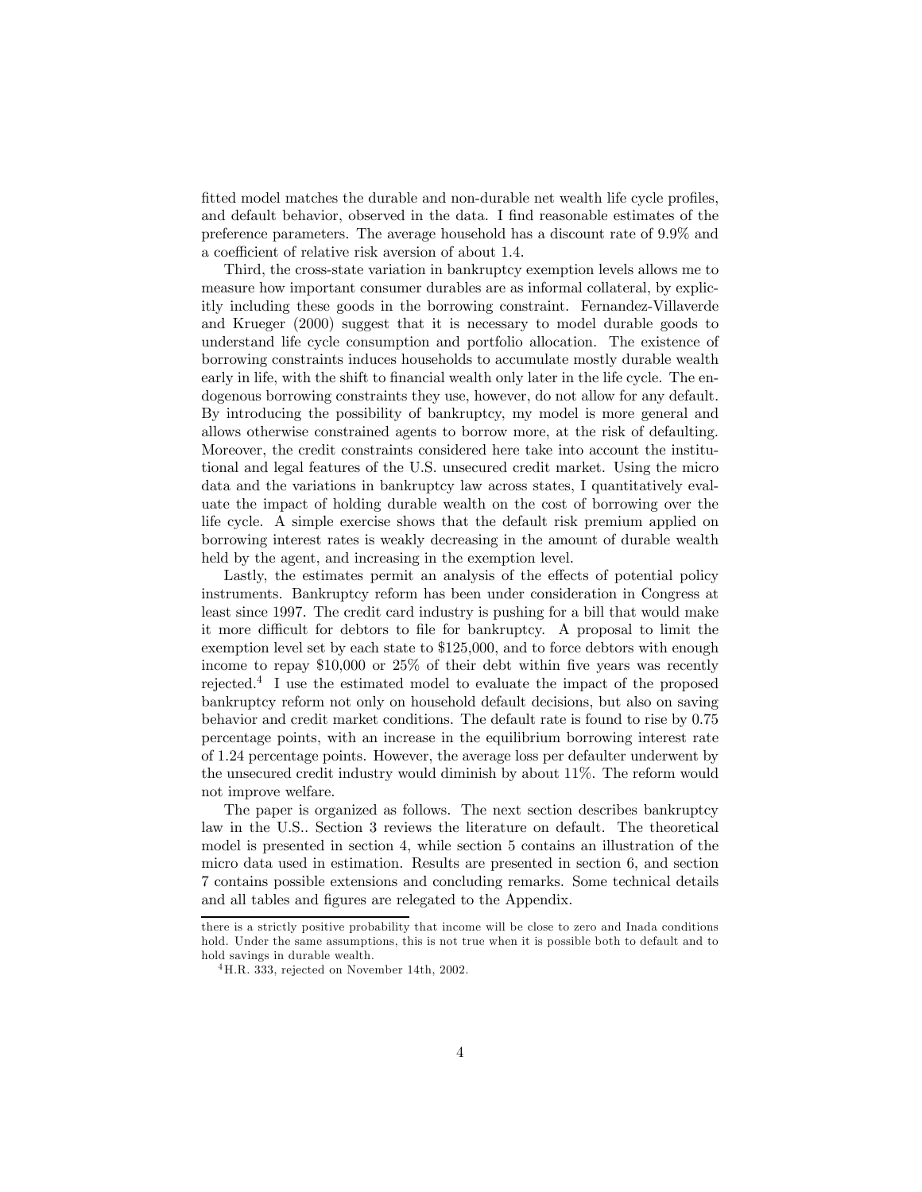fitted model matches the durable and non-durable net wealth life cycle profiles, and default behavior, observed in the data. I find reasonable estimates of the preference parameters. The average household has a discount rate of 9.9% and a coefficient of relative risk aversion of about 1.4.

Third, the cross-state variation in bankruptcy exemption levels allows me to measure how important consumer durables are as informal collateral, by explicitly including these goods in the borrowing constraint. Fernandez-Villaverde and Krueger (2000) suggest that it is necessary to model durable goods to understand life cycle consumption and portfolio allocation. The existence of borrowing constraints induces households to accumulate mostly durable wealth early in life, with the shift to financial wealth only later in the life cycle. The endogenous borrowing constraints they use, however, do not allow for any default. By introducing the possibility of bankruptcy, my model is more general and allows otherwise constrained agents to borrow more, at the risk of defaulting. Moreover, the credit constraints considered here take into account the institutional and legal features of the U.S. unsecured credit market. Using the micro data and the variations in bankruptcy law across states, I quantitatively evaluate the impact of holding durable wealth on the cost of borrowing over the life cycle. A simple exercise shows that the default risk premium applied on borrowing interest rates is weakly decreasing in the amount of durable wealth held by the agent, and increasing in the exemption level.

Lastly, the estimates permit an analysis of the effects of potential policy instruments. Bankruptcy reform has been under consideration in Congress at least since 1997. The credit card industry is pushing for a bill that would make it more difficult for debtors to file for bankruptcy. A proposal to limit the exemption level set by each state to $125,000, and to force debtors with enough income to repay $10,000 or 25% of their debt within five years was recently rejected.[4] I use the estimated model to evaluate the impact of the proposed bankruptcy reform not only on household default decisions, but also on saving behavior and credit market conditions. The default rate is found to rise by 0.75 percentage points, with an increase in the equilibrium borrowing interest rate of 1.24 percentage points. However, the average loss per defaulter underwent by the unsecured credit industry would diminish by about 11%. The reform would not improve welfare.

The paper is organized as follows. The next section describes bankruptcy law in the U.S.. Section 3 reviews the literature on default. The theoretical model is presented in section 4, while section 5 contains an illustration of the micro data used in estimation. Results are presented in section 6, and section 7 contains possible extensions and concluding remarks. Some technical details and all tables and figures are relegated to the Appendix.

---

there is a strictly positive probability that income will be close to zero and Inada conditions hold. Under the same assumptions, this is not true when it is possible both to default and to hold savings in durable wealth.

[4] H.R. 333, rejected on November 14th, 2002.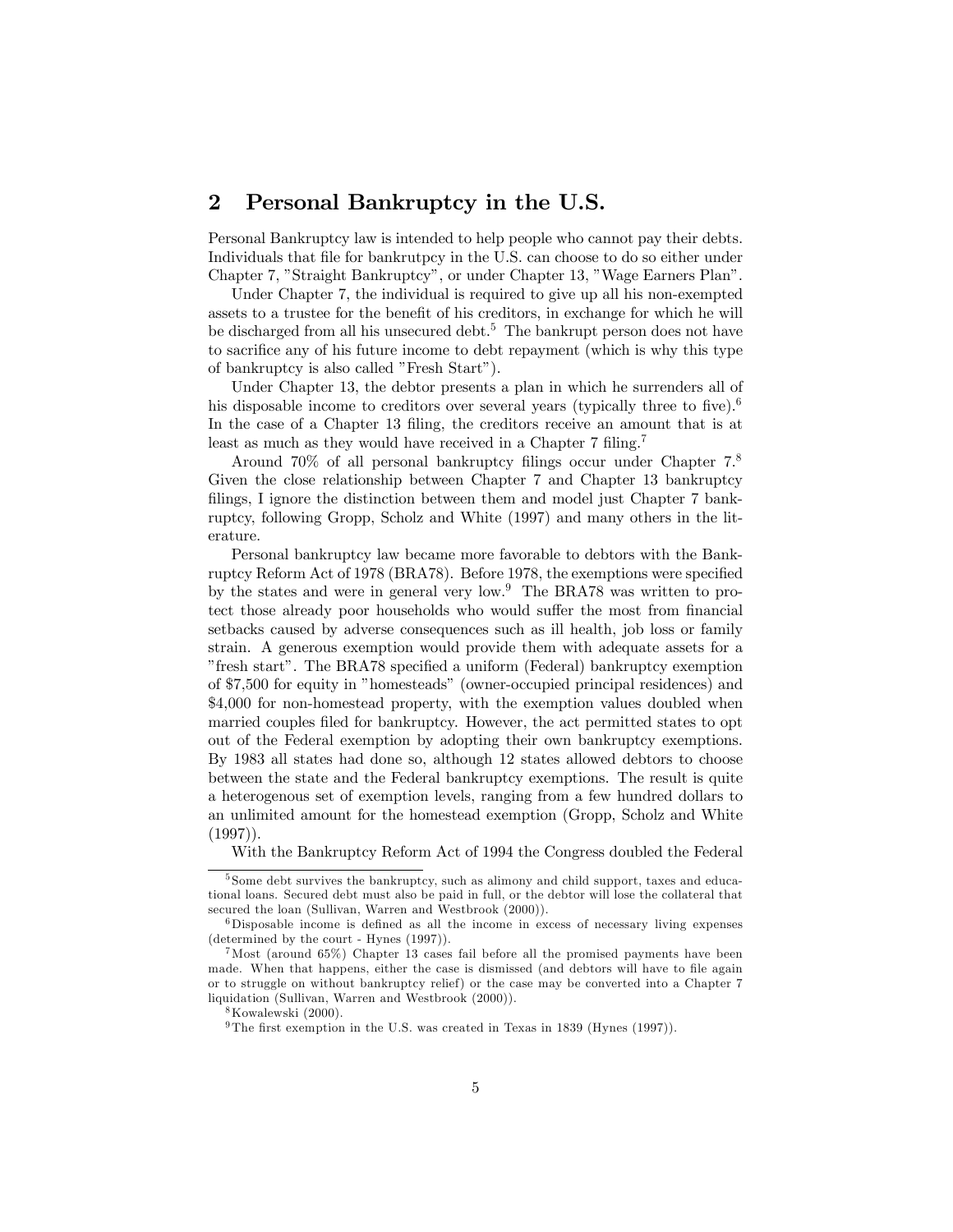## 2 Personal Bankruptcy in the U.S.

Personal Bankruptcy law is intended to help people who cannot pay their debts. Individuals that file for bankrutpcy in the U.S. can choose to do so either under Chapter 7, "Straight Bankruptcy", or under Chapter 13, "Wage Earners Plan".

Under Chapter 7, the individual is required to give up all his non-exempted assets to a trustee for the benefit of his creditors, in exchange for which he will be discharged from all his unsecured debt.[5] The bankrupt person does not have to sacrifice any of his future income to debt repayment (which is why this type of bankruptcy is also called "Fresh Start").

Under Chapter 13, the debtor presents a plan in which he surrenders all of his disposable income to creditors over several years (typically three to five).[6] In the case of a Chapter 13 filing, the creditors receive an amount that is at least as much as they would have received in a Chapter 7 filing.[7]

Around 70% of all personal bankruptcy filings occur under Chapter 7.[8] Given the close relationship between Chapter 7 and Chapter 13 bankruptcy filings, I ignore the distinction between them and model just Chapter 7 bankruptcy, following Gropp, Scholz and White (1997) and many others in the literature.

Personal bankruptcy law became more favorable to debtors with the Bankruptcy Reform Act of 1978 (BRA78). Before 1978, the exemptions were specified by the states and were in general very low.[9] The BRA78 was written to protect those already poor households who would suffer the most from financial setbacks caused by adverse consequences such as ill health, job loss or family strain. A generous exemption would provide them with adequate assets for a "fresh start". The BRA78 specified a uniform (Federal) bankruptcy exemption of $7,500 for equity in "homesteads" (owner-occupied principal residences) and $4,000 for non-homestead property, with the exemption values doubled when married couples filed for bankruptcy. However, the act permitted states to opt out of the Federal exemption by adopting their own bankruptcy exemptions. By 1983 all states had done so, although 12 states allowed debtors to choose between the state and the Federal bankruptcy exemptions. The result is quite a heterogenous set of exemption levels, ranging from a few hundred dollars to an unlimited amount for the homestead exemption (Gropp, Scholz and White (1997)).

With the Bankruptcy Reform Act of 1994 the Congress doubled the Federal

---

[5] Some debt survives the bankruptcy, such as alimony and child support, taxes and educational loans. Secured debt must also be paid in full, or the debtor will lose the collateral that secured the loan (Sullivan, Warren and Westbrook (2000)).

[6] Disposable income is defined as all the income in excess of necessary living expenses (determined by the court - Hynes (1997)).

[7] Most (around 65%) Chapter 13 cases fail before all the promised payments have been made. When that happens, either the case is dismissed (and debtors will have to file again or to struggle on without bankruptcy relief) or the case may be converted into a Chapter 7 liquidation (Sullivan, Warren and Westbrook (2000)).

[8] Kowalewski (2000).

[9] The first exemption in the U.S. was created in Texas in 1839 (Hynes (1997)).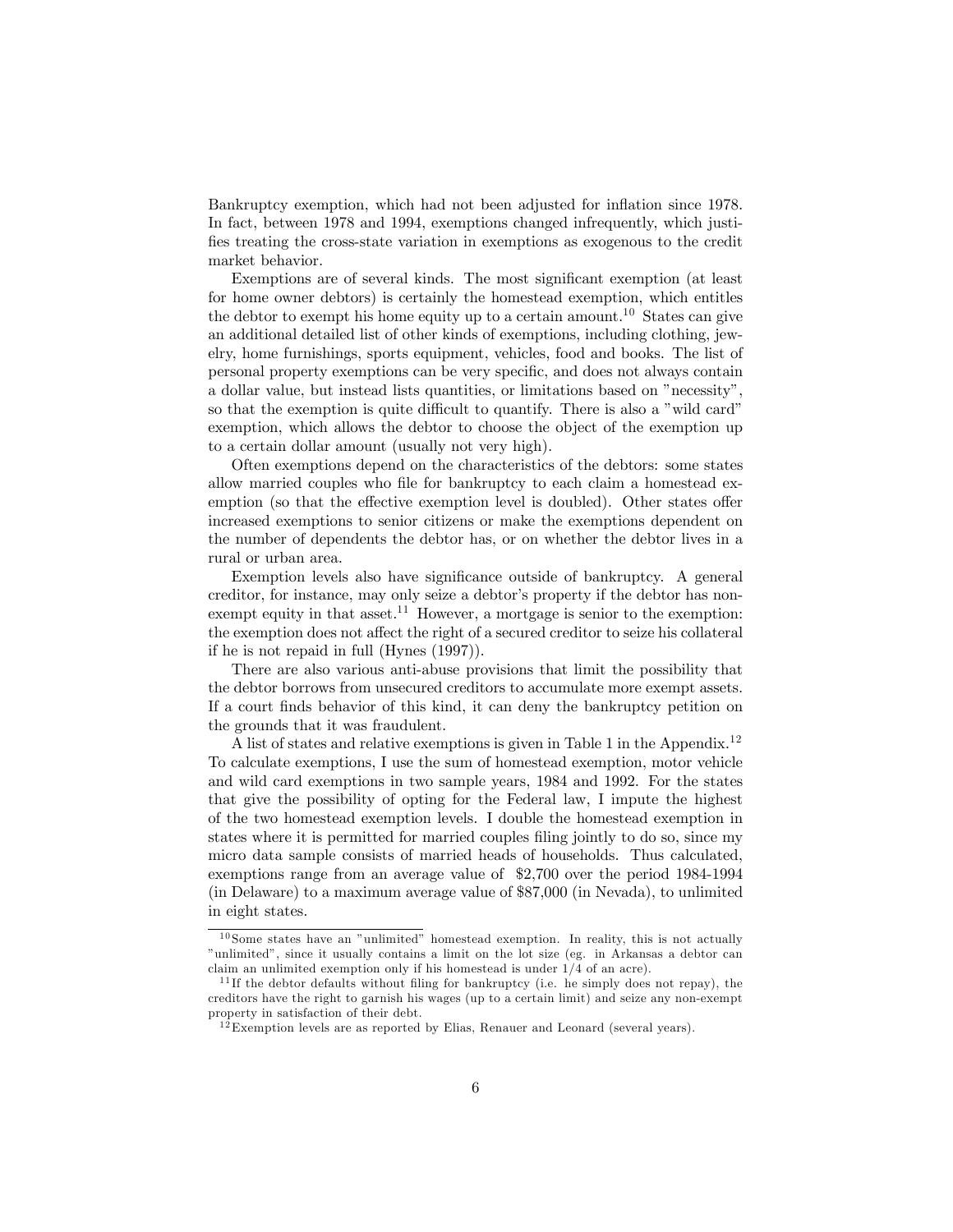Bankruptcy exemption, which had not been adjusted for inflation since 1978. In fact, between 1978 and 1994, exemptions changed infrequently, which justifies treating the cross-state variation in exemptions as exogenous to the credit market behavior.

Exemptions are of several kinds. The most significant exemption (at least for home owner debtors) is certainly the homestead exemption, which entitles the debtor to exempt his home equity up to a certain amount.[10] States can give an additional detailed list of other kinds of exemptions, including clothing, jewelry, home furnishings, sports equipment, vehicles, food and books. The list of personal property exemptions can be very specific, and does not always contain a dollar value, but instead lists quantities, or limitations based on "necessity", so that the exemption is quite difficult to quantify. There is also a "wild card" exemption, which allows the debtor to choose the object of the exemption up to a certain dollar amount (usually not very high).

Often exemptions depend on the characteristics of the debtors: some states allow married couples who file for bankruptcy to each claim a homestead exemption (so that the effective exemption level is doubled). Other states offer increased exemptions to senior citizens or make the exemptions dependent on the number of dependents the debtor has, or on whether the debtor lives in a rural or urban area.

Exemption levels also have significance outside of bankruptcy. A general creditor, for instance, may only seize a debtor's property if the debtor has non-exempt equity in that asset.[11] However, a mortgage is senior to the exemption: the exemption does not affect the right of a secured creditor to seize his collateral if he is not repaid in full (Hynes (1997)).

There are also various anti-abuse provisions that limit the possibility that the debtor borrows from unsecured creditors to accumulate more exempt assets. If a court finds behavior of this kind, it can deny the bankruptcy petition on the grounds that it was fraudulent.

A list of states and relative exemptions is given in Table 1 in the Appendix.[12] To calculate exemptions, I use the sum of homestead exemption, motor vehicle and wild card exemptions in two sample years, 1984 and 1992. For the states that give the possibility of opting for the Federal law, I impute the highest of the two homestead exemption levels. I double the homestead exemption in states where it is permitted for married couples filing jointly to do so, since my micro data sample consists of married heads of households. Thus calculated, exemptions range from an average value of $2,700 over the period 1984-1994 (in Delaware) to a maximum average value of $87,000 (in Nevada), to unlimited in eight states.

---

[10] Some states have an "unlimited" homestead exemption. In reality, this is not actually "unlimited", since it usually contains a limit on the lot size (eg. in Arkansas a debtor can claim an unlimited exemption only if his homestead is under 1/4 of an acre).

[11] If the debtor defaults without filing for bankruptcy (i.e. he simply does not repay), the creditors have the right to garnish his wages (up to a certain limit) and seize any non-exempt property in satisfaction of their debt.

[12] Exemption levels are as reported by Elias, Renauer and Leonard (several years).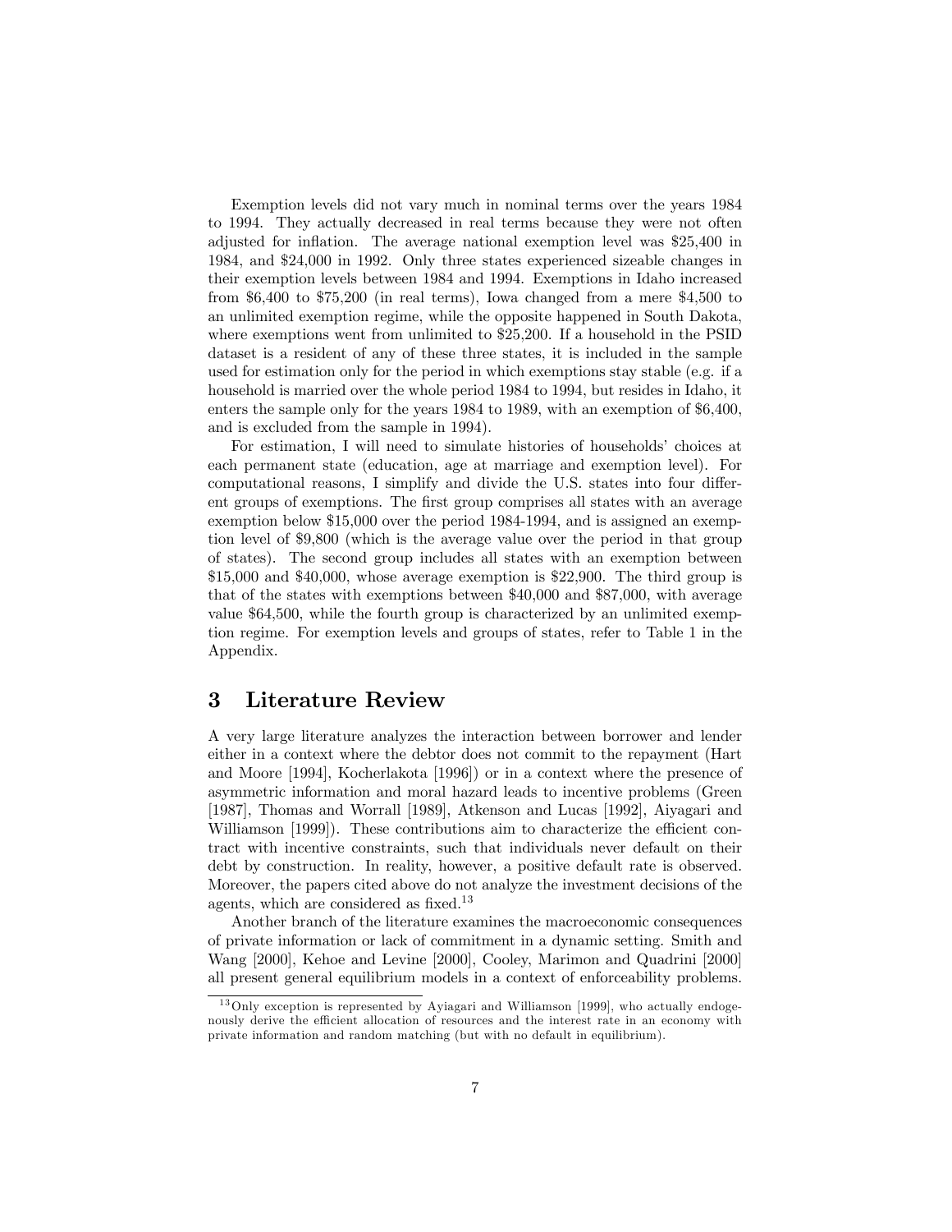Exemption levels did not vary much in nominal terms over the years 1984 to 1994. They actually decreased in real terms because they were not often adjusted for inflation. The average national exemption level was \$25,400 in 1984, and \$24,000 in 1992. Only three states experienced sizeable changes in their exemption levels between 1984 and 1994. Exemptions in Idaho increased from \$6,400 to \$75,200 (in real terms), Iowa changed from a mere \$4,500 to an unlimited exemption regime, while the opposite happened in South Dakota, where exemptions went from unlimited to \$25,200. If a household in the PSID dataset is a resident of any of these three states, it is included in the sample used for estimation only for the period in which exemptions stay stable (e.g. if a household is married over the whole period 1984 to 1994, but resides in Idaho, it enters the sample only for the years 1984 to 1989, with an exemption of \$6,400, and is excluded from the sample in 1994).

For estimation, I will need to simulate histories of households' choices at each permanent state (education, age at marriage and exemption level). For computational reasons, I simplify and divide the U.S. states into four different groups of exemptions. The first group comprises all states with an average exemption below \$15,000 over the period 1984-1994, and is assigned an exemption level of \$9,800 (which is the average value over the period in that group of states). The second group includes all states with an exemption between \$15,000 and \$40,000, whose average exemption is \$22,900. The third group is that of the states with exemptions between \$40,000 and \$87,000, with average value \$64,500, while the fourth group is characterized by an unlimited exemption regime. For exemption levels and groups of states, refer to Table 1 in the Appendix.

# 3 Literature Review

A very large literature analyzes the interaction between borrower and lender either in a context where the debtor does not commit to the repayment (Hart and Moore [1994], Kocherlakota [1996]) or in a context where the presence of asymmetric information and moral hazard leads to incentive problems (Green [1987], Thomas and Worrall [1989], Atkenson and Lucas [1992], Aiyagari and Williamson [1999]). These contributions aim to characterize the efficient contract with incentive constraints, such that individuals never default on their debt by construction. In reality, however, a positive default rate is observed. Moreover, the papers cited above do not analyze the investment decisions of the agents, which are considered as fixed.[13]

Another branch of the literature examines the macroeconomic consequences of private information or lack of commitment in a dynamic setting. Smith and Wang [2000], Kehoe and Levine [2000], Cooley, Marimon and Quadrini [2000] all present general equilibrium models in a context of enforceability problems.

[13] Only exception is represented by Ayiagari and Williamson [1999], who actually endogenously derive the efficient allocation of resources and the interest rate in an economy with private information and random matching (but with no default in equilibrium).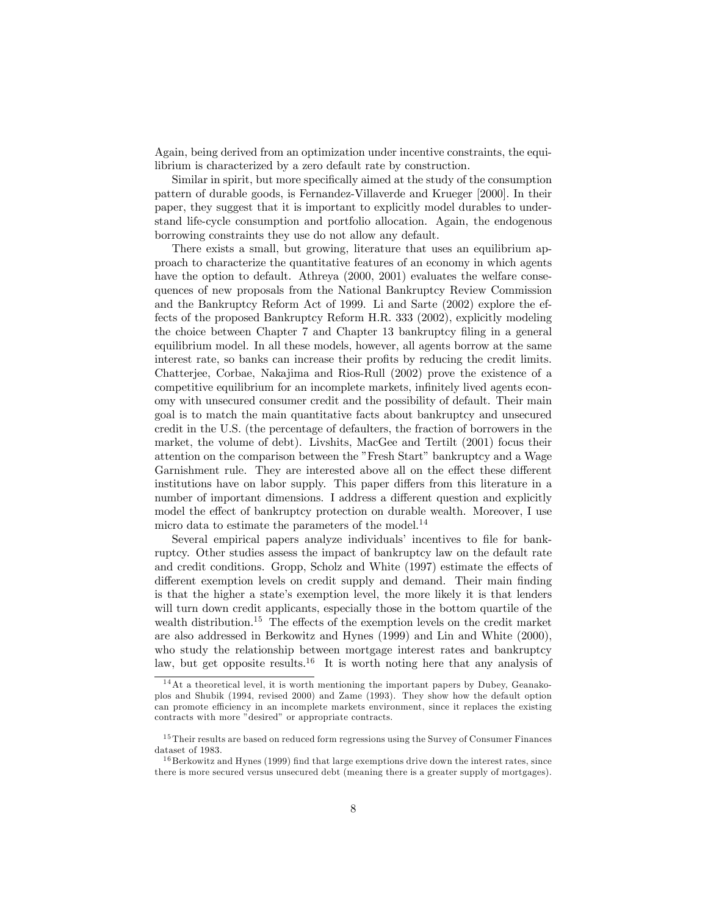Again, being derived from an optimization under incentive constraints, the equilibrium is characterized by a zero default rate by construction.

Similar in spirit, but more specifically aimed at the study of the consumption pattern of durable goods, is Fernandez-Villaverde and Krueger [2000]. In their paper, they suggest that it is important to explicitly model durables to understand life-cycle consumption and portfolio allocation. Again, the endogenous borrowing constraints they use do not allow any default.

There exists a small, but growing, literature that uses an equilibrium approach to characterize the quantitative features of an economy in which agents have the option to default. Athreya (2000, 2001) evaluates the welfare consequences of new proposals from the National Bankruptcy Review Commission and the Bankruptcy Reform Act of 1999. Li and Sarte (2002) explore the effects of the proposed Bankruptcy Reform H.R. 333 (2002), explicitly modeling the choice between Chapter 7 and Chapter 13 bankruptcy filing in a general equilibrium model. In all these models, however, all agents borrow at the same interest rate, so banks can increase their profits by reducing the credit limits. Chatterjee, Corbae, Nakajima and Rios-Rull (2002) prove the existence of a competitive equilibrium for an incomplete markets, infinitely lived agents economy with unsecured consumer credit and the possibility of default. Their main goal is to match the main quantitative facts about bankruptcy and unsecured credit in the U.S. (the percentage of defaulters, the fraction of borrowers in the market, the volume of debt). Livshits, MacGee and Tertilt (2001) focus their attention on the comparison between the "Fresh Start" bankruptcy and a Wage Garnishment rule. They are interested above all on the effect these different institutions have on labor supply. This paper differs from this literature in a number of important dimensions. I address a different question and explicitly model the effect of bankruptcy protection on durable wealth. Moreover, I use micro data to estimate the parameters of the model.[14]

Several empirical papers analyze individuals' incentives to file for bankruptcy. Other studies assess the impact of bankruptcy law on the default rate and credit conditions. Gropp, Scholz and White (1997) estimate the effects of different exemption levels on credit supply and demand. Their main finding is that the higher a state's exemption level, the more likely it is that lenders will turn down credit applicants, especially those in the bottom quartile of the wealth distribution.[15] The effects of the exemption levels on the credit market are also addressed in Berkowitz and Hynes (1999) and Lin and White (2000), who study the relationship between mortgage interest rates and bankruptcy law, but get opposite results.[16] It is worth noting here that any analysis of

---

[14] At a theoretical level, it is worth mentioning the important papers by Dubey, Geanakoplos and Shubik (1994, revised 2000) and Zame (1993). They show how the default option can promote efficiency in an incomplete markets environment, since it replaces the existing contracts with more "desired" or appropriate contracts.

[15] Their results are based on reduced form regressions using the Survey of Consumer Finances dataset of 1983.

[16] Berkowitz and Hynes (1999) find that large exemptions drive down the interest rates, since there is more secured versus unsecured debt (meaning there is a greater supply of mortgages).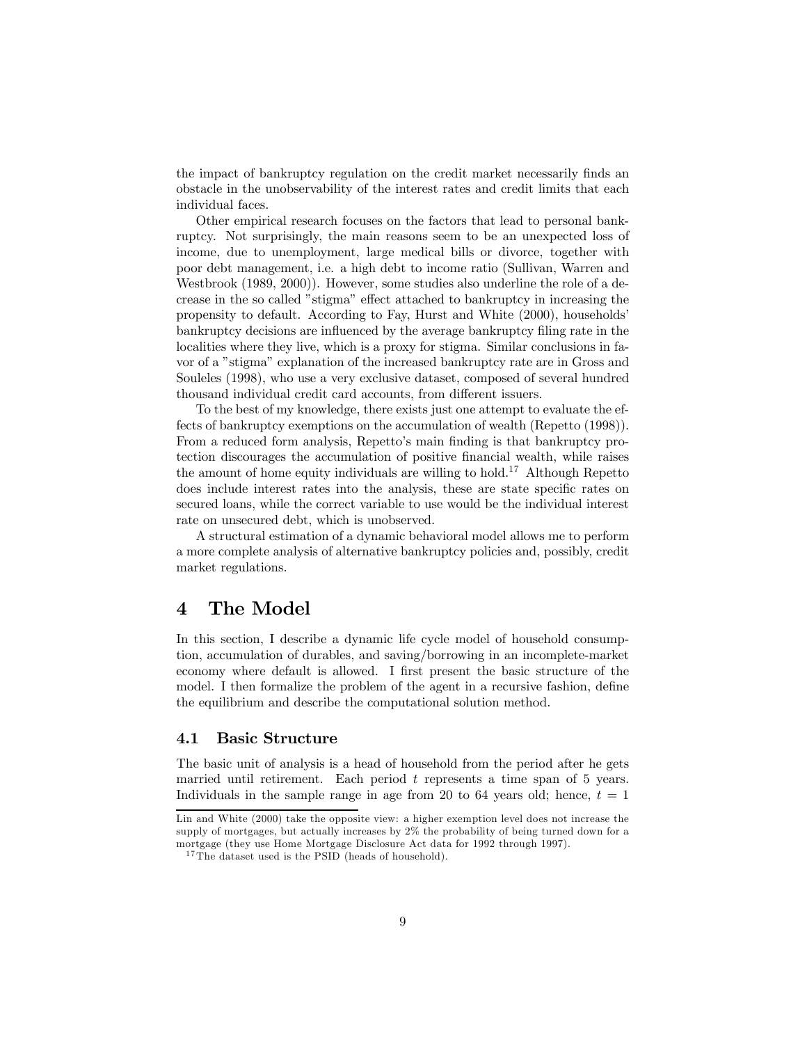the impact of bankruptcy regulation on the credit market necessarily finds an obstacle in the unobservability of the interest rates and credit limits that each individual faces.

Other empirical research focuses on the factors that lead to personal bankruptcy. Not surprisingly, the main reasons seem to be an unexpected loss of income, due to unemployment, large medical bills or divorce, together with poor debt management, i.e. a high debt to income ratio (Sullivan, Warren and Westbrook (1989, 2000)). However, some studies also underline the role of a decrease in the so called "stigma" effect attached to bankruptcy in increasing the propensity to default. According to Fay, Hurst and White (2000), households' bankruptcy decisions are influenced by the average bankruptcy filing rate in the localities where they live, which is a proxy for stigma. Similar conclusions in favor of a "stigma" explanation of the increased bankruptcy rate are in Gross and Souleles (1998), who use a very exclusive dataset, composed of several hundred thousand individual credit card accounts, from different issuers.

To the best of my knowledge, there exists just one attempt to evaluate the effects of bankruptcy exemptions on the accumulation of wealth (Repetto (1998)). From a reduced form analysis, Repetto's main finding is that bankruptcy protection discourages the accumulation of positive financial wealth, while raises the amount of home equity individuals are willing to hold.[17] Although Repetto does include interest rates into the analysis, these are state specific rates on secured loans, while the correct variable to use would be the individual interest rate on unsecured debt, which is unobserved.

A structural estimation of a dynamic behavioral model allows me to perform a more complete analysis of alternative bankruptcy policies and, possibly, credit market regulations.

# 4 The Model

In this section, I describe a dynamic life cycle model of household consumption, accumulation of durables, and saving/borrowing in an incomplete-market economy where default is allowed. I first present the basic structure of the model. I then formalize the problem of the agent in a recursive fashion, define the equilibrium and describe the computational solution method.

## 4.1 Basic Structure

The basic unit of analysis is a head of household from the period after he gets married until retirement. Each period $t$ represents a time span of 5 years. Individuals in the sample range in age from 20 to 64 years old; hence, $t = 1$

---

Lin and White (2000) take the opposite view: a higher exemption level does not increase the supply of mortgages, but actually increases by 2% the probability of being turned down for a mortgage (they use Home Mortgage Disclosure Act data for 1992 through 1997).

[17] The dataset used is the PSID (heads of household).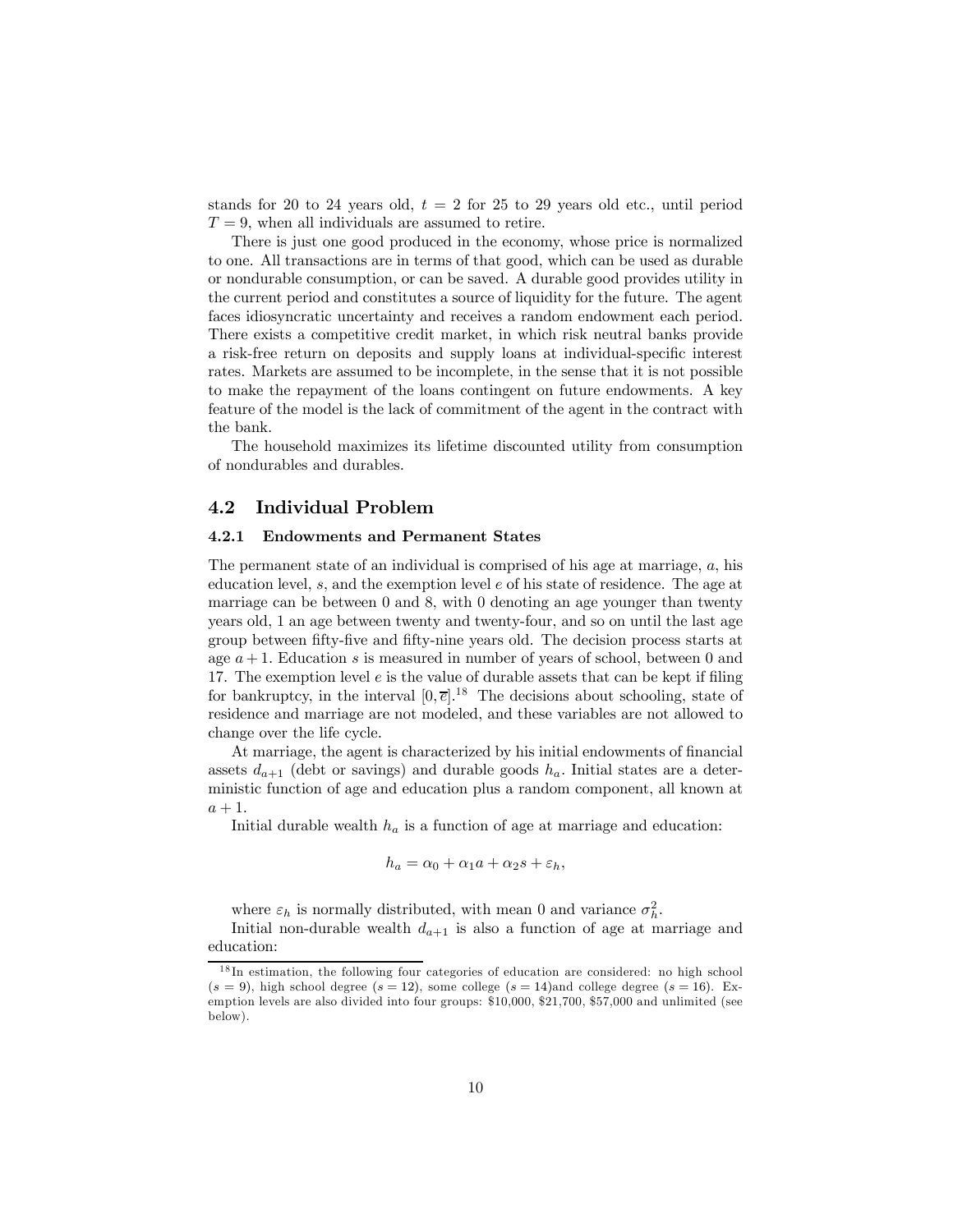stands for 20 to 24 years old, $t = 2$ for 25 to 29 years old etc., until period $T = 9$, when all individuals are assumed to retire.

There is just one good produced in the economy, whose price is normalized to one. All transactions are in terms of that good, which can be used as durable or nondurable consumption, or can be saved. A durable good provides utility in the current period and constitutes a source of liquidity for the future. The agent faces idiosyncratic uncertainty and receives a random endowment each period. There exists a competitive credit market, in which risk neutral banks provide a risk-free return on deposits and supply loans at individual-specific interest rates. Markets are assumed to be incomplete, in the sense that it is not possible to make the repayment of the loans contingent on future endowments. A key feature of the model is the lack of commitment of the agent in the contract with the bank.

The household maximizes its lifetime discounted utility from consumption of nondurables and durables.

## 4.2 Individual Problem

### 4.2.1 Endowments and Permanent States

The permanent state of an individual is comprised of his age at marriage, $a$, his education level, $s$, and the exemption level $e$ of his state of residence. The age at marriage can be between 0 and 8, with 0 denoting an age younger than twenty years old, 1 an age between twenty and twenty-four, and so on until the last age group between fifty-five and fifty-nine years old. The decision process starts at age $a + 1$. Education $s$ is measured in number of years of school, between 0 and 17. The exemption level $e$ is the value of durable assets that can be kept if filing for bankruptcy, in the interval $[0, \overline{e}]$.[18] The decisions about schooling, state of residence and marriage are not modeled, and these variables are not allowed to change over the life cycle.

At marriage, the agent is characterized by his initial endowments of financial assets $d_{a+1}$ (debt or savings) and durable goods $h_a$. Initial states are a deterministic function of age and education plus a random component, all known at $a + 1$.

Initial durable wealth $h_a$ is a function of age at marriage and education:

$$h_a = \alpha_0 + \alpha_1 a + \alpha_2 s + \varepsilon_h,$$

where $\varepsilon_h$ is normally distributed, with mean 0 and variance $\sigma_h^2$.

Initial non-durable wealth $d_{a+1}$ is also a function of age at marriage and education:

[18] In estimation, the following four categories of education are considered: no high school ($s = 9$), high school degree ($s = 12$), some college ($s = 14$)and college degree ($s = 16$). Exemption levels are also divided into four groups: \$10,000, \$21,700, \$57,000 and unlimited (see below).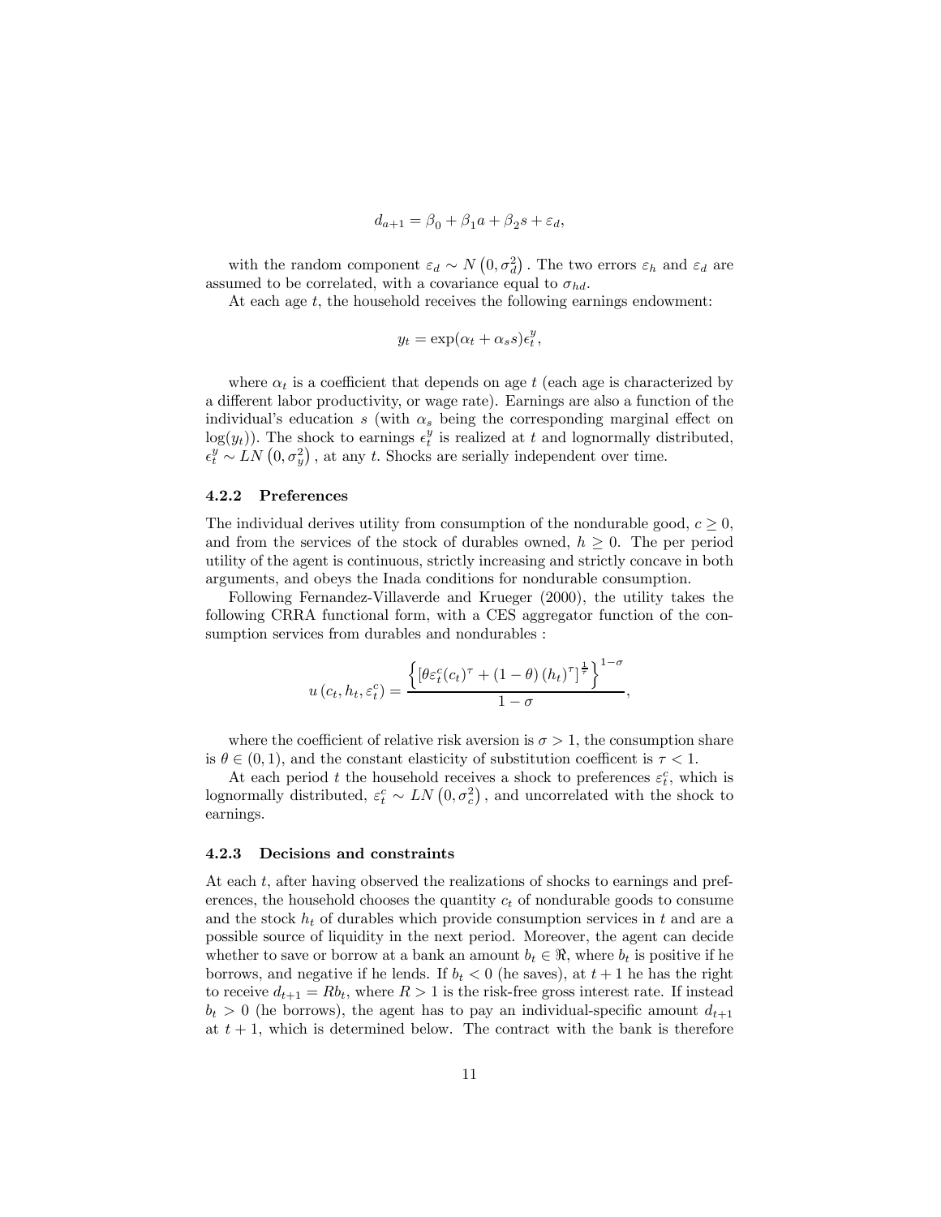$$d_{a+1} = \beta_0 + \beta_1 a + \beta_2 s + \varepsilon_d,$$

with the random component $\varepsilon_d \sim N\left(0, \sigma_d^2\right)$. The two errors $\varepsilon_h$ and $\varepsilon_d$ are assumed to be correlated, with a covariance equal to $\sigma_{hd}$.

At each age $t$, the household receives the following earnings endowment:

$$y_t = \exp(\alpha_t + \alpha_s s)\epsilon_t^y,$$

where $\alpha_t$ is a coefficient that depends on age $t$ (each age is characterized by a different labor productivity, or wage rate). Earnings are also a function of the individual's education $s$ (with $\alpha_s$ being the corresponding marginal effect on $\log(y_t)$). The shock to earnings $\epsilon_t^y$ is realized at $t$ and lognormally distributed, $\epsilon_t^y \sim LN\left(0, \sigma_y^2\right)$, at any $t$. Shocks are serially independent over time.

### 4.2.2 Preferences

The individual derives utility from consumption of the nondurable good, $c \geq 0$, and from the services of the stock of durables owned, $h \geq 0$. The per period utility of the agent is continuous, strictly increasing and strictly concave in both arguments, and obeys the Inada conditions for nondurable consumption.

Following Fernandez-Villaverde and Krueger (2000), the utility takes the following CRRA functional form, with a CES aggregator function of the consumption services from durables and nondurables :

$$u\left(c_t, h_t, \varepsilon_t^c\right) = \frac{\left\{\left[\theta\varepsilon_t^c (c_t)^\tau + (1-\theta)\left(h_t\right)^\tau\right]^{\frac{1}{\tau}}\right\}^{1-\sigma}}{1-\sigma},$$

where the coefficient of relative risk aversion is $\sigma > 1$, the consumption share is $\theta \in (0,1)$, and the constant elasticity of substitution coefficent is $\tau < 1$.

At each period $t$ the household receives a shock to preferences $\varepsilon_t^c$, which is lognormally distributed, $\varepsilon_t^c \sim LN\left(0, \sigma_c^2\right)$, and uncorrelated with the shock to earnings.

### 4.2.3 Decisions and constraints

At each $t$, after having observed the realizations of shocks to earnings and preferences, the household chooses the quantity $c_t$ of nondurable goods to consume and the stock $h_t$ of durables which provide consumption services in $t$ and are a possible source of liquidity in the next period. Moreover, the agent can decide whether to save or borrow at a bank an amount $b_t \in \Re$, where $b_t$ is positive if he borrows, and negative if he lends. If $b_t < 0$ (he saves), at $t+1$ he has the right to receive $d_{t+1} = Rb_t$, where $R > 1$ is the risk-free gross interest rate. If instead $b_t > 0$ (he borrows), the agent has to pay an individual-specific amount $d_{t+1}$ at $t+1$, which is determined below. The contract with the bank is therefore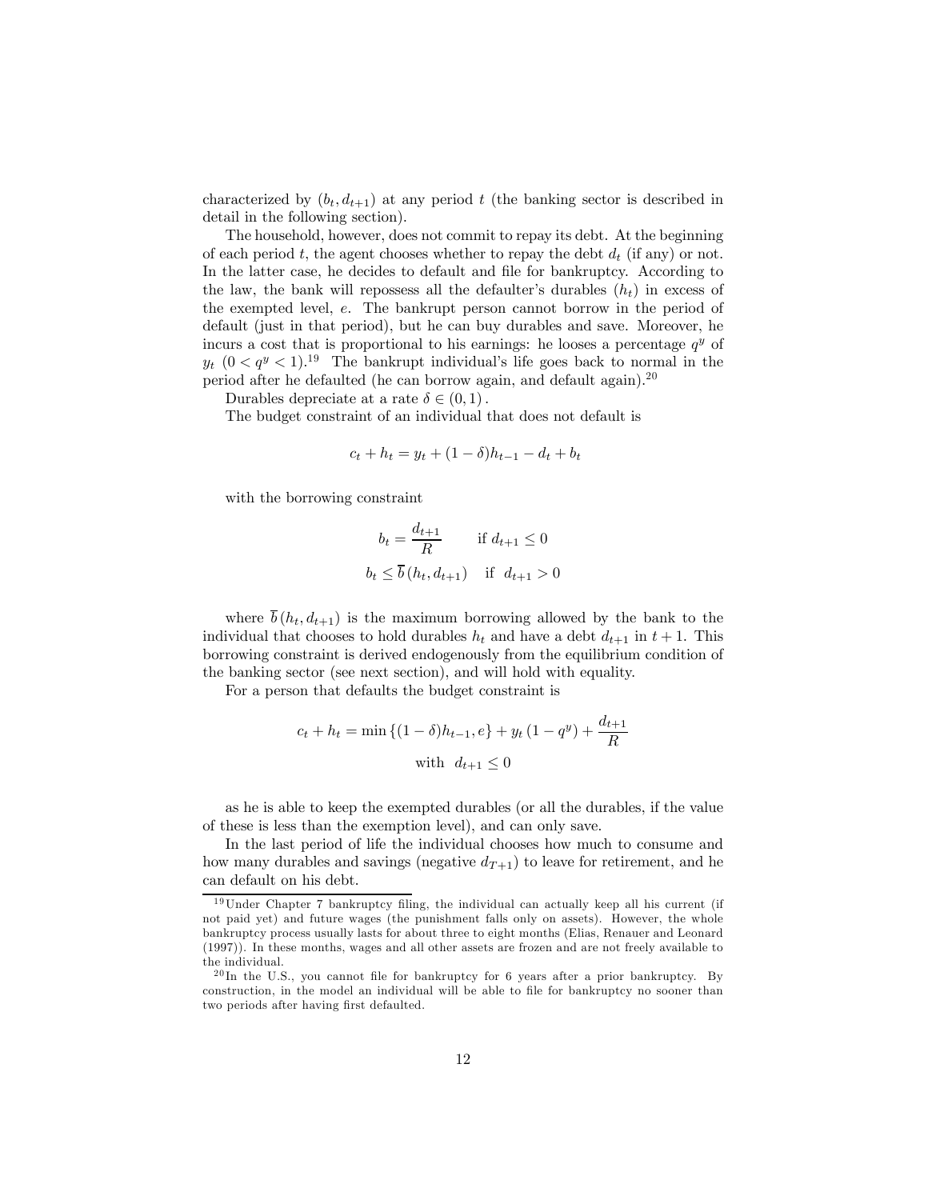characterized by $(b_t, d_{t+1})$ at any period $t$ (the banking sector is described in detail in the following section).

The household, however, does not commit to repay its debt. At the beginning of each period $t$, the agent chooses whether to repay the debt $d_t$ (if any) or not. In the latter case, he decides to default and file for bankruptcy. According to the law, the bank will repossess all the defaulter's durables $(h_t)$ in excess of the exempted level, $e$. The bankrupt person cannot borrow in the period of default (just in that period), but he can buy durables and save. Moreover, he incurs a cost that is proportional to his earnings: he looses a percentage $q^y$ of $y_t$ $(0 < q^y < 1)$.[19] The bankrupt individual's life goes back to normal in the period after he defaulted (he can borrow again, and default again).[20]

Durables depreciate at a rate $\delta \in (0, 1)$.

The budget constraint of an individual that does not default is

$$c_t + h_t = y_t + (1 - \delta)h_{t-1} - d_t + b_t$$

with the borrowing constraint

$$b_t = \frac{d_{t+1}}{R} \qquad \text{if } d_{t+1} \leq 0$$

$$b_t \leq \overline{b}(h_t, d_{t+1}) \quad \text{if } \ d_{t+1} > 0$$

where $\overline{b}(h_t, d_{t+1})$ is the maximum borrowing allowed by the bank to the individual that chooses to hold durables $h_t$ and have a debt $d_{t+1}$ in $t+1$. This borrowing constraint is derived endogenously from the equilibrium condition of the banking sector (see next section), and will hold with equality.

For a person that defaults the budget constraint is

$$c_t + h_t = \min\{(1 - \delta)h_{t-1}, e\} + y_t(1 - q^y) + \frac{d_{t+1}}{R}$$

$$\text{with } \ d_{t+1} \leq 0$$

as he is able to keep the exempted durables (or all the durables, if the value of these is less than the exemption level), and can only save.

In the last period of life the individual chooses how much to consume and how many durables and savings (negative $d_{T+1}$) to leave for retirement, and he can default on his debt.

[19] Under Chapter 7 bankruptcy filing, the individual can actually keep all his current (if not paid yet) and future wages (the punishment falls only on assets). However, the whole bankruptcy process usually lasts for about three to eight months (Elias, Renauer and Leonard (1997)). In these months, wages and all other assets are frozen and are not freely available to the individual.

[20] In the U.S., you cannot file for bankruptcy for 6 years after a prior bankruptcy. By construction, in the model an individual will be able to file for bankruptcy no sooner than two periods after having first defaulted.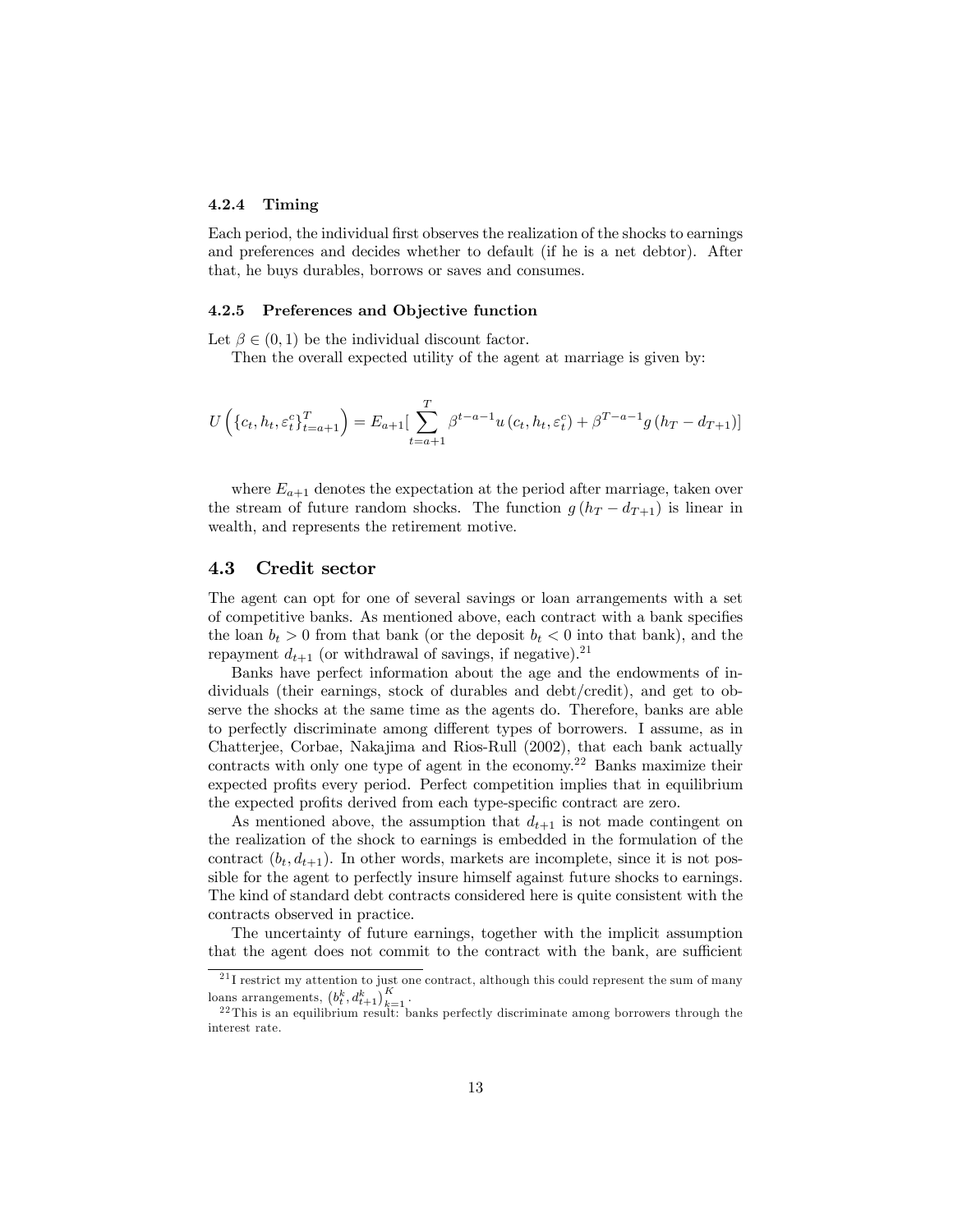#### 4.2.4 Timing

Each period, the individual first observes the realization of the shocks to earnings and preferences and decides whether to default (if he is a net debtor). After that, he buys durables, borrows or saves and consumes.

#### 4.2.5 Preferences and Objective function

Let $\beta \in (0,1)$ be the individual discount factor.

Then the overall expected utility of the agent at marriage is given by:

$$U\left(\{c_t, h_t, \varepsilon_t^c\}_{t=a+1}^T\right) = E_{a+1}\left[\sum_{t=a+1}^{T} \beta^{t-a-1} u\left(c_t, h_t, \varepsilon_t^c\right) + \beta^{T-a-1} g\left(h_T - d_{T+1}\right)\right]$$

where $E_{a+1}$ denotes the expectation at the period after marriage, taken over the stream of future random shocks. The function $g\left(h_T - d_{T+1}\right)$ is linear in wealth, and represents the retirement motive.

### 4.3 Credit sector

The agent can opt for one of several savings or loan arrangements with a set of competitive banks. As mentioned above, each contract with a bank specifies the loan $b_t > 0$ from that bank (or the deposit $b_t < 0$ into that bank), and the repayment $d_{t+1}$ (or withdrawal of savings, if negative).[21]

Banks have perfect information about the age and the endowments of individuals (their earnings, stock of durables and debt/credit), and get to observe the shocks at the same time as the agents do. Therefore, banks are able to perfectly discriminate among different types of borrowers. I assume, as in Chatterjee, Corbae, Nakajima and Rios-Rull (2002), that each bank actually contracts with only one type of agent in the economy.[22] Banks maximize their expected profits every period. Perfect competition implies that in equilibrium the expected profits derived from each type-specific contract are zero.

As mentioned above, the assumption that $d_{t+1}$ is not made contingent on the realization of the shock to earnings is embedded in the formulation of the contract $(b_t, d_{t+1})$. In other words, markets are incomplete, since it is not possible for the agent to perfectly insure himself against future shocks to earnings. The kind of standard debt contracts considered here is quite consistent with the contracts observed in practice.

The uncertainty of future earnings, together with the implicit assumption that the agent does not commit to the contract with the bank, are sufficient

[21] I restrict my attention to just one contract, although this could represent the sum of many loans arrangements, $\left(b_t^k, d_{t+1}^k\right)_{k=1}^K$.

[22] This is an equilibrium result: banks perfectly discriminate among borrowers through the interest rate.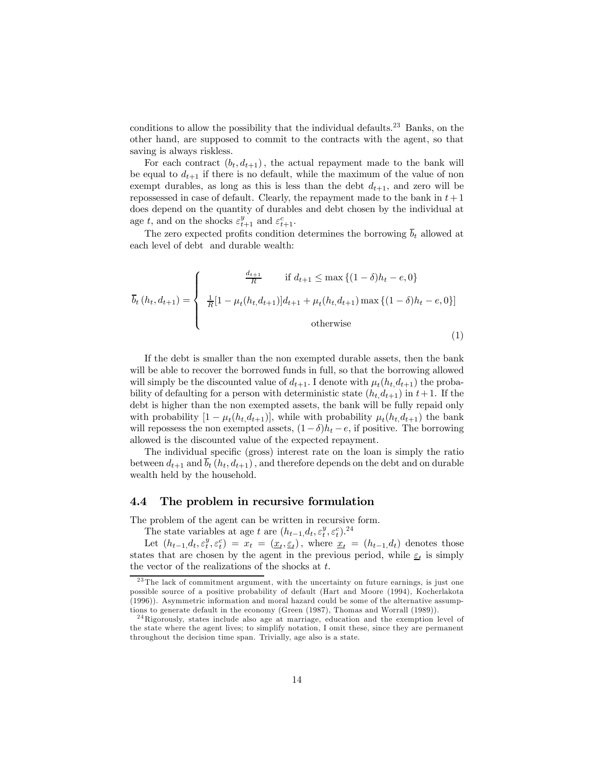conditions to allow the possibility that the individual defaults.[23] Banks, on the other hand, are supposed to commit to the contracts with the agent, so that saving is always riskless.

For each contract $(b_t, d_{t+1})$, the actual repayment made to the bank will be equal to $d_{t+1}$ if there is no default, while the maximum of the value of non exempt durables, as long as this is less than the debt $d_{t+1}$, and zero will be repossessed in case of default. Clearly, the repayment made to the bank in $t+1$ does depend on the quantity of durables and debt chosen by the individual at age $t$, and on the shocks $\varepsilon^y_{t+1}$ and $\varepsilon^c_{t+1}$.

The zero expected profits condition determines the borrowing $\overline{b}_t$ allowed at each level of debt and durable wealth:

$$
\overline{b}_t\left(h_t, d_{t+1}\right) = \begin{cases} \dfrac{d_{t+1}}{R} & \text{if } d_{t+1} \leq \max\left\{(1-\delta)h_t - e, 0\right\} \\ \frac{1}{R}[1 - \mu_t(h_{t,}d_{t+1})]d_{t+1} + \mu_t(h_{t,}d_{t+1}) \max\left\{(1-\delta)h_t - e, 0\right\}] \\ \text{otherwise} \end{cases} \tag{1}
$$

If the debt is smaller than the non exempted durable assets, then the bank will be able to recover the borrowed funds in full, so that the borrowing allowed will simply be the discounted value of $d_{t+1}$. I denote with $\mu_t(h_{t,}d_{t+1})$ the probability of defaulting for a person with deterministic state $(h_{t,}d_{t+1})$ in $t+1$. If the debt is higher than the non exempted assets, the bank will be fully repaid only with probability $[1 - \mu_t(h_{t,}d_{t+1})]$, while with probability $\mu_t(h_{t,}d_{t+1})$ the bank will repossess the non exempted assets, $(1-\delta)h_t - e$, if positive. The borrowing allowed is the discounted value of the expected repayment.

The individual specific (gross) interest rate on the loan is simply the ratio between $d_{t+1}$ and $\overline{b}_t\left(h_t, d_{t+1}\right)$, and therefore depends on the debt and on durable wealth held by the household.

### 4.4 The problem in recursive formulation

The problem of the agent can be written in recursive form.

The state variables at age $t$ are $(h_{t-1,}d_t, \varepsilon^y_t, \varepsilon^c_t)$.[24]

Let $(h_{t-1,}d_t, \varepsilon^y_t, \varepsilon^c_t) = x_t = (\underline{x}_t, \underline{\varepsilon}_t)$, where $\underline{x}_t = (h_{t-1,}d_t)$ denotes those states that are chosen by the agent in the previous period, while $\underline{\varepsilon}_t$ is simply the vector of the realizations of the shocks at $t$.

[23] The lack of commitment argument, with the uncertainty on future earnings, is just one possible source of a positive probability of default (Hart and Moore (1994), Kocherlakota (1996)). Asymmetric information and moral hazard could be some of the alternative assumptions to generate default in the economy (Green (1987), Thomas and Worrall (1989)).

[24] Rigorously, states include also age at marriage, education and the exemption level of the state where the agent lives; to simplify notation, I omit these, since they are permanent throughout the decision time span. Trivially, age also is a state.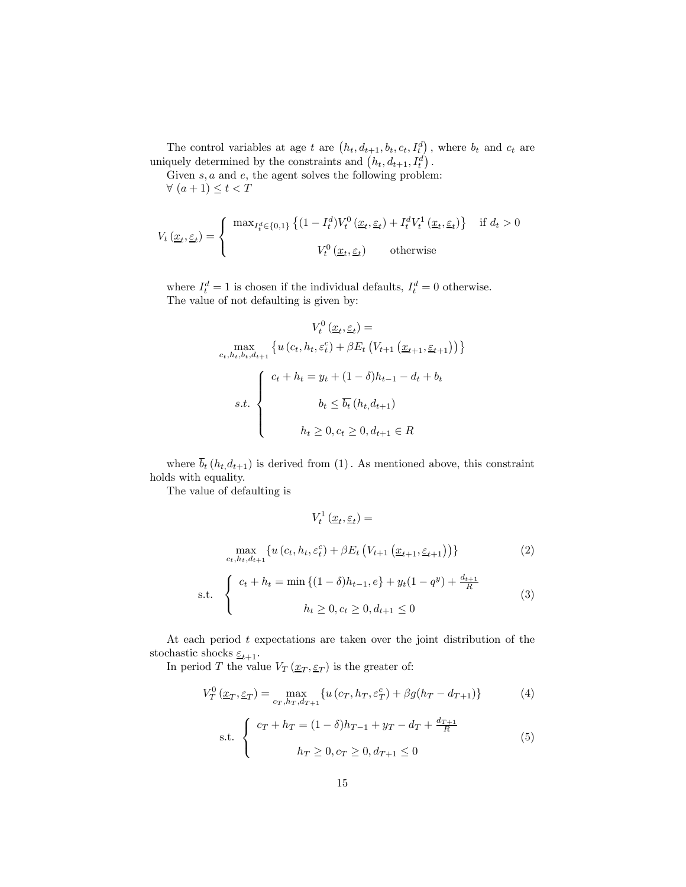The control variables at age $t$ are $\left(h_t, d_{t+1}, b_t, c_t, I_t^d\right)$, where $b_t$ and $c_t$ are uniquely determined by the constraints and $\left(h_t, d_{t+1}, I_t^d\right)$.

Given $s, a$ and $e$, the agent solves the following problem:

$\forall\ (a+1) \leq t < T$

$$V_t\left(\underline{x}_t, \underline{\varepsilon}_t\right) = \begin{cases} \max_{I_t^d \in \{0,1\}} \left\{(1-I_t^d)V_t^0\left(\underline{x}_t, \underline{\varepsilon}_t\right) + I_t^d V_t^1\left(\underline{x}_t, \underline{\varepsilon}_t\right)\right\} & \text{if } d_t > 0 \\ V_t^0\left(\underline{x}_t, \underline{\varepsilon}_t\right) \qquad \text{otherwise} \end{cases}$$

where $I_t^d = 1$ is chosen if the individual defaults, $I_t^d = 0$ otherwise.

The value of not defaulting is given by:

$$V_t^0\left(\underline{x}_t, \underline{\varepsilon}_t\right) =$$

$$\max_{c_t, h_t, b_t, d_{t+1}} \left\{u\left(c_t, h_t, \varepsilon_t^c\right) + \beta E_t\left(V_{t+1}\left(\underline{x}_{t+1}, \underline{\varepsilon}_{t+1}\right)\right)\right\}$$

$$s.t. \begin{cases} c_t + h_t = y_t + (1-\delta)h_{t-1} - d_t + b_t \\ b_t \leq \overline{b_t}\left(h_t, d_{t+1}\right) \\ h_t \geq 0, c_t \geq 0, d_{t+1} \in R \end{cases}$$

where $\overline{b}_t\left(h_t, d_{t+1}\right)$ is derived from $(1)$. As mentioned above, this constraint holds with equality.

The value of defaulting is

$$V_t^1\left(\underline{x}_t, \underline{\varepsilon}_t\right) =$$

$$\max_{c_t, h_t, d_{t+1}} \left\{u\left(c_t, h_t, \varepsilon_t^c\right) + \beta E_t\left(V_{t+1}\left(\underline{x}_{t+1}, \underline{\varepsilon}_{t+1}\right)\right)\right\} \tag{2}$$

$$\text{s.t.} \begin{cases} c_t + h_t = \min\left\{(1-\delta)h_{t-1}, e\right\} + y_t(1-q^y) + \frac{d_{t+1}}{R} \\ h_t \geq 0, c_t \geq 0, d_{t+1} \leq 0 \end{cases} \tag{3}$$

At each period $t$ expectations are taken over the joint distribution of the stochastic shocks $\underline{\varepsilon}_{t+1}$.

In period $T$ the value $V_T\left(\underline{x}_T, \underline{\varepsilon}_T\right)$ is the greater of:

$$V_T^0\left(\underline{x}_T, \underline{\varepsilon}_T\right) = \max_{c_T, h_T, d_{T+1}} \left\{u\left(c_T, h_T, \varepsilon_T^c\right) + \beta g(h_T - d_{T+1})\right\} \tag{4}$$

$$\text{s.t.} \begin{cases} c_T + h_T = (1-\delta)h_{T-1} + y_T - d_T + \frac{d_{T+1}}{R} \\ h_T \geq 0, c_T \geq 0, d_{T+1} \leq 0 \end{cases} \tag{5}$$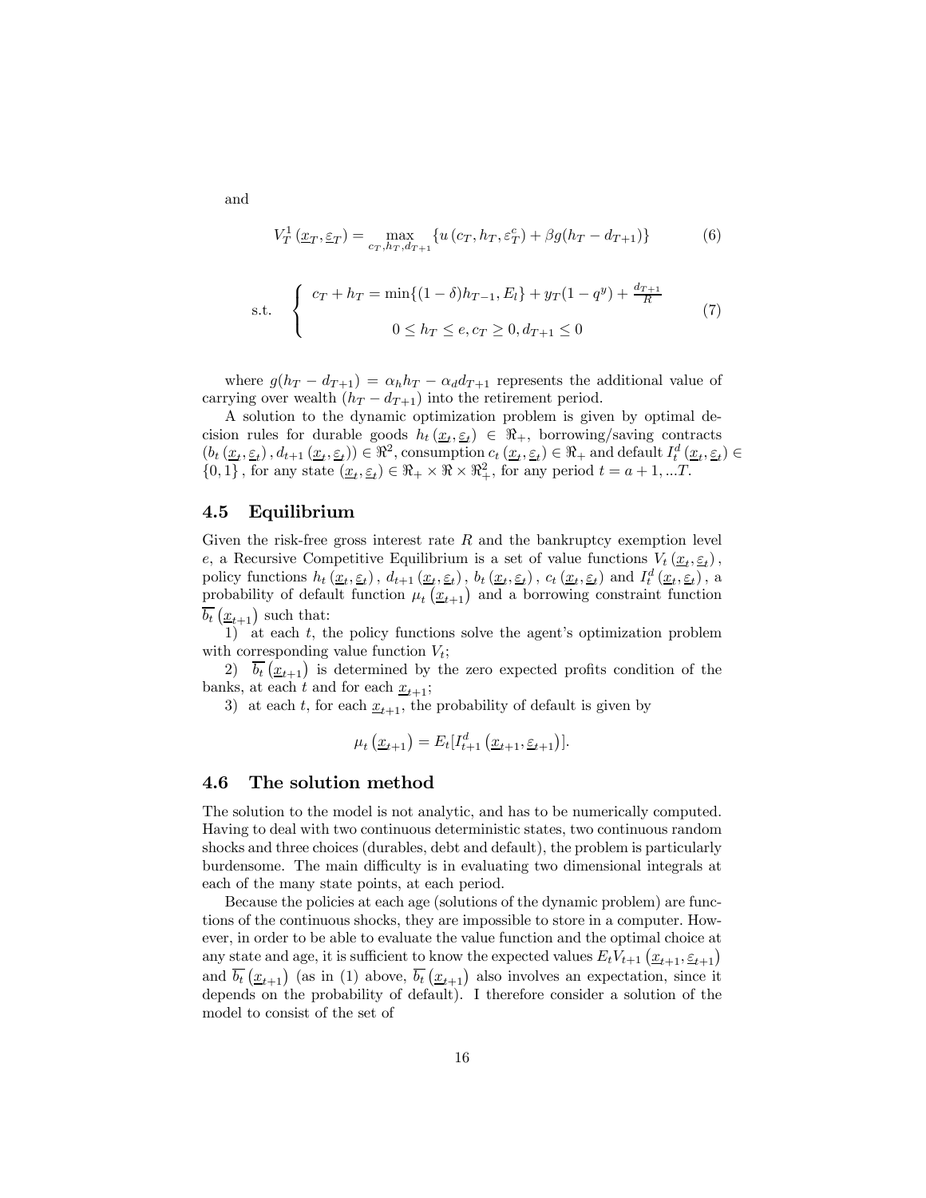and

$$V_T^1\left(\underline{x}_T, \underline{\varepsilon}_T\right) = \max_{c_T, h_T, d_{T+1}} \left\{ u\left(c_T, h_T, \varepsilon_T^c\right) + \beta g(h_T - d_{T+1}) \right\} \tag{6}$$

$$\text{s.t.} \quad \begin{cases} c_T + h_T = \min\{(1-\delta)h_{T-1}, E_l\} + y_T(1-q^y) + \frac{d_{T+1}}{R} \\ \\ 0 \leq h_T \leq e, c_T \geq 0, d_{T+1} \leq 0 \end{cases} \tag{7}$$

where $g(h_T - d_{T+1}) = \alpha_h h_T - \alpha_d d_{T+1}$ represents the additional value of carrying over wealth $(h_T - d_{T+1})$ into the retirement period.

A solution to the dynamic optimization problem is given by optimal decision rules for durable goods $h_t\left(\underline{x}_t, \underline{\varepsilon}_t\right) \in \Re_+$, borrowing/saving contracts $\left(b_t\left(\underline{x}_t, \underline{\varepsilon}_t\right), d_{t+1}\left(\underline{x}_t, \underline{\varepsilon}_t\right)\right) \in \Re^2$, consumption $c_t\left(\underline{x}_t, \underline{\varepsilon}_t\right) \in \Re_+$ and default $I_t^d\left(\underline{x}_t, \underline{\varepsilon}_t\right) \in \{0, 1\}$, for any state $\left(\underline{x}_t, \underline{\varepsilon}_t\right) \in \Re_+ \times \Re \times \Re_+^2$, for any period $t = a+1, ...T$.

## 4.5 Equilibrium

Given the risk-free gross interest rate $R$ and the bankruptcy exemption level $e$, a Recursive Competitive Equilibrium is a set of value functions $V_t\left(\underline{x}_t, \underline{\varepsilon}_t\right)$, policy functions $h_t\left(\underline{x}_t, \underline{\varepsilon}_t\right)$, $d_{t+1}\left(\underline{x}_t, \underline{\varepsilon}_t\right)$, $b_t\left(\underline{x}_t, \underline{\varepsilon}_t\right)$, $c_t\left(\underline{x}_t, \underline{\varepsilon}_t\right)$ and $I_t^d\left(\underline{x}_t, \underline{\varepsilon}_t\right)$, a probability of default function $\mu_t\left(\underline{x}_{t+1}\right)$ and a borrowing constraint function $\overline{b_t}\left(\underline{x}_{t+1}\right)$ such that:

1) at each $t$, the policy functions solve the agent's optimization problem with corresponding value function $V_t$;

2) $\overline{b_t}\left(\underline{x}_{t+1}\right)$ is determined by the zero expected profits condition of the banks, at each $t$ and for each $\underline{x}_{t+1}$;

3) at each $t$, for each $\underline{x}_{t+1}$, the probability of default is given by

$$\mu_t\left(\underline{x}_{t+1}\right) = E_t[I_{t+1}^d\left(\underline{x}_{t+1}, \underline{\varepsilon}_{t+1}\right)].$$

## 4.6 The solution method

The solution to the model is not analytic, and has to be numerically computed. Having to deal with two continuous deterministic states, two continuous random shocks and three choices (durables, debt and default), the problem is particularly burdensome. The main difficulty is in evaluating two dimensional integrals at each of the many state points, at each period.

Because the policies at each age (solutions of the dynamic problem) are functions of the continuous shocks, they are impossible to store in a computer. However, in order to be able to evaluate the value function and the optimal choice at any state and age, it is sufficient to know the expected values $E_t V_{t+1}\left(\underline{x}_{t+1}, \underline{\varepsilon}_{t+1}\right)$ and $\overline{b_t}\left(\underline{x}_{t+1}\right)$ (as in (1) above, $\overline{b_t}\left(\underline{x}_{t+1}\right)$ also involves an expectation, since it depends on the probability of default). I therefore consider a solution of the model to consist of the set of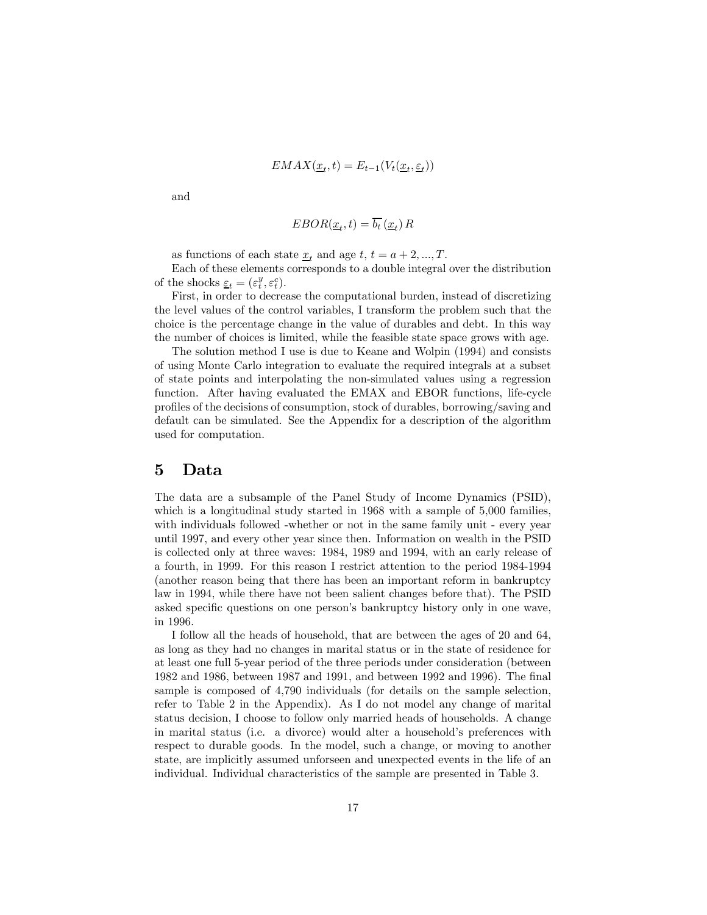$$EMAX(\underline{x}_t, t) = E_{t-1}(V_t(\underline{x}_t, \underline{\varepsilon}_t))$$

and

$$EBOR(\underline{x}_t, t) = \overline{b_t}\,(\underline{x}_t)\,R$$

as functions of each state $\underline{x}_t$ and age $t$, $t = a+2, ..., T$.

Each of these elements corresponds to a double integral over the distribution of the shocks $\underline{\varepsilon}_t = (\varepsilon_t^y, \varepsilon_t^c)$.

First, in order to decrease the computational burden, instead of discretizing the level values of the control variables, I transform the problem such that the choice is the percentage change in the value of durables and debt. In this way the number of choices is limited, while the feasible state space grows with age.

The solution method I use is due to Keane and Wolpin (1994) and consists of using Monte Carlo integration to evaluate the required integrals at a subset of state points and interpolating the non-simulated values using a regression function. After having evaluated the EMAX and EBOR functions, life-cycle profiles of the decisions of consumption, stock of durables, borrowing/saving and default can be simulated. See the Appendix for a description of the algorithm used for computation.

# 5 Data

The data are a subsample of the Panel Study of Income Dynamics (PSID), which is a longitudinal study started in 1968 with a sample of 5,000 families, with individuals followed -whether or not in the same family unit - every year until 1997, and every other year since then. Information on wealth in the PSID is collected only at three waves: 1984, 1989 and 1994, with an early release of a fourth, in 1999. For this reason I restrict attention to the period 1984-1994 (another reason being that there has been an important reform in bankruptcy law in 1994, while there have not been salient changes before that). The PSID asked specific questions on one person's bankruptcy history only in one wave, in 1996.

I follow all the heads of household, that are between the ages of 20 and 64, as long as they had no changes in marital status or in the state of residence for at least one full 5-year period of the three periods under consideration (between 1982 and 1986, between 1987 and 1991, and between 1992 and 1996). The final sample is composed of 4,790 individuals (for details on the sample selection, refer to Table 2 in the Appendix). As I do not model any change of marital status decision, I choose to follow only married heads of households. A change in marital status (i.e. a divorce) would alter a household's preferences with respect to durable goods. In the model, such a change, or moving to another state, are implicitly assumed unforseen and unexpected events in the life of an individual. Individual characteristics of the sample are presented in Table 3.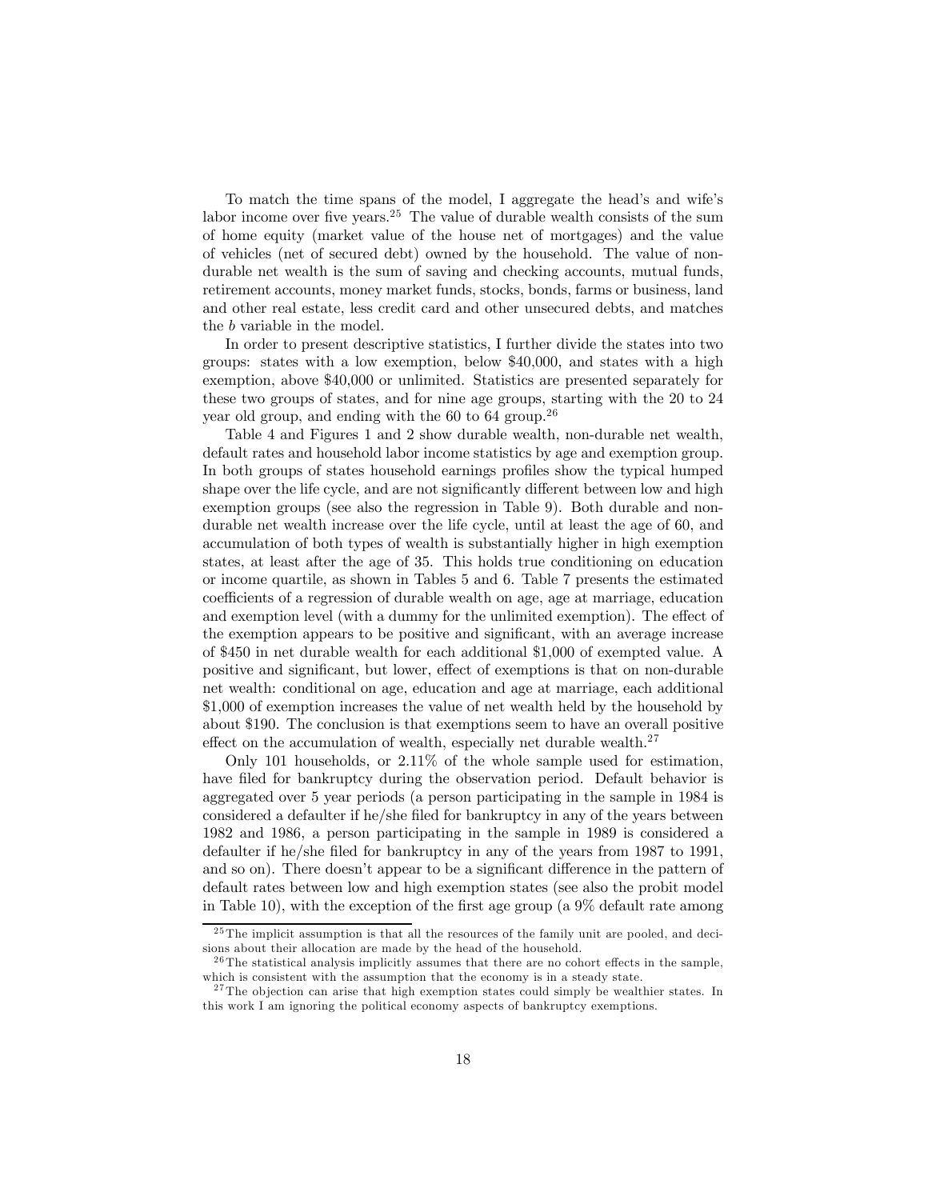To match the time spans of the model, I aggregate the head's and wife's labor income over five years.[25] The value of durable wealth consists of the sum of home equity (market value of the house net of mortgages) and the value of vehicles (net of secured debt) owned by the household. The value of non-durable net wealth is the sum of saving and checking accounts, mutual funds, retirement accounts, money market funds, stocks, bonds, farms or business, land and other real estate, less credit card and other unsecured debts, and matches the $b$ variable in the model.

In order to present descriptive statistics, I further divide the states into two groups: states with a low exemption, below \$40,000, and states with a high exemption, above \$40,000 or unlimited. Statistics are presented separately for these two groups of states, and for nine age groups, starting with the 20 to 24 year old group, and ending with the 60 to 64 group.[26]

Table 4 and Figures 1 and 2 show durable wealth, non-durable net wealth, default rates and household labor income statistics by age and exemption group. In both groups of states household earnings profiles show the typical humped shape over the life cycle, and are not significantly different between low and high exemption groups (see also the regression in Table 9). Both durable and non-durable net wealth increase over the life cycle, until at least the age of 60, and accumulation of both types of wealth is substantially higher in high exemption states, at least after the age of 35. This holds true conditioning on education or income quartile, as shown in Tables 5 and 6. Table 7 presents the estimated coefficients of a regression of durable wealth on age, age at marriage, education and exemption level (with a dummy for the unlimited exemption). The effect of the exemption appears to be positive and significant, with an average increase of \$450 in net durable wealth for each additional \$1,000 of exempted value. A positive and significant, but lower, effect of exemptions is that on non-durable net wealth: conditional on age, education and age at marriage, each additional \$1,000 of exemption increases the value of net wealth held by the household by about \$190. The conclusion is that exemptions seem to have an overall positive effect on the accumulation of wealth, especially net durable wealth.[27]

Only 101 households, or 2.11% of the whole sample used for estimation, have filed for bankruptcy during the observation period. Default behavior is aggregated over 5 year periods (a person participating in the sample in 1984 is considered a defaulter if he/she filed for bankruptcy in any of the years between 1982 and 1986, a person participating in the sample in 1989 is considered a defaulter if he/she filed for bankruptcy in any of the years from 1987 to 1991, and so on). There doesn't appear to be a significant difference in the pattern of default rates between low and high exemption states (see also the probit model in Table 10), with the exception of the first age group (a 9% default rate among

---

[25] The implicit assumption is that all the resources of the family unit are pooled, and decisions about their allocation are made by the head of the household.

[26] The statistical analysis implicitly assumes that there are no cohort effects in the sample, which is consistent with the assumption that the economy is in a steady state.

[27] The objection can arise that high exemption states could simply be wealthier states. In this work I am ignoring the political economy aspects of bankruptcy exemptions.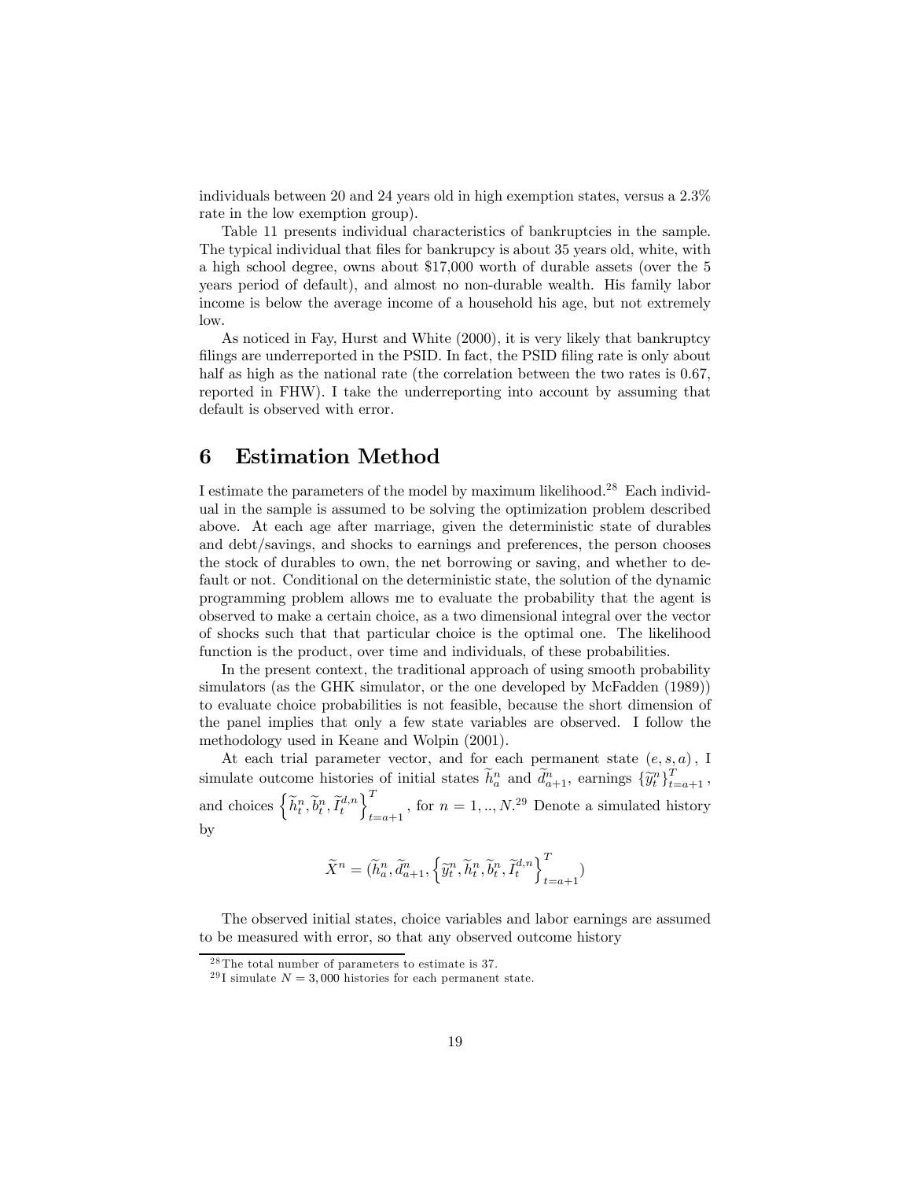individuals between 20 and 24 years old in high exemption states, versus a 2.3% rate in the low exemption group).

Table 11 presents individual characteristics of bankruptcies in the sample. The typical individual that files for bankrupcy is about 35 years old, white, with a high school degree, owns about $17,000 worth of durable assets (over the 5 years period of default), and almost no non-durable wealth. His family labor income is below the average income of a household his age, but not extremely low.

As noticed in Fay, Hurst and White (2000), it is very likely that bankruptcy filings are underreported in the PSID. In fact, the PSID filing rate is only about half as high as the national rate (the correlation between the two rates is 0.67, reported in FHW). I take the underreporting into account by assuming that default is observed with error.

# 6 Estimation Method

I estimate the parameters of the model by maximum likelihood.[28] Each individual in the sample is assumed to be solving the optimization problem described above. At each age after marriage, given the deterministic state of durables and debt/savings, and shocks to earnings and preferences, the person chooses the stock of durables to own, the net borrowing or saving, and whether to default or not. Conditional on the deterministic state, the solution of the dynamic programming problem allows me to evaluate the probability that the agent is observed to make a certain choice, as a two dimensional integral over the vector of shocks such that that particular choice is the optimal one. The likelihood function is the product, over time and individuals, of these probabilities.

In the present context, the traditional approach of using smooth probability simulators (as the GHK simulator, or the one developed by McFadden (1989)) to evaluate choice probabilities is not feasible, because the short dimension of the panel implies that only a few state variables are observed. I follow the methodology used in Keane and Wolpin (2001).

At each trial parameter vector, and for each permanent state $(e, s, a)$, I simulate outcome histories of initial states $\widetilde{h}_a^n$ and $\widetilde{d}_{a+1}^n$, earnings $\{\widetilde{y}_t^n\}_{t=a+1}^T$, and choices $\left\{\widetilde{h}_t^n, \widetilde{b}_t^n, \widetilde{I}_t^{d,n}\right\}_{t=a+1}^T$, for $n = 1, .., N$.[29] Denote a simulated history by

$$\widetilde{X}^n = (\widetilde{h}_a^n, \widetilde{d}_{a+1}^n, \left\{\widetilde{y}_t^n, \widetilde{h}_t^n, \widetilde{b}_t^n, \widetilde{I}_t^{d,n}\right\}_{t=a+1}^T)$$

The observed initial states, choice variables and labor earnings are assumed to be measured with error, so that any observed outcome history

[28] The total number of parameters to estimate is 37.

[29] I simulate $N = 3,000$ histories for each permanent state.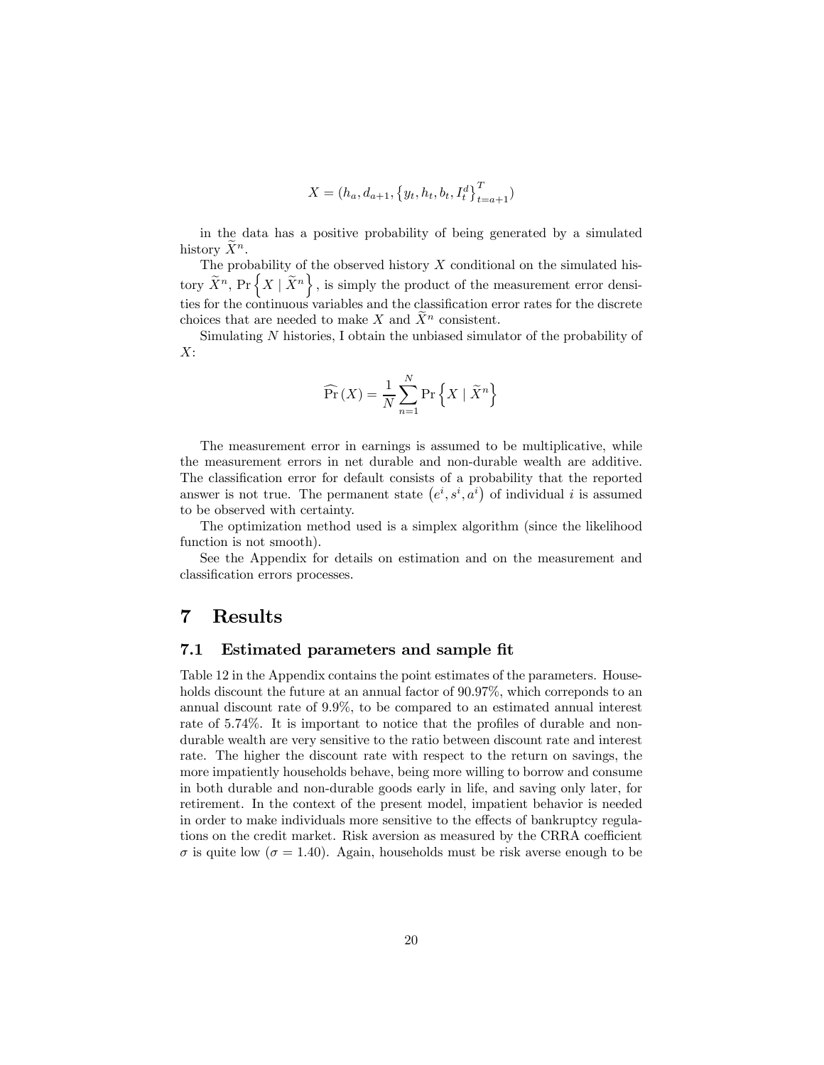$$X = (h_a, d_{a+1}, \{y_t, h_t, b_t, I_t^d\}_{t=a+1}^T)$$

in the data has a positive probability of being generated by a simulated history $\widetilde{X}^n$.

The probability of the observed history $X$ conditional on the simulated history $\widetilde{X}^n$, $\Pr\left\{X \mid \widetilde{X}^n\right\}$, is simply the product of the measurement error densities for the continuous variables and the classification error rates for the discrete choices that are needed to make $X$ and $\widetilde{X}^n$ consistent.

Simulating $N$ histories, I obtain the unbiased simulator of the probability of $X$:

$$\widehat{\Pr}(X) = \frac{1}{N} \sum_{n=1}^{N} \Pr\left\{X \mid \widetilde{X}^n\right\}$$

The measurement error in earnings is assumed to be multiplicative, while the measurement errors in net durable and non-durable wealth are additive. The classification error for default consists of a probability that the reported answer is not true. The permanent state $\left(e^i, s^i, a^i\right)$ of individual $i$ is assumed to be observed with certainty.

The optimization method used is a simplex algorithm (since the likelihood function is not smooth).

See the Appendix for details on estimation and on the measurement and classification errors processes.

# 7 Results

## 7.1 Estimated parameters and sample fit

Table 12 in the Appendix contains the point estimates of the parameters. Households discount the future at an annual factor of 90.97%, which correponds to an annual discount rate of 9.9%, to be compared to an estimated annual interest rate of 5.74%. It is important to notice that the profiles of durable and non-durable wealth are very sensitive to the ratio between discount rate and interest rate. The higher the discount rate with respect to the return on savings, the more impatiently households behave, being more willing to borrow and consume in both durable and non-durable goods early in life, and saving only later, for retirement. In the context of the present model, impatient behavior is needed in order to make individuals more sensitive to the effects of bankruptcy regulations on the credit market. Risk aversion as measured by the CRRA coefficient $\sigma$ is quite low ($\sigma = 1.40$). Again, households must be risk averse enough to be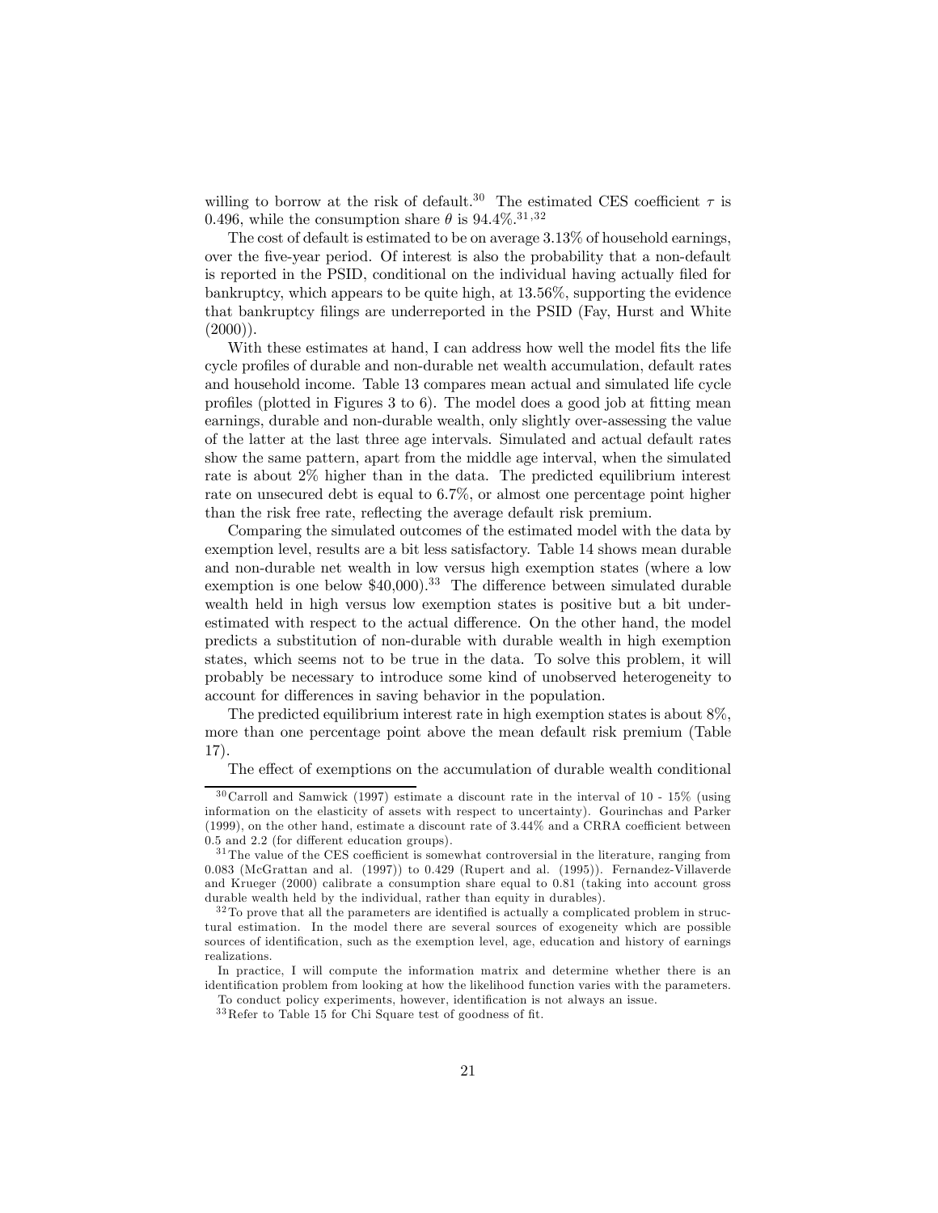willing to borrow at the risk of default.[30] The estimated CES coefficient $\tau$ is 0.496, while the consumption share $\theta$ is 94.4%.[31,32]

The cost of default is estimated to be on average 3.13% of household earnings, over the five-year period. Of interest is also the probability that a non-default is reported in the PSID, conditional on the individual having actually filed for bankruptcy, which appears to be quite high, at 13.56%, supporting the evidence that bankruptcy filings are underreported in the PSID (Fay, Hurst and White (2000)).

With these estimates at hand, I can address how well the model fits the life cycle profiles of durable and non-durable net wealth accumulation, default rates and household income. Table 13 compares mean actual and simulated life cycle profiles (plotted in Figures 3 to 6). The model does a good job at fitting mean earnings, durable and non-durable wealth, only slightly over-assessing the value of the latter at the last three age intervals. Simulated and actual default rates show the same pattern, apart from the middle age interval, when the simulated rate is about 2% higher than in the data. The predicted equilibrium interest rate on unsecured debt is equal to 6.7%, or almost one percentage point higher than the risk free rate, reflecting the average default risk premium.

Comparing the simulated outcomes of the estimated model with the data by exemption level, results are a bit less satisfactory. Table 14 shows mean durable and non-durable net wealth in low versus high exemption states (where a low exemption is one below \$40,000).[33] The difference between simulated durable wealth held in high versus low exemption states is positive but a bit underestimated with respect to the actual difference. On the other hand, the model predicts a substitution of non-durable with durable wealth in high exemption states, which seems not to be true in the data. To solve this problem, it will probably be necessary to introduce some kind of unobserved heterogeneity to account for differences in saving behavior in the population.

The predicted equilibrium interest rate in high exemption states is about 8%, more than one percentage point above the mean default risk premium (Table 17).

The effect of exemptions on the accumulation of durable wealth conditional

---

[30] Carroll and Samwick (1997) estimate a discount rate in the interval of 10 - 15% (using information on the elasticity of assets with respect to uncertainty). Gourinchas and Parker (1999), on the other hand, estimate a discount rate of 3.44% and a CRRA coefficient between 0.5 and 2.2 (for different education groups).

[31] The value of the CES coefficient is somewhat controversial in the literature, ranging from 0.083 (McGrattan and al. (1997)) to 0.429 (Rupert and al. (1995)). Fernandez-Villaverde and Krueger (2000) calibrate a consumption share equal to 0.81 (taking into account gross durable wealth held by the individual, rather than equity in durables).

[32] To prove that all the parameters are identified is actually a complicated problem in structural estimation. In the model there are several sources of exogeneity which are possible sources of identification, such as the exemption level, age, education and history of earnings realizations.

In practice, I will compute the information matrix and determine whether there is an identification problem from looking at how the likelihood function varies with the parameters. To conduct policy experiments, however, identification is not always an issue.

[33] Refer to Table 15 for Chi Square test of goodness of fit.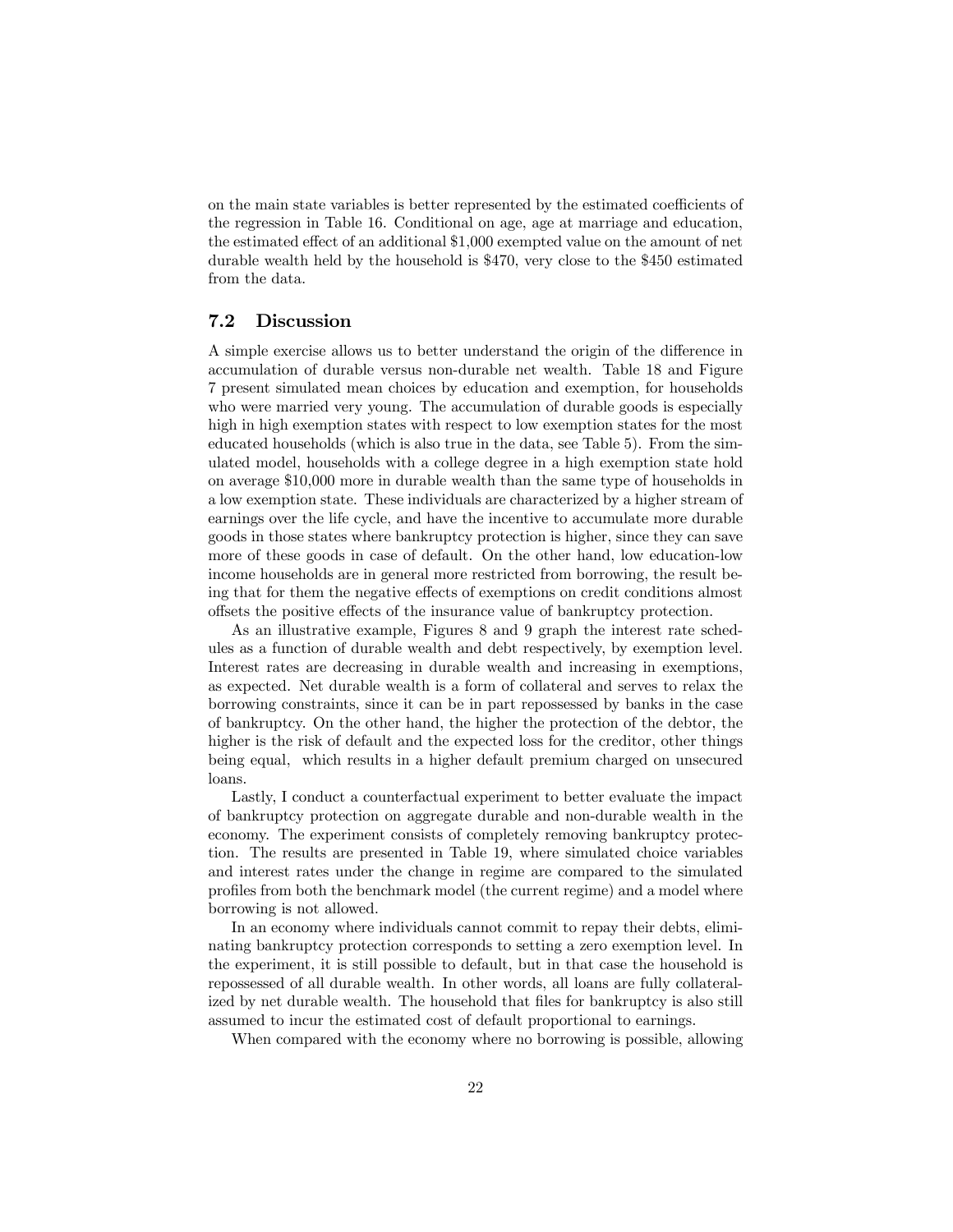on the main state variables is better represented by the estimated coefficients of the regression in Table 16. Conditional on age, age at marriage and education, the estimated effect of an additional $1,000 exempted value on the amount of net durable wealth held by the household is $470, very close to the $450 estimated from the data.

## 7.2 Discussion

A simple exercise allows us to better understand the origin of the difference in accumulation of durable versus non-durable net wealth. Table 18 and Figure 7 present simulated mean choices by education and exemption, for households who were married very young. The accumulation of durable goods is especially high in high exemption states with respect to low exemption states for the most educated households (which is also true in the data, see Table 5). From the simulated model, households with a college degree in a high exemption state hold on average $10,000 more in durable wealth than the same type of households in a low exemption state. These individuals are characterized by a higher stream of earnings over the life cycle, and have the incentive to accumulate more durable goods in those states where bankruptcy protection is higher, since they can save more of these goods in case of default. On the other hand, low education-low income households are in general more restricted from borrowing, the result being that for them the negative effects of exemptions on credit conditions almost offsets the positive effects of the insurance value of bankruptcy protection.

As an illustrative example, Figures 8 and 9 graph the interest rate schedules as a function of durable wealth and debt respectively, by exemption level. Interest rates are decreasing in durable wealth and increasing in exemptions, as expected. Net durable wealth is a form of collateral and serves to relax the borrowing constraints, since it can be in part repossessed by banks in the case of bankruptcy. On the other hand, the higher the protection of the debtor, the higher is the risk of default and the expected loss for the creditor, other things being equal, which results in a higher default premium charged on unsecured loans.

Lastly, I conduct a counterfactual experiment to better evaluate the impact of bankruptcy protection on aggregate durable and non-durable wealth in the economy. The experiment consists of completely removing bankruptcy protection. The results are presented in Table 19, where simulated choice variables and interest rates under the change in regime are compared to the simulated profiles from both the benchmark model (the current regime) and a model where borrowing is not allowed.

In an economy where individuals cannot commit to repay their debts, eliminating bankruptcy protection corresponds to setting a zero exemption level. In the experiment, it is still possible to default, but in that case the household is repossessed of all durable wealth. In other words, all loans are fully collateralized by net durable wealth. The household that files for bankruptcy is also still assumed to incur the estimated cost of default proportional to earnings.

When compared with the economy where no borrowing is possible, allowing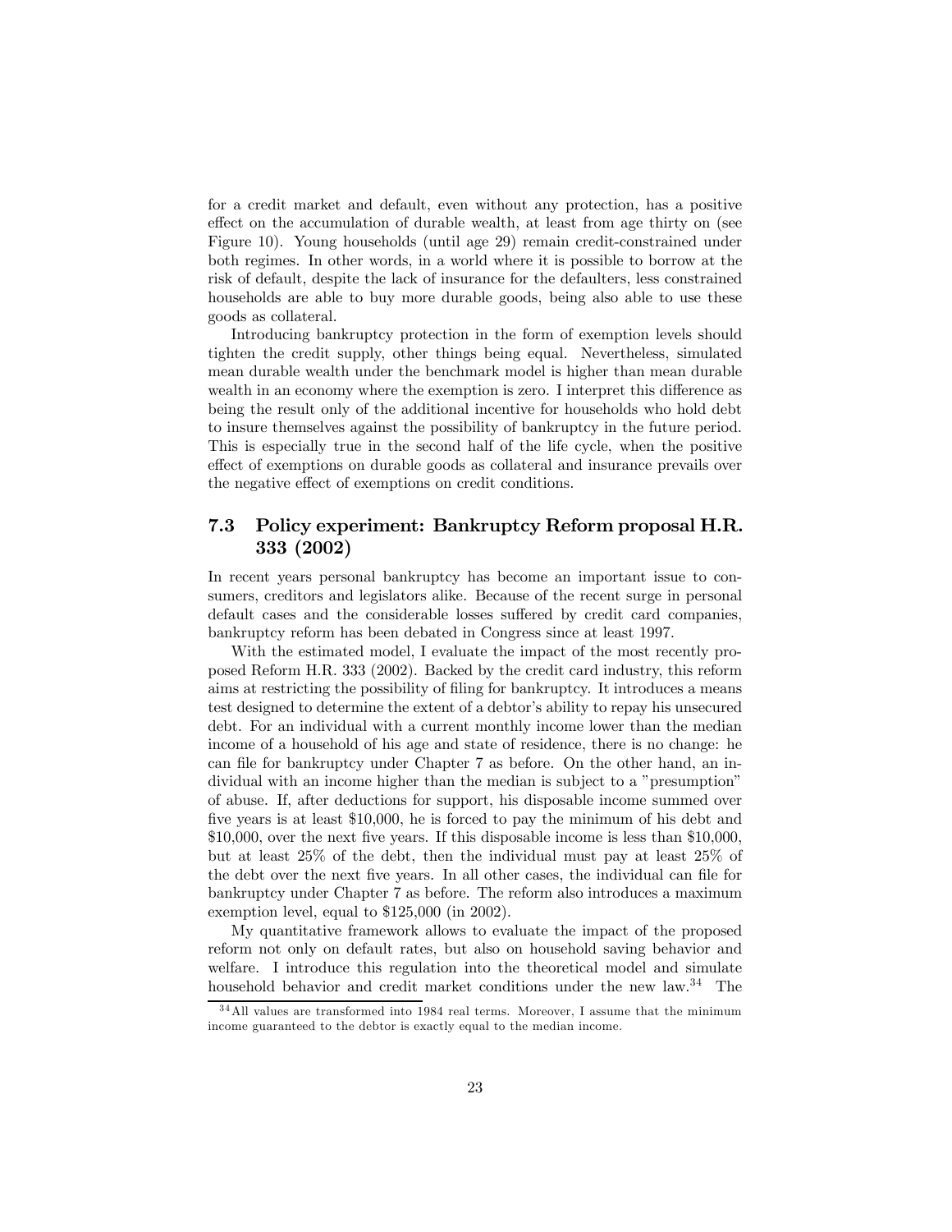for a credit market and default, even without any protection, has a positive effect on the accumulation of durable wealth, at least from age thirty on (see Figure 10). Young households (until age 29) remain credit-constrained under both regimes. In other words, in a world where it is possible to borrow at the risk of default, despite the lack of insurance for the defaulters, less constrained households are able to buy more durable goods, being also able to use these goods as collateral.

Introducing bankruptcy protection in the form of exemption levels should tighten the credit supply, other things being equal. Nevertheless, simulated mean durable wealth under the benchmark model is higher than mean durable wealth in an economy where the exemption is zero. I interpret this difference as being the result only of the additional incentive for households who hold debt to insure themselves against the possibility of bankruptcy in the future period. This is especially true in the second half of the life cycle, when the positive effect of exemptions on durable goods as collateral and insurance prevails over the negative effect of exemptions on credit conditions.

### 7.3 Policy experiment: Bankruptcy Reform proposal H.R. 333 (2002)

In recent years personal bankruptcy has become an important issue to consumers, creditors and legislators alike. Because of the recent surge in personal default cases and the considerable losses suffered by credit card companies, bankruptcy reform has been debated in Congress since at least 1997.

With the estimated model, I evaluate the impact of the most recently proposed Reform H.R. 333 (2002). Backed by the credit card industry, this reform aims at restricting the possibility of filing for bankruptcy. It introduces a means test designed to determine the extent of a debtor's ability to repay his unsecured debt. For an individual with a current monthly income lower than the median income of a household of his age and state of residence, there is no change: he can file for bankruptcy under Chapter 7 as before. On the other hand, an individual with an income higher than the median is subject to a "presumption" of abuse. If, after deductions for support, his disposable income summed over five years is at least \$10,000, he is forced to pay the minimum of his debt and \$10,000, over the next five years. If this disposable income is less than \$10,000, but at least 25% of the debt, then the individual must pay at least 25% of the debt over the next five years. In all other cases, the individual can file for bankruptcy under Chapter 7 as before. The reform also introduces a maximum exemption level, equal to \$125,000 (in 2002).

My quantitative framework allows to evaluate the impact of the proposed reform not only on default rates, but also on household saving behavior and welfare. I introduce this regulation into the theoretical model and simulate household behavior and credit market conditions under the new law.[34] The

[34] All values are transformed into 1984 real terms. Moreover, I assume that the minimum income guaranteed to the debtor is exactly equal to the median income.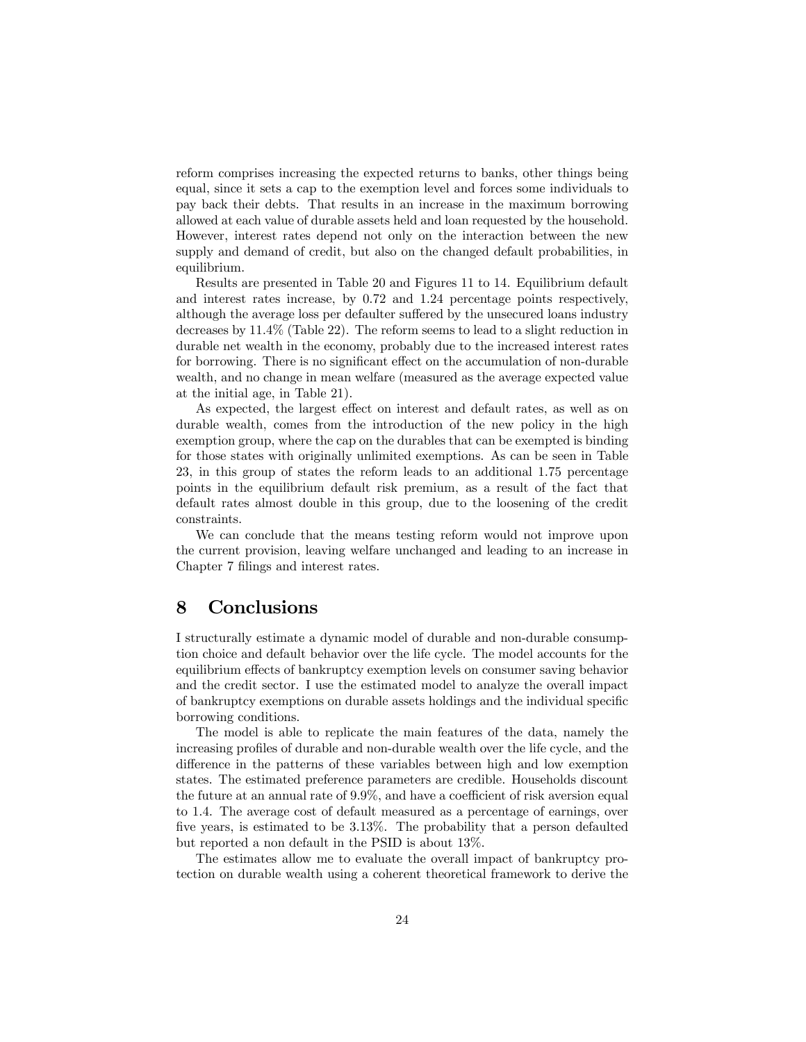reform comprises increasing the expected returns to banks, other things being equal, since it sets a cap to the exemption level and forces some individuals to pay back their debts. That results in an increase in the maximum borrowing allowed at each value of durable assets held and loan requested by the household. However, interest rates depend not only on the interaction between the new supply and demand of credit, but also on the changed default probabilities, in equilibrium.

Results are presented in Table 20 and Figures 11 to 14. Equilibrium default and interest rates increase, by 0.72 and 1.24 percentage points respectively, although the average loss per defaulter suffered by the unsecured loans industry decreases by 11.4% (Table 22). The reform seems to lead to a slight reduction in durable net wealth in the economy, probably due to the increased interest rates for borrowing. There is no significant effect on the accumulation of non-durable wealth, and no change in mean welfare (measured as the average expected value at the initial age, in Table 21).

As expected, the largest effect on interest and default rates, as well as on durable wealth, comes from the introduction of the new policy in the high exemption group, where the cap on the durables that can be exempted is binding for those states with originally unlimited exemptions. As can be seen in Table 23, in this group of states the reform leads to an additional 1.75 percentage points in the equilibrium default risk premium, as a result of the fact that default rates almost double in this group, due to the loosening of the credit constraints.

We can conclude that the means testing reform would not improve upon the current provision, leaving welfare unchanged and leading to an increase in Chapter 7 filings and interest rates.

# 8 Conclusions

I structurally estimate a dynamic model of durable and non-durable consumption choice and default behavior over the life cycle. The model accounts for the equilibrium effects of bankruptcy exemption levels on consumer saving behavior and the credit sector. I use the estimated model to analyze the overall impact of bankruptcy exemptions on durable assets holdings and the individual specific borrowing conditions.

The model is able to replicate the main features of the data, namely the increasing profiles of durable and non-durable wealth over the life cycle, and the difference in the patterns of these variables between high and low exemption states. The estimated preference parameters are credible. Households discount the future at an annual rate of 9.9%, and have a coefficient of risk aversion equal to 1.4. The average cost of default measured as a percentage of earnings, over five years, is estimated to be 3.13%. The probability that a person defaulted but reported a non default in the PSID is about 13%.

The estimates allow me to evaluate the overall impact of bankruptcy protection on durable wealth using a coherent theoretical framework to derive the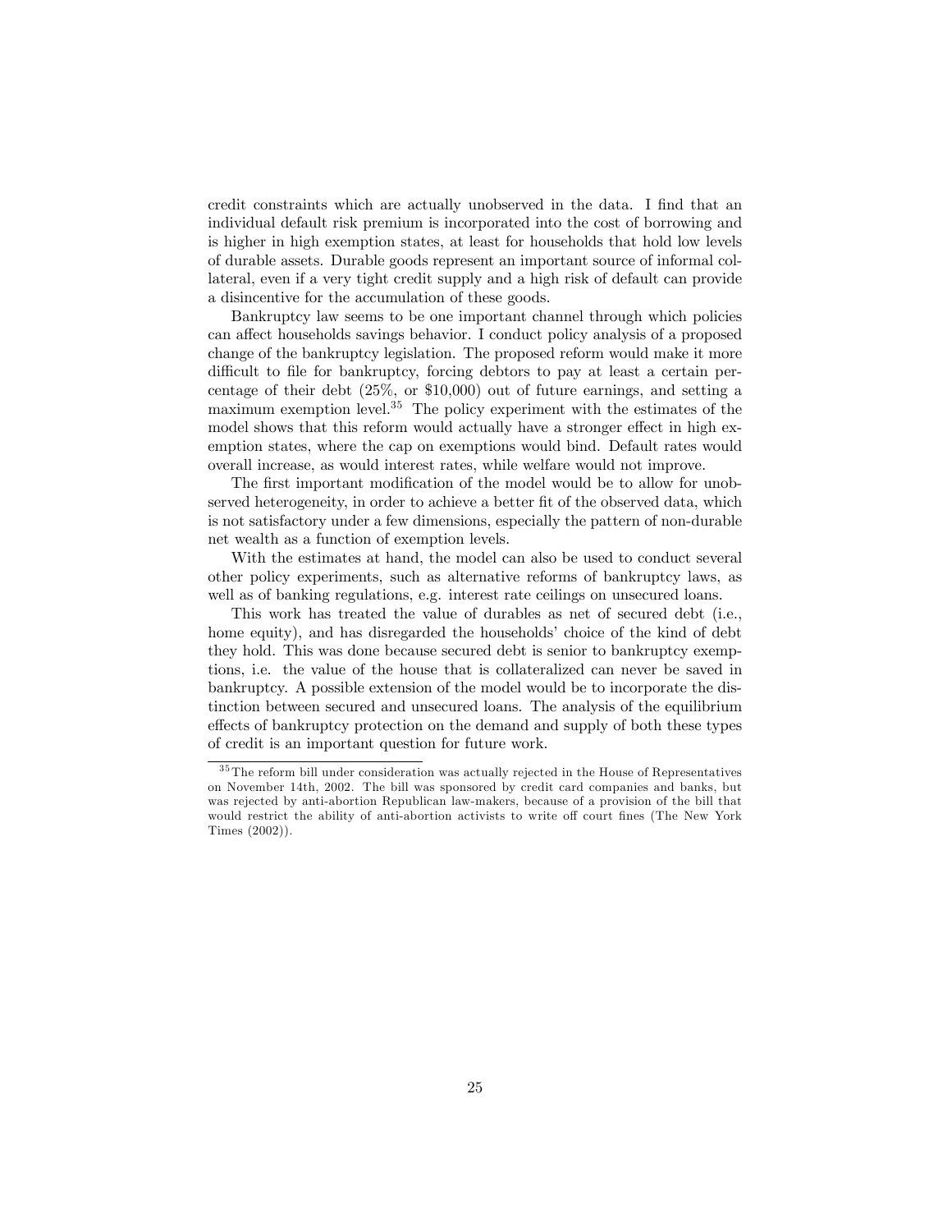credit constraints which are actually unobserved in the data. I find that an individual default risk premium is incorporated into the cost of borrowing and is higher in high exemption states, at least for households that hold low levels of durable assets. Durable goods represent an important source of informal collateral, even if a very tight credit supply and a high risk of default can provide a disincentive for the accumulation of these goods.

Bankruptcy law seems to be one important channel through which policies can affect households savings behavior. I conduct policy analysis of a proposed change of the bankruptcy legislation. The proposed reform would make it more difficult to file for bankruptcy, forcing debtors to pay at least a certain percentage of their debt (25%, or $10,000) out of future earnings, and setting a maximum exemption level.[35] The policy experiment with the estimates of the model shows that this reform would actually have a stronger effect in high exemption states, where the cap on exemptions would bind. Default rates would overall increase, as would interest rates, while welfare would not improve.

The first important modification of the model would be to allow for unobserved heterogeneity, in order to achieve a better fit of the observed data, which is not satisfactory under a few dimensions, especially the pattern of non-durable net wealth as a function of exemption levels.

With the estimates at hand, the model can also be used to conduct several other policy experiments, such as alternative reforms of bankruptcy laws, as well as of banking regulations, e.g. interest rate ceilings on unsecured loans.

This work has treated the value of durables as net of secured debt (i.e., home equity), and has disregarded the households' choice of the kind of debt they hold. This was done because secured debt is senior to bankruptcy exemptions, i.e. the value of the house that is collateralized can never be saved in bankruptcy. A possible extension of the model would be to incorporate the distinction between secured and unsecured loans. The analysis of the equilibrium effects of bankruptcy protection on the demand and supply of both these types of credit is an important question for future work.

---

[35] The reform bill under consideration was actually rejected in the House of Representatives on November 14th, 2002. The bill was sponsored by credit card companies and banks, but was rejected by anti-abortion Republican law-makers, because of a provision of the bill that would restrict the ability of anti-abortion activists to write off court fines (The New York Times (2002)).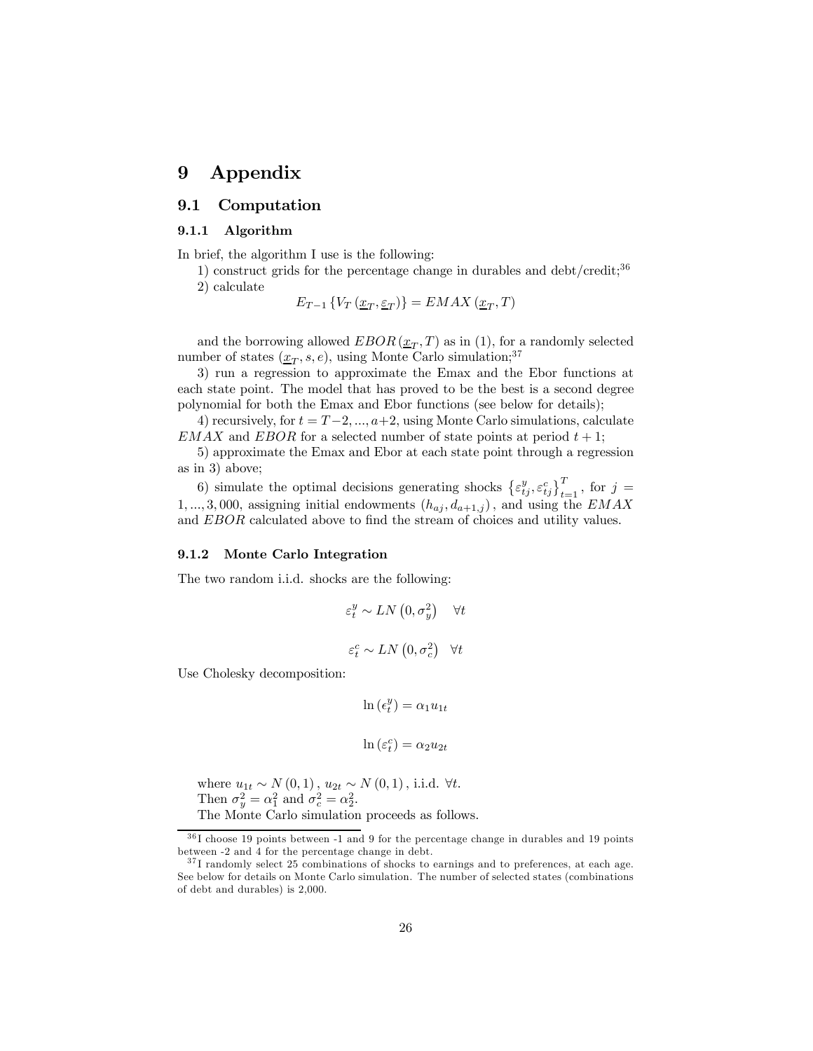# 9 Appendix

## 9.1 Computation

### 9.1.1 Algorithm

In brief, the algorithm I use is the following:

1) construct grids for the percentage change in durables and debt/credit;[36]

2) calculate

$$E_{T-1}\left\{V_T\left(\underline{x}_T, \underline{\varepsilon}_T\right)\right\} = EMAX\left(\underline{x}_T, T\right)$$

and the borrowing allowed $EBOR\left(\underline{x}_T, T\right)$ as in (1), for a randomly selected number of states $\left(\underline{x}_T, s, e\right)$, using Monte Carlo simulation;[37]

3) run a regression to approximate the Emax and the Ebor functions at each state point. The model that has proved to be the best is a second degree polynomial for both the Emax and Ebor functions (see below for details);

4) recursively, for $t = T-2, ..., a+2$, using Monte Carlo simulations, calculate $EMAX$ and $EBOR$ for a selected number of state points at period $t+1$;

5) approximate the Emax and Ebor at each state point through a regression as in 3) above;

6) simulate the optimal decisions generating shocks $\left\{\varepsilon_{tj}^y, \varepsilon_{tj}^c\right\}_{t=1}^T$, for $j = 1, ..., 3,000$, assigning initial endowments $\left(h_{aj}, d_{a+1,j}\right)$, and using the $EMAX$ and $EBOR$ calculated above to find the stream of choices and utility values.

### 9.1.2 Monte Carlo Integration

The two random i.i.d. shocks are the following:

$$\varepsilon_t^y \sim LN\left(0, \sigma_y^2\right) \quad \forall t$$

$$\varepsilon_t^c \sim LN\left(0, \sigma_c^2\right) \quad \forall t$$

Use Cholesky decomposition:

$$\ln\left(\epsilon_t^y\right) = \alpha_1 u_{1t}$$

$$\ln\left(\varepsilon_t^c\right) = \alpha_2 u_{2t}$$

where $u_{1t} \sim N\left(0,1\right)$, $u_{2t} \sim N\left(0,1\right)$, i.i.d. $\forall t$.

Then $\sigma_y^2 = \alpha_1^2$ and $\sigma_c^2 = \alpha_2^2$.

The Monte Carlo simulation proceeds as follows.

---

[36] I choose 19 points between -1 and 9 for the percentage change in durables and 19 points between -2 and 4 for the percentage change in debt.

[37] I randomly select 25 combinations of shocks to earnings and to preferences, at each age. See below for details on Monte Carlo simulation. The number of selected states (combinations of debt and durables) is 2,000.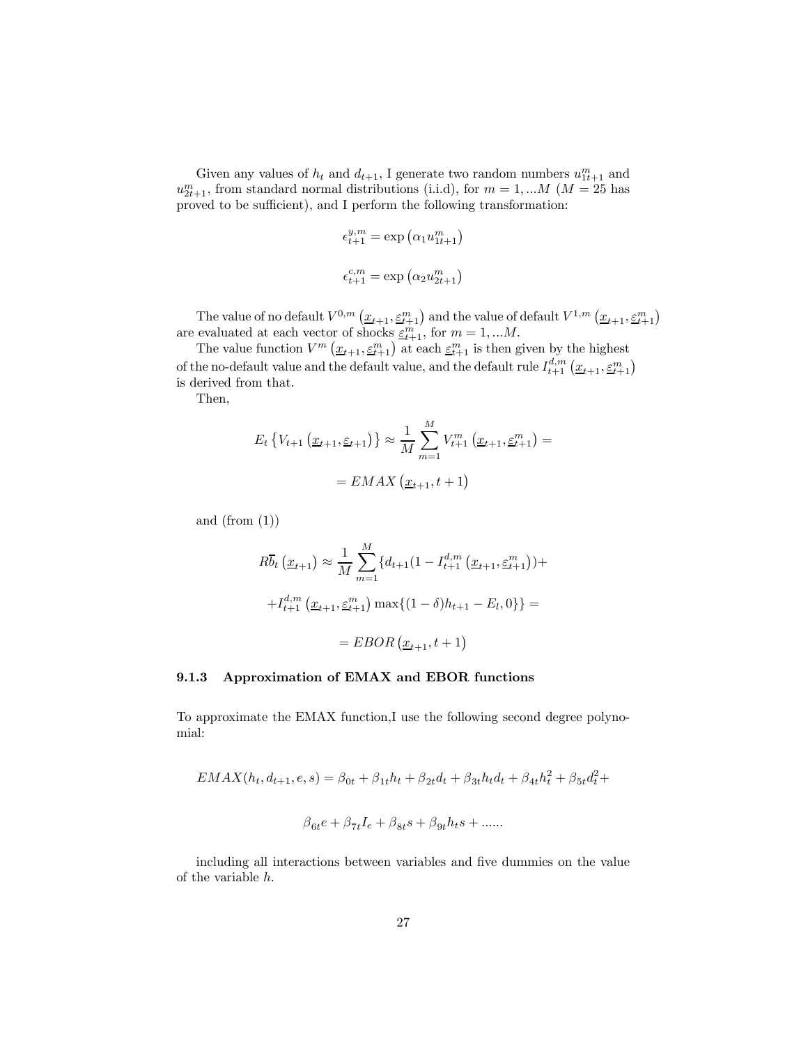Given any values of $h_t$ and $d_{t+1}$, I generate two random numbers $u^m_{1t+1}$ and $u^m_{2t+1}$, from standard normal distributions (i.i.d), for $m = 1, ...M$ ($M = 25$ has proved to be sufficient), and I perform the following transformation:

$$\epsilon^{y,m}_{t+1} = \exp\left(\alpha_1 u^m_{1t+1}\right)$$

$$\epsilon^{c,m}_{t+1} = \exp\left(\alpha_2 u^m_{2t+1}\right)$$

The value of no default $V^{0,m}\left(\underline{x}_{t+1}, \underline{\varepsilon}^m_{t+1}\right)$ and the value of default $V^{1,m}\left(\underline{x}_{t+1}, \underline{\varepsilon}^m_{t+1}\right)$ are evaluated at each vector of shocks $\underline{\varepsilon}^m_{t+1}$, for $m = 1, ...M$.

The value function $V^m\left(\underline{x}_{t+1}, \underline{\varepsilon}^m_{t+1}\right)$ at each $\underline{\varepsilon}^m_{t+1}$ is then given by the highest of the no-default value and the default value, and the default rule $I^{d,m}_{t+1}\left(\underline{x}_{t+1}, \underline{\varepsilon}^m_{t+1}\right)$ is derived from that.

Then,

$$E_t\left\{V_{t+1}\left(\underline{x}_{t+1}, \underline{\varepsilon}_{t+1}\right)\right\} \approx \frac{1}{M}\sum_{m=1}^{M} V^m_{t+1}\left(\underline{x}_{t+1}, \underline{\varepsilon}^m_{t+1}\right) =$$

$$= EMAX\left(\underline{x}_{t+1}, t+1\right)$$

and (from (1))

$$R\overline{b}_t\left(\underline{x}_{t+1}\right) \approx \frac{1}{M}\sum_{m=1}^{M}\{d_{t+1}(1 - I^{d,m}_{t+1}\left(\underline{x}_{t+1}, \underline{\varepsilon}^m_{t+1}\right))+$$

$$+I^{d,m}_{t+1}\left(\underline{x}_{t+1}, \underline{\varepsilon}^m_{t+1}\right)\max\{(1-\delta)h_{t+1} - E_l, 0\}\} =$$

$$= EBOR\left(\underline{x}_{t+1}, t+1\right)$$

### 9.1.3 Approximation of EMAX and EBOR functions

To approximate the EMAX function,I use the following second degree polynomial:

$$EMAX(h_t, d_{t+1}, e, s) = \beta_{0t} + \beta_{1t}h_t + \beta_{2t}d_t + \beta_{3t}h_t d_t + \beta_{4t}h_t^2 + \beta_{5t}d_t^2 +$$

$$\beta_{6t}e + \beta_{7t}I_e + \beta_{8t}s + \beta_{9t}h_t s + ......$$

including all interactions between variables and five dummies on the value of the variable $h$.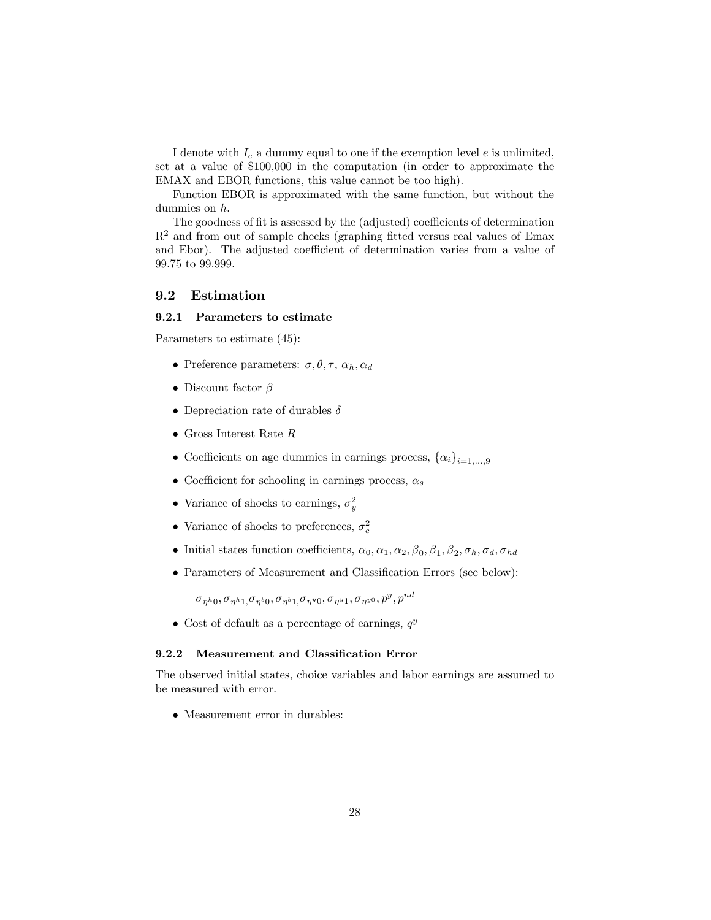I denote with $I_e$ a dummy equal to one if the exemption level $e$ is unlimited, set at a value of \$100,000 in the computation (in order to approximate the EMAX and EBOR functions, this value cannot be too high).

Function EBOR is approximated with the same function, but without the dummies on $h$.

The goodness of fit is assessed by the (adjusted) coefficients of determination $\mathrm{R}^2$ and from out of sample checks (graphing fitted versus real values of Emax and Ebor). The adjusted coefficient of determination varies from a value of 99.75 to 99.999.

## 9.2 Estimation

### 9.2.1 Parameters to estimate

Parameters to estimate (45):

- Preference parameters: $\sigma, \theta, \tau,\ \alpha_h, \alpha_d$
- Discount factor $\beta$
- Depreciation rate of durables $\delta$
- Gross Interest Rate $R$
- Coefficients on age dummies in earnings process, $\{\alpha_i\}_{i=1,\ldots,9}$
- Coefficient for schooling in earnings process, $\alpha_s$
- Variance of shocks to earnings, $\sigma_y^2$
- Variance of shocks to preferences, $\sigma_c^2$
- Initial states function coefficients, $\alpha_0, \alpha_1, \alpha_2, \beta_0, \beta_1, \beta_2, \sigma_h, \sigma_d, \sigma_{hd}$
- Parameters of Measurement and Classification Errors (see below):

  $\sigma_{\eta^h 0}, \sigma_{\eta^h 1}, \sigma_{\eta^b 0}, \sigma_{\eta^b 1}, \sigma_{\eta^y 0}, \sigma_{\eta^y 1}, \sigma_{\eta^{y_0}}, p^y, p^{nd}$

- Cost of default as a percentage of earnings, $q^y$

### 9.2.2 Measurement and Classification Error

The observed initial states, choice variables and labor earnings are assumed to be measured with error.

- Measurement error in durables: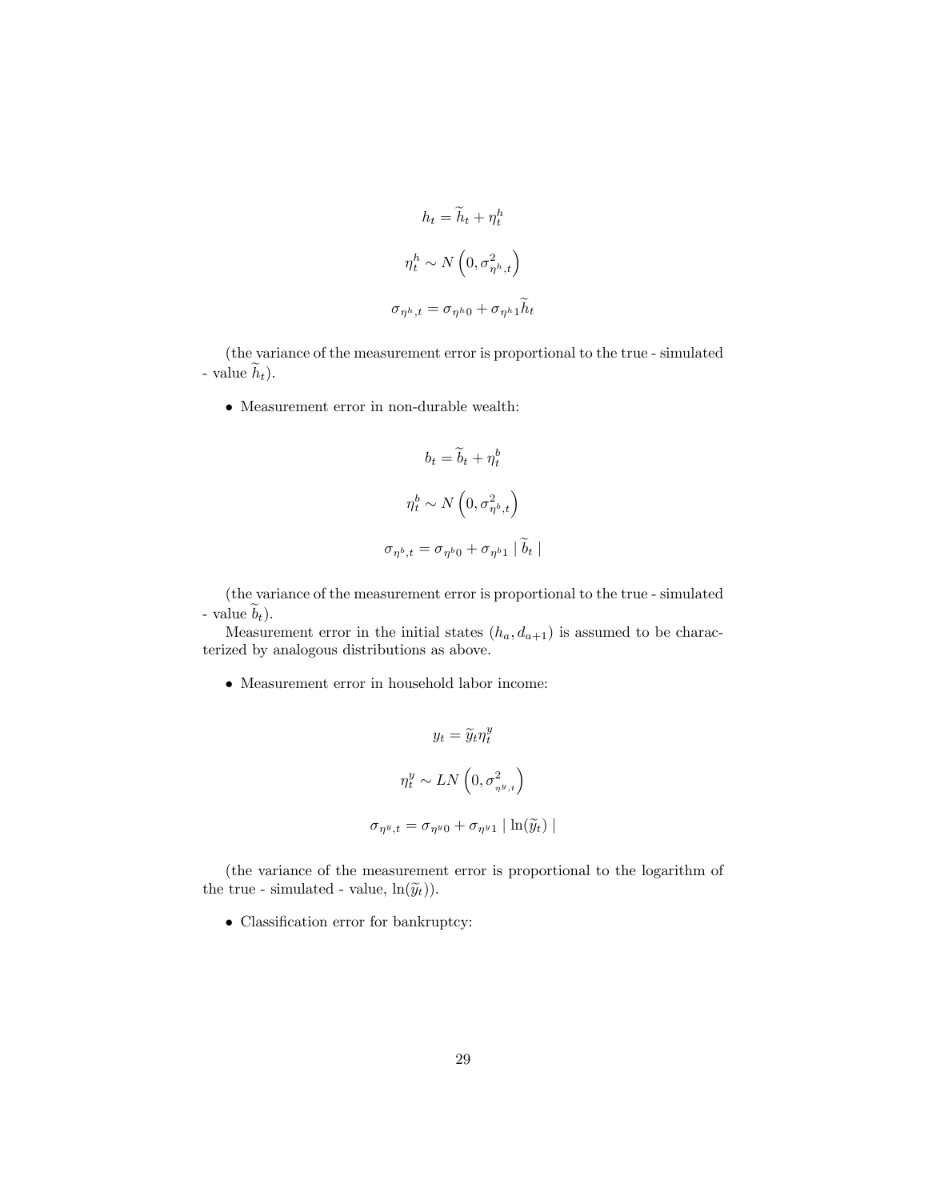$$h_t = \widetilde{h}_t + \eta_t^h$$

$$\eta_t^h \sim N\left(0, \sigma_{\eta^h,t}^2\right)$$

$$\sigma_{\eta^h,t} = \sigma_{\eta^h 0} + \sigma_{\eta^h 1}\widetilde{h}_t$$

(the variance of the measurement error is proportional to the true - simulated - value $\widetilde{h}_t$).

- Measurement error in non-durable wealth:

$$b_t = \widetilde{b}_t + \eta_t^b$$

$$\eta_t^b \sim N\left(0, \sigma_{\eta^b,t}^2\right)$$

$$\sigma_{\eta^b,t} = \sigma_{\eta^b 0} + \sigma_{\eta^b 1} \mid \widetilde{b}_t \mid$$

(the variance of the measurement error is proportional to the true - simulated - value $\widetilde{b}_t$).

Measurement error in the initial states $(h_a, d_{a+1})$ is assumed to be characterized by analogous distributions as above.

- Measurement error in household labor income:

$$y_t = \widetilde{y}_t \eta_t^y$$

$$\eta_t^y \sim LN\left(0, \sigma_{\eta^y,t}^2\right)$$

$$\sigma_{\eta^y,t} = \sigma_{\eta^y 0} + \sigma_{\eta^y 1} \mid \ln(\widetilde{y}_t) \mid$$

(the variance of the measurement error is proportional to the logarithm of the true - simulated - value, $\ln(\widetilde{y}_t)$).

- Classification error for bankruptcy: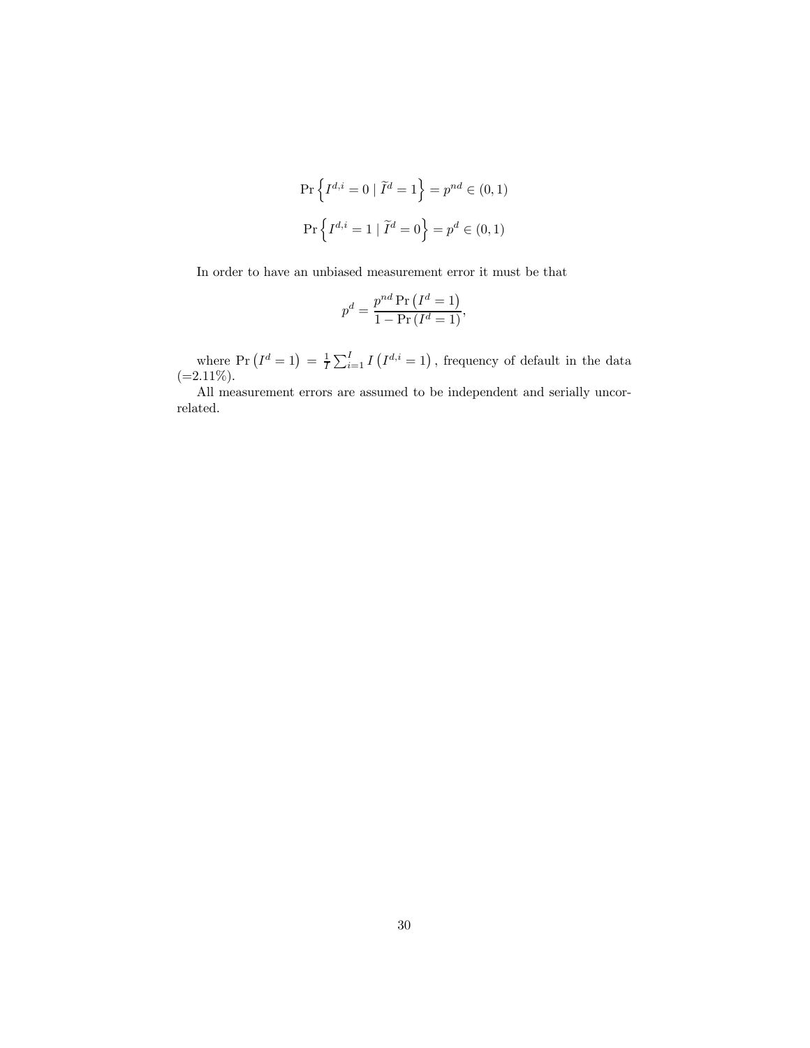$$\Pr\left\{I^{d,i} = 0 \mid \widetilde{I}^{d} = 1\right\} = p^{nd} \in (0,1)$$

$$\Pr\left\{I^{d,i} = 1 \mid \widetilde{I}^{d} = 0\right\} = p^{d} \in (0,1)$$

In order to have an unbiased measurement error it must be that

$$p^{d} = \frac{p^{nd} \Pr\left(I^{d} = 1\right)}{1 - \Pr\left(I^{d} = 1\right)},$$

where $\Pr\left(I^{d} = 1\right) = \frac{1}{I}\sum_{i=1}^{I} I\left(I^{d,i} = 1\right)$, frequency of default in the data (=2.11%).

All measurement errors are assumed to be independent and serially uncorrelated.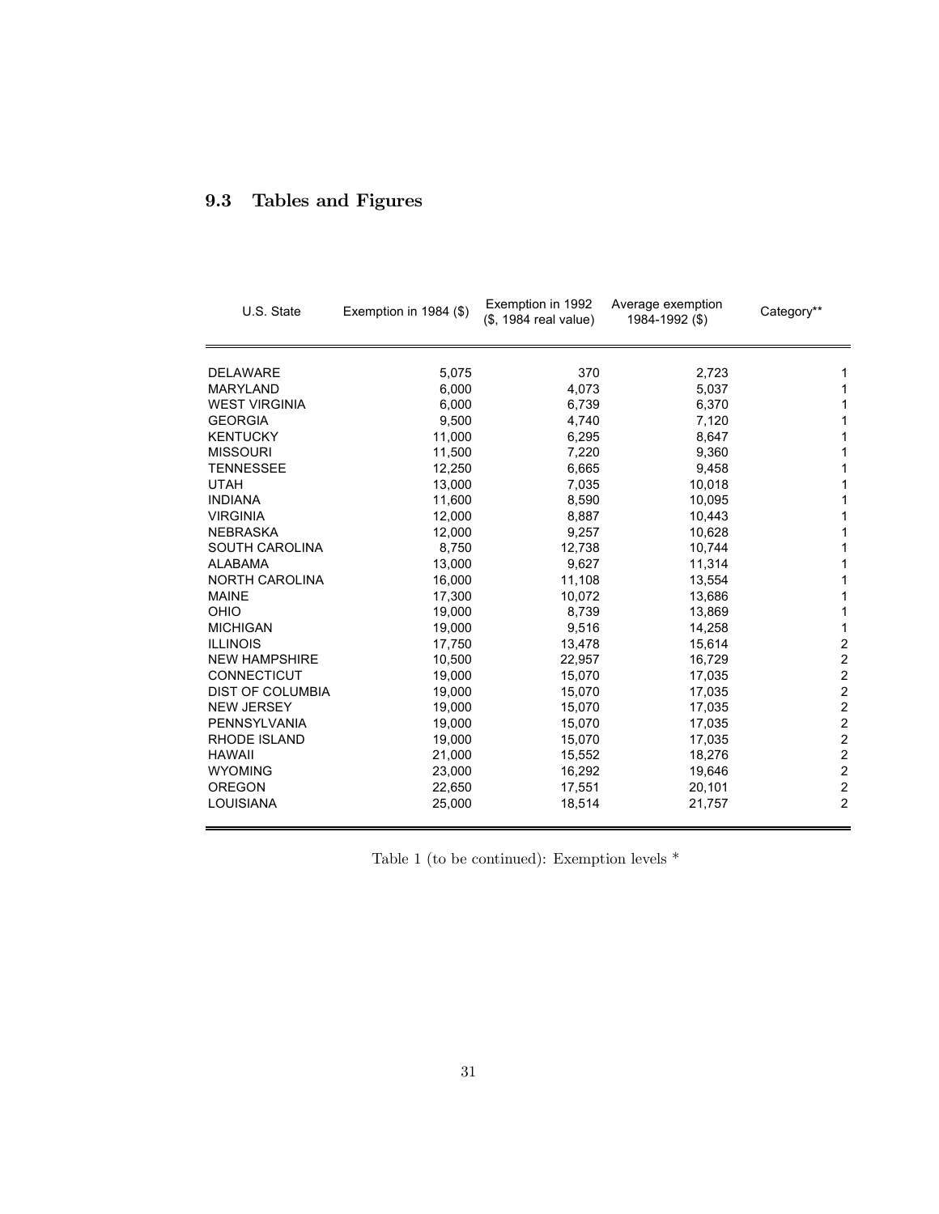### 9.3 Tables and Figures

| U.S. State | Exemption in 1984 ($) | Exemption in 1992 ($, 1984 real value) | Average exemption 1984-1992 ($) | Category** |
|---|---|---|---|---|
| DELAWARE | 5,075 | 370 | 2,723 | 1 |
| MARYLAND | 6,000 | 4,073 | 5,037 | 1 |
| WEST VIRGINIA | 6,000 | 6,739 | 6,370 | 1 |
| GEORGIA | 9,500 | 4,740 | 7,120 | 1 |
| KENTUCKY | 11,000 | 6,295 | 8,647 | 1 |
| MISSOURI | 11,500 | 7,220 | 9,360 | 1 |
| TENNESSEE | 12,250 | 6,665 | 9,458 | 1 |
| UTAH | 13,000 | 7,035 | 10,018 | 1 |
| INDIANA | 11,600 | 8,590 | 10,095 | 1 |
| VIRGINIA | 12,000 | 8,887 | 10,443 | 1 |
| NEBRASKA | 12,000 | 9,257 | 10,628 | 1 |
| SOUTH CAROLINA | 8,750 | 12,738 | 10,744 | 1 |
| ALABAMA | 13,000 | 9,627 | 11,314 | 1 |
| NORTH CAROLINA | 16,000 | 11,108 | 13,554 | 1 |
| MAINE | 17,300 | 10,072 | 13,686 | 1 |
| OHIO | 19,000 | 8,739 | 13,869 | 1 |
| MICHIGAN | 19,000 | 9,516 | 14,258 | 1 |
| ILLINOIS | 17,750 | 13,478 | 15,614 | 2 |
| NEW HAMPSHIRE | 10,500 | 22,957 | 16,729 | 2 |
| CONNECTICUT | 19,000 | 15,070 | 17,035 | 2 |
| DIST OF COLUMBIA | 19,000 | 15,070 | 17,035 | 2 |
| NEW JERSEY | 19,000 | 15,070 | 17,035 | 2 |
| PENNSYLVANIA | 19,000 | 15,070 | 17,035 | 2 |
| RHODE ISLAND | 19,000 | 15,070 | 17,035 | 2 |
| HAWAII | 21,000 | 15,552 | 18,276 | 2 |
| WYOMING | 23,000 | 16,292 | 19,646 | 2 |
| OREGON | 22,650 | 17,551 | 20,101 | 2 |
| LOUISIANA | 25,000 | 18,514 | 21,757 | 2 |

Table 1 (to be continued): Exemption levels *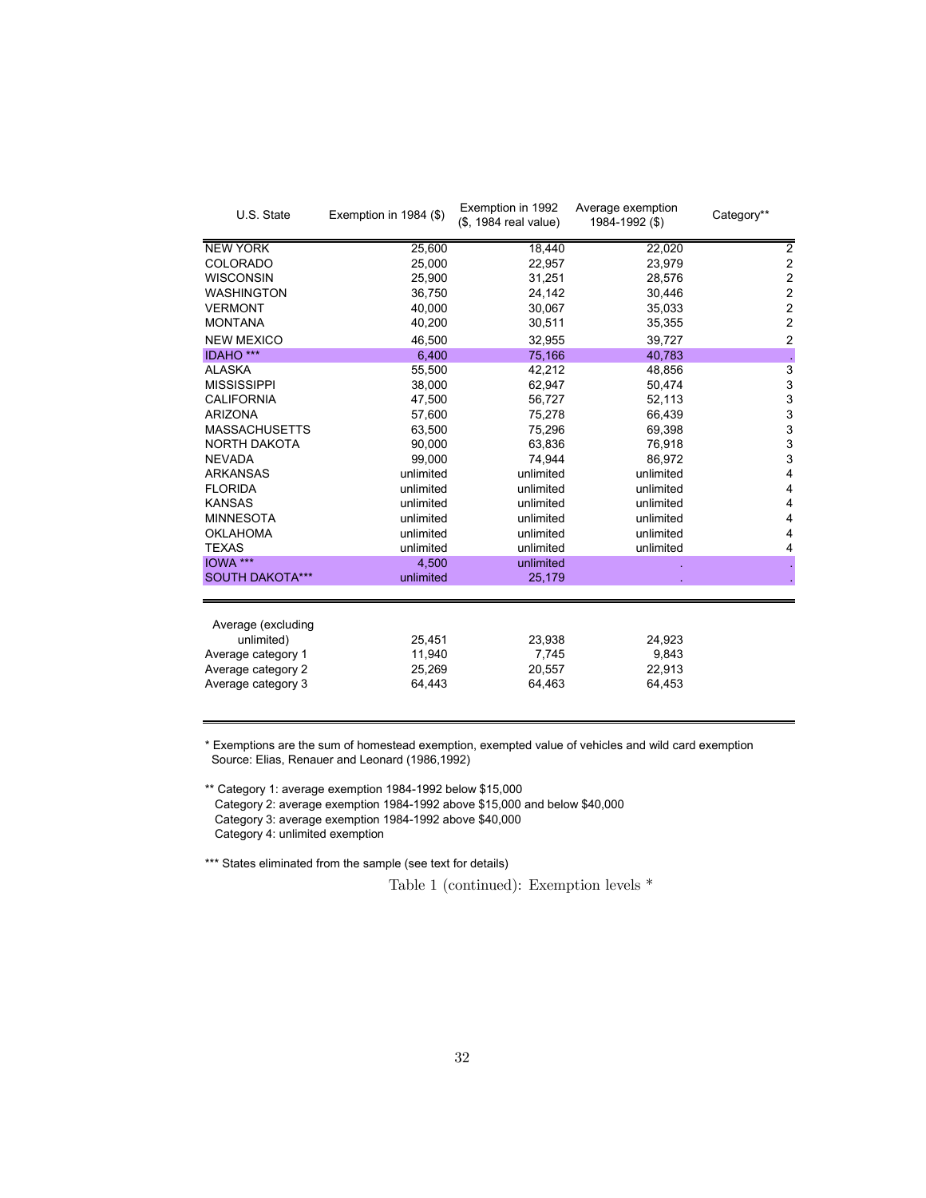| U.S. State | Exemption in 1984 ($) | Exemption in 1992 ($, 1984 real value) | Average exemption 1984-1992 ($) | Category** |
|---|---|---|---|---|
| NEW YORK | 25,600 | 18,440 | 22,020 | 2 |
| COLORADO | 25,000 | 22,957 | 23,979 | 2 |
| WISCONSIN | 25,900 | 31,251 | 28,576 | 2 |
| WASHINGTON | 36,750 | 24,142 | 30,446 | 2 |
| VERMONT | 40,000 | 30,067 | 35,033 | 2 |
| MONTANA | 40,200 | 30,511 | 35,355 | 2 |
| NEW MEXICO | 46,500 | 32,955 | 39,727 | 2 |
| IDAHO *** | 6,400 | 75,166 | 40,783 | . |
| ALASKA | 55,500 | 42,212 | 48,856 | 3 |
| MISSISSIPPI | 38,000 | 62,947 | 50,474 | 3 |
| CALIFORNIA | 47,500 | 56,727 | 52,113 | 3 |
| ARIZONA | 57,600 | 75,278 | 66,439 | 3 |
| MASSACHUSETTS | 63,500 | 75,296 | 69,398 | 3 |
| NORTH DAKOTA | 90,000 | 63,836 | 76,918 | 3 |
| NEVADA | 99,000 | 74,944 | 86,972 | 3 |
| ARKANSAS | unlimited | unlimited | unlimited | 4 |
| FLORIDA | unlimited | unlimited | unlimited | 4 |
| KANSAS | unlimited | unlimited | unlimited | 4 |
| MINNESOTA | unlimited | unlimited | unlimited | 4 |
| OKLAHOMA | unlimited | unlimited | unlimited | 4 |
| TEXAS | unlimited | unlimited | unlimited | 4 |
| IOWA *** | 4,500 | unlimited | . | . |
| SOUTH DAKOTA*** | unlimited | 25,179 | . | . |
| | | | | |
| Average (excluding unlimited) | 25,451 | 23,938 | 24,923 | |
| Average category 1 | 11,940 | 7,745 | 9,843 | |
| Average category 2 | 25,269 | 20,557 | 22,913 | |
| Average category 3 | 64,443 | 64,463 | 64,453 | |

* Exemptions are the sum of homestead exemption, exempted value of vehicles and wild card exemption
Source: Elias, Renauer and Leonard (1986,1992)

** Category 1: average exemption 1984-1992 below $15,000
Category 2: average exemption 1984-1992 above $15,000 and below $40,000
Category 3: average exemption 1984-1992 above $40,000
Category 4: unlimited exemption

*** States eliminated from the sample (see text for details)

Table 1 (continued): Exemption levels *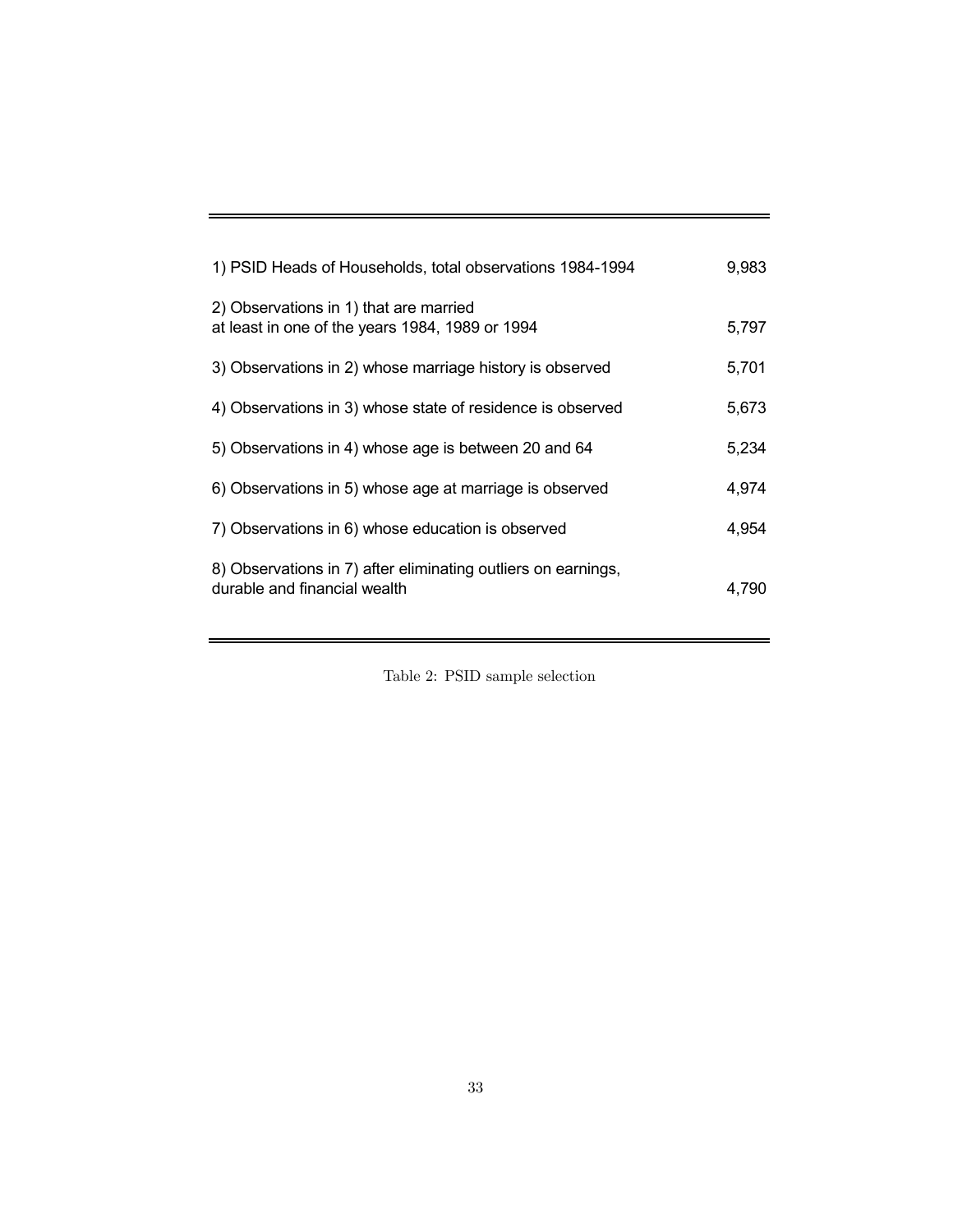| | |
|---|---|
| 1) PSID Heads of Households, total observations 1984-1994 | 9,983 |
| 2) Observations in 1) that are married at least in one of the years 1984, 1989 or 1994 | 5,797 |
| 3) Observations in 2) whose marriage history is observed | 5,701 |
| 4) Observations in 3) whose state of residence is observed | 5,673 |
| 5) Observations in 4) whose age is between 20 and 64 | 5,234 |
| 6) Observations in 5) whose age at marriage is observed | 4,974 |
| 7) Observations in 6) whose education is observed | 4,954 |
| 8) Observations in 7) after eliminating outliers on earnings, durable and financial wealth | 4,790 |

Table 2: PSID sample selection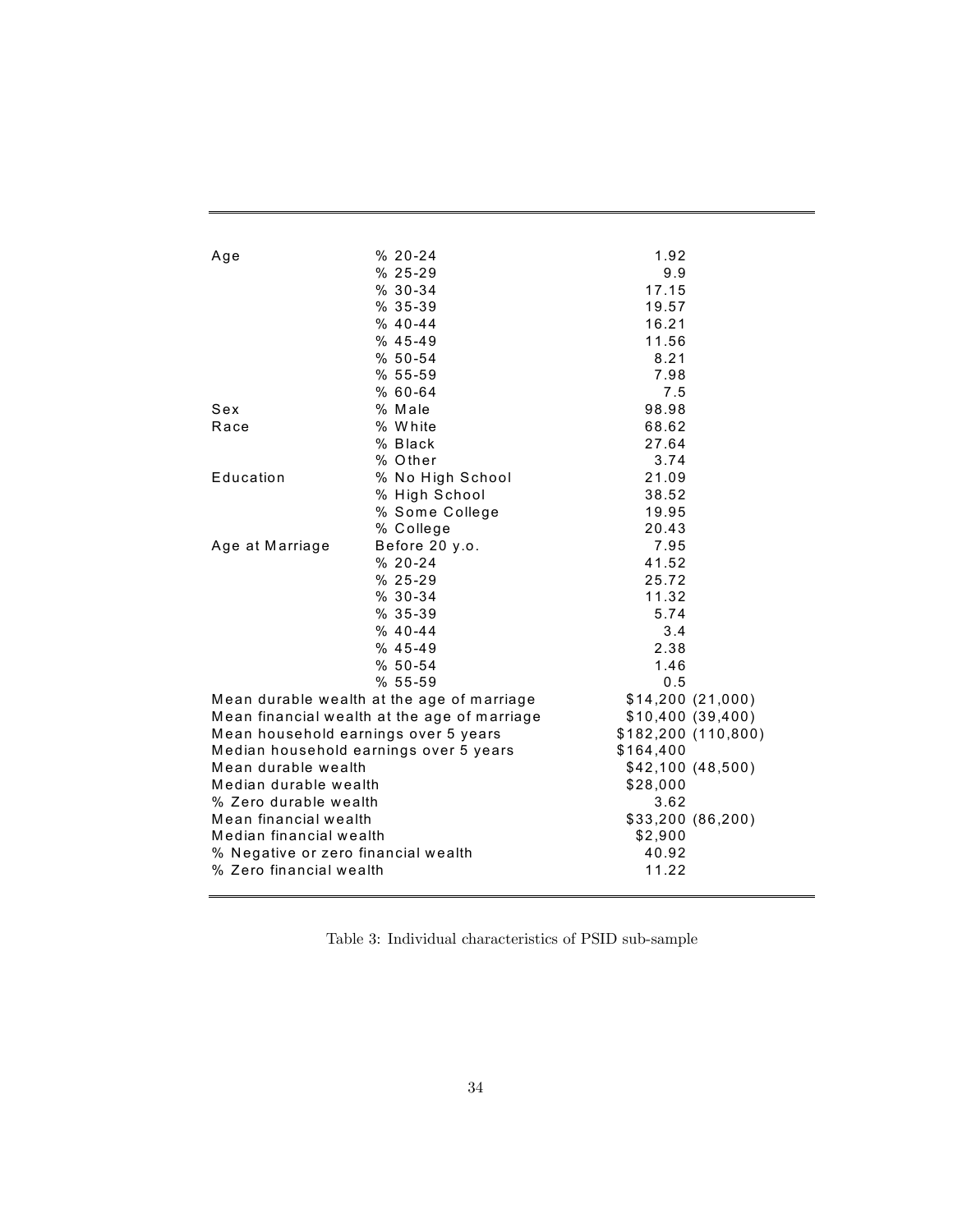| | | |
|---|---|---|
| Age | % 20-24 | 1.92 |
| | % 25-29 | 9.9 |
| | % 30-34 | 17.15 |
| | % 35-39 | 19.57 |
| | % 40-44 | 16.21 |
| | % 45-49 | 11.56 |
| | % 50-54 | 8.21 |
| | % 55-59 | 7.98 |
| | % 60-64 | 7.5 |
| Sex | % Male | 98.98 |
| Race | % White | 68.62 |
| | % Black | 27.64 |
| | % Other | 3.74 |
| Education | % No High School | 21.09 |
| | % High School | 38.52 |
| | % Some College | 19.95 |
| | % College | 20.43 |
| Age at Marriage | Before 20 y.o. | 7.95 |
| | % 20-24 | 41.52 |
| | % 25-29 | 25.72 |
| | % 30-34 | 11.32 |
| | % 35-39 | 5.74 |
| | % 40-44 | 3.4 |
| | % 45-49 | 2.38 |
| | % 50-54 | 1.46 |
| | % 55-59 | 0.5 |
| Mean durable wealth at the age of marriage | | $14,200 (21,000) |
| Mean financial wealth at the age of marriage | | $10,400 (39,400) |
| Mean household earnings over 5 years | | $182,200 (110,800) |
| Median household earnings over 5 years | | $164,400 |
| Mean durable wealth | | $42,100 (48,500) |
| Median durable wealth | | $28,000 |
| % Zero durable wealth | | 3.62 |
| Mean financial wealth | | $33,200 (86,200) |
| Median financial wealth | | $2,900 |
| % Negative or zero financial wealth | | 40.92 |
| % Zero financial wealth | | 11.22 |

Table 3: Individual characteristics of PSID sub-sample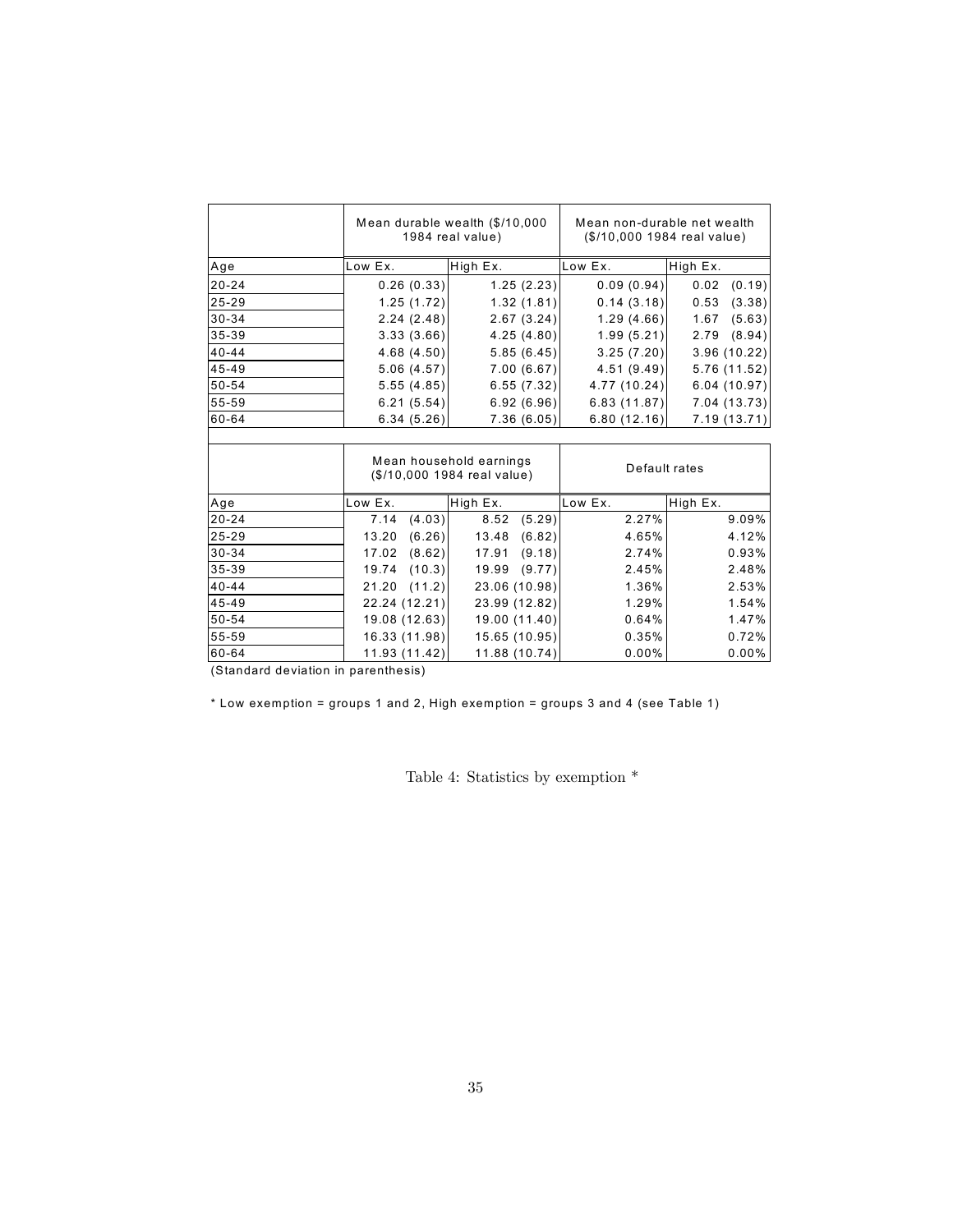| | Mean durable wealth ($/10,000 1984 real value) | | Mean non-durable net wealth ($/10,000 1984 real value) | |
|---|---|---|---|---|
| Age | Low Ex. | High Ex. | Low Ex. | High Ex. |
| 20-24 | 0.26 (0.33) | 1.25 (2.23) | 0.09 (0.94) | 0.02 (0.19) |
| 25-29 | 1.25 (1.72) | 1.32 (1.81) | 0.14 (3.18) | 0.53 (3.38) |
| 30-34 | 2.24 (2.48) | 2.67 (3.24) | 1.29 (4.66) | 1.67 (5.63) |
| 35-39 | 3.33 (3.66) | 4.25 (4.80) | 1.99 (5.21) | 2.79 (8.94) |
| 40-44 | 4.68 (4.50) | 5.85 (6.45) | 3.25 (7.20) | 3.96 (10.22) |
| 45-49 | 5.06 (4.57) | 7.00 (6.67) | 4.51 (9.49) | 5.76 (11.52) |
| 50-54 | 5.55 (4.85) | 6.55 (7.32) | 4.77 (10.24) | 6.04 (10.97) |
| 55-59 | 6.21 (5.54) | 6.92 (6.96) | 6.83 (11.87) | 7.04 (13.73) |
| 60-64 | 6.34 (5.26) | 7.36 (6.05) | 6.80 (12.16) | 7.19 (13.71) |

| | Mean household earnings ($/10,000 1984 real value) | | Default rates | |
|---|---|---|---|---|
| Age | Low Ex. | High Ex. | Low Ex. | High Ex. |
| 20-24 | 7.14 (4.03) | 8.52 (5.29) | 2.27% | 9.09% |
| 25-29 | 13.20 (6.26) | 13.48 (6.82) | 4.65% | 4.12% |
| 30-34 | 17.02 (8.62) | 17.91 (9.18) | 2.74% | 0.93% |
| 35-39 | 19.74 (10.3) | 19.99 (9.77) | 2.45% | 2.48% |
| 40-44 | 21.20 (11.2) | 23.06 (10.98) | 1.36% | 2.53% |
| 45-49 | 22.24 (12.21) | 23.99 (12.82) | 1.29% | 1.54% |
| 50-54 | 19.08 (12.63) | 19.00 (11.40) | 0.64% | 1.47% |
| 55-59 | 16.33 (11.98) | 15.65 (10.95) | 0.35% | 0.72% |
| 60-64 | 11.93 (11.42) | 11.88 (10.74) | 0.00% | 0.00% |

(Standard deviation in parenthesis)

* Low exemption = groups 1 and 2, High exemption = groups 3 and 4 (see Table 1)

Table 4: Statistics by exemption *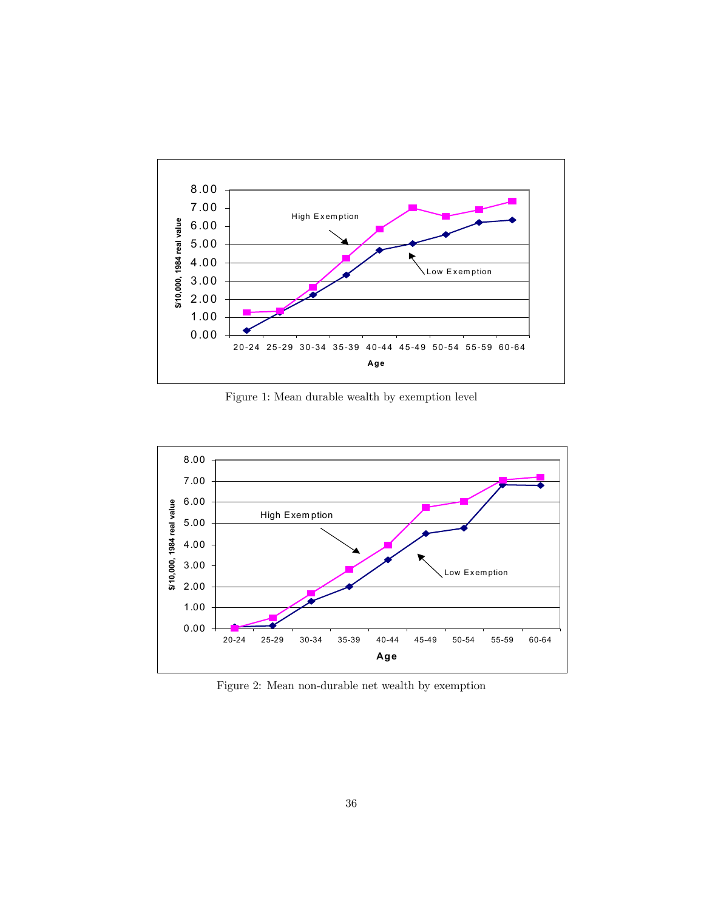Figure 1: Mean durable wealth by exemption level

Figure 2: Mean non-durable net wealth by exemption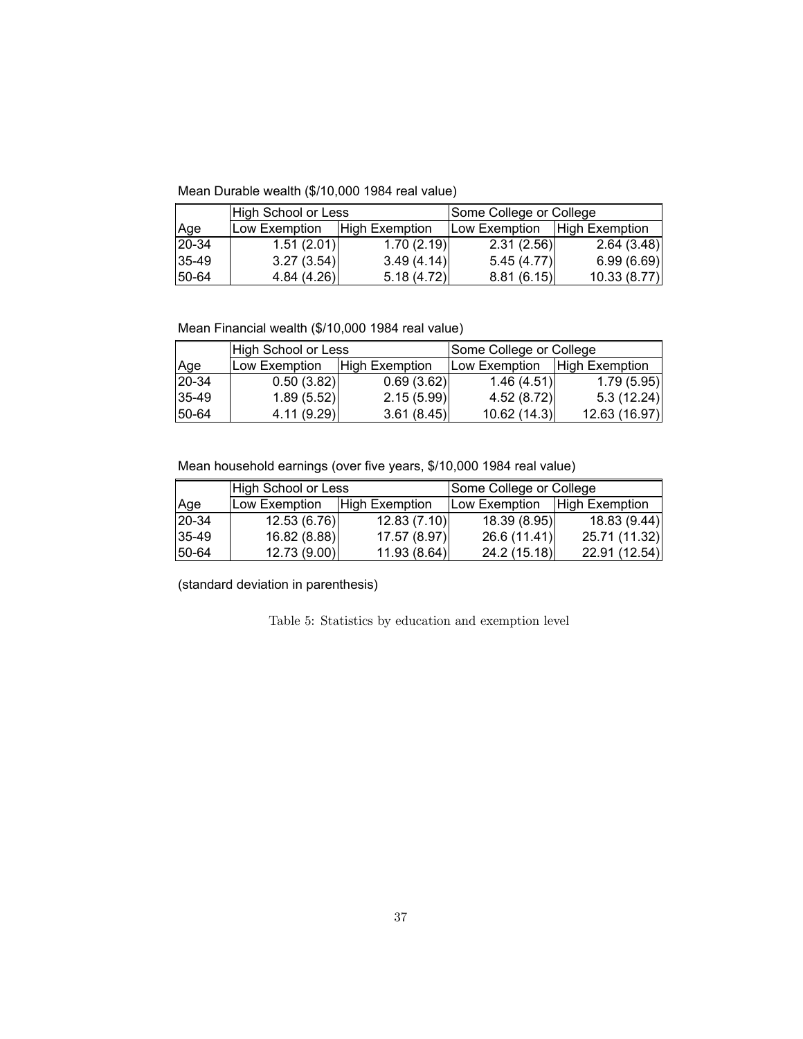Mean Durable wealth ($/10,000 1984 real value)

| | High School or Less | | Some College or College | |
|---|---|---|---|---|
| Age | Low Exemption | High Exemption | Low Exemption | High Exemption |
| 20-34 | 1.51 (2.01) | 1.70 (2.19) | 2.31 (2.56) | 2.64 (3.48) |
| 35-49 | 3.27 (3.54) | 3.49 (4.14) | 5.45 (4.77) | 6.99 (6.69) |
| 50-64 | 4.84 (4.26) | 5.18 (4.72) | 8.81 (6.15) | 10.33 (8.77) |

Mean Financial wealth ($/10,000 1984 real value)

| | High School or Less | | Some College or College | |
|---|---|---|---|---|
| Age | Low Exemption | High Exemption | Low Exemption | High Exemption |
| 20-34 | 0.50 (3.82) | 0.69 (3.62) | 1.46 (4.51) | 1.79 (5.95) |
| 35-49 | 1.89 (5.52) | 2.15 (5.99) | 4.52 (8.72) | 5.3 (12.24) |
| 50-64 | 4.11 (9.29) | 3.61 (8.45) | 10.62 (14.3) | 12.63 (16.97) |

Mean household earnings (over five years, $/10,000 1984 real value)

| | High School or Less | | Some College or College | |
|---|---|---|---|---|
| Age | Low Exemption | High Exemption | Low Exemption | High Exemption |
| 20-34 | 12.53 (6.76) | 12.83 (7.10) | 18.39 (8.95) | 18.83 (9.44) |
| 35-49 | 16.82 (8.88) | 17.57 (8.97) | 26.6 (11.41) | 25.71 (11.32) |
| 50-64 | 12.73 (9.00) | 11.93 (8.64) | 24.2 (15.18) | 22.91 (12.54) |

(standard deviation in parenthesis)

Table 5: Statistics by education and exemption level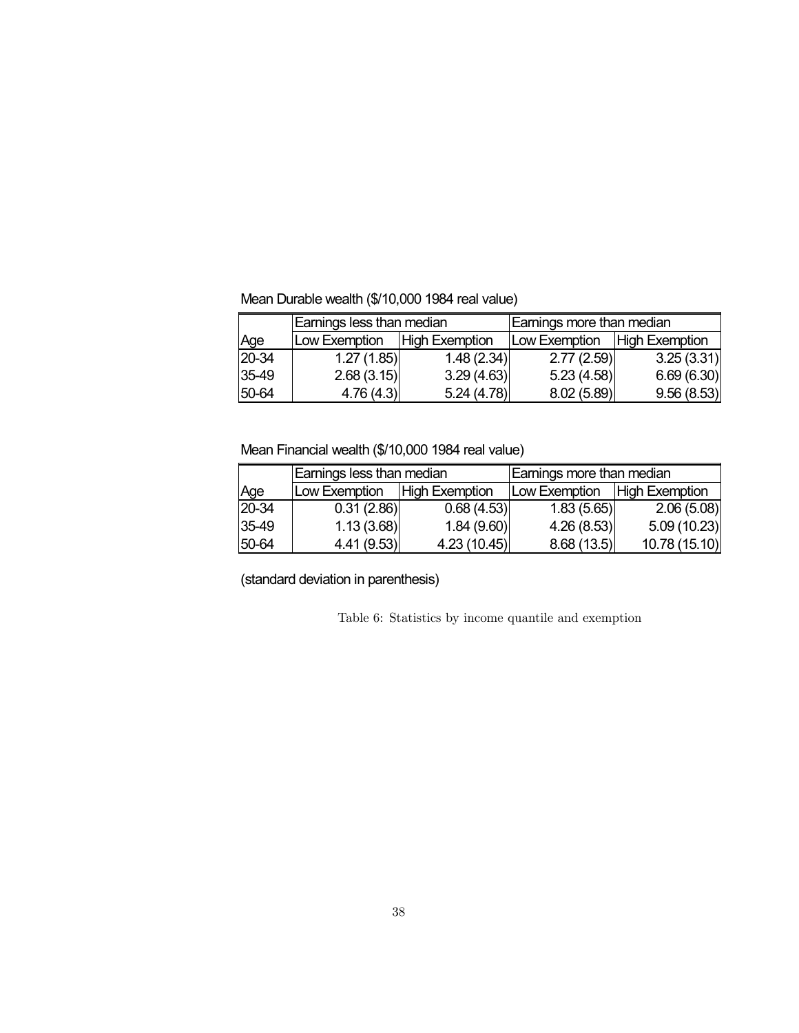Mean Durable wealth ($/10,000 1984 real value)

| | Earnings less than median | | Earnings more than median | |
|---|---|---|---|---|
| Age | Low Exemption | High Exemption | Low Exemption | High Exemption |
| 20-34 | 1.27 (1.85) | 1.48 (2.34) | 2.77 (2.59) | 3.25 (3.31) |
| 35-49 | 2.68 (3.15) | 3.29 (4.63) | 5.23 (4.58) | 6.69 (6.30) |
| 50-64 | 4.76 (4.3) | 5.24 (4.78) | 8.02 (5.89) | 9.56 (8.53) |

Mean Financial wealth ($/10,000 1984 real value)

| | Earnings less than median | | Earnings more than median | |
|---|---|---|---|---|
| Age | Low Exemption | High Exemption | Low Exemption | High Exemption |
| 20-34 | 0.31 (2.86) | 0.68 (4.53) | 1.83 (5.65) | 2.06 (5.08) |
| 35-49 | 1.13 (3.68) | 1.84 (9.60) | 4.26 (8.53) | 5.09 (10.23) |
| 50-64 | 4.41 (9.53) | 4.23 (10.45) | 8.68 (13.5) | 10.78 (15.10) |

(standard deviation in parenthesis)

Table 6: Statistics by income quantile and exemption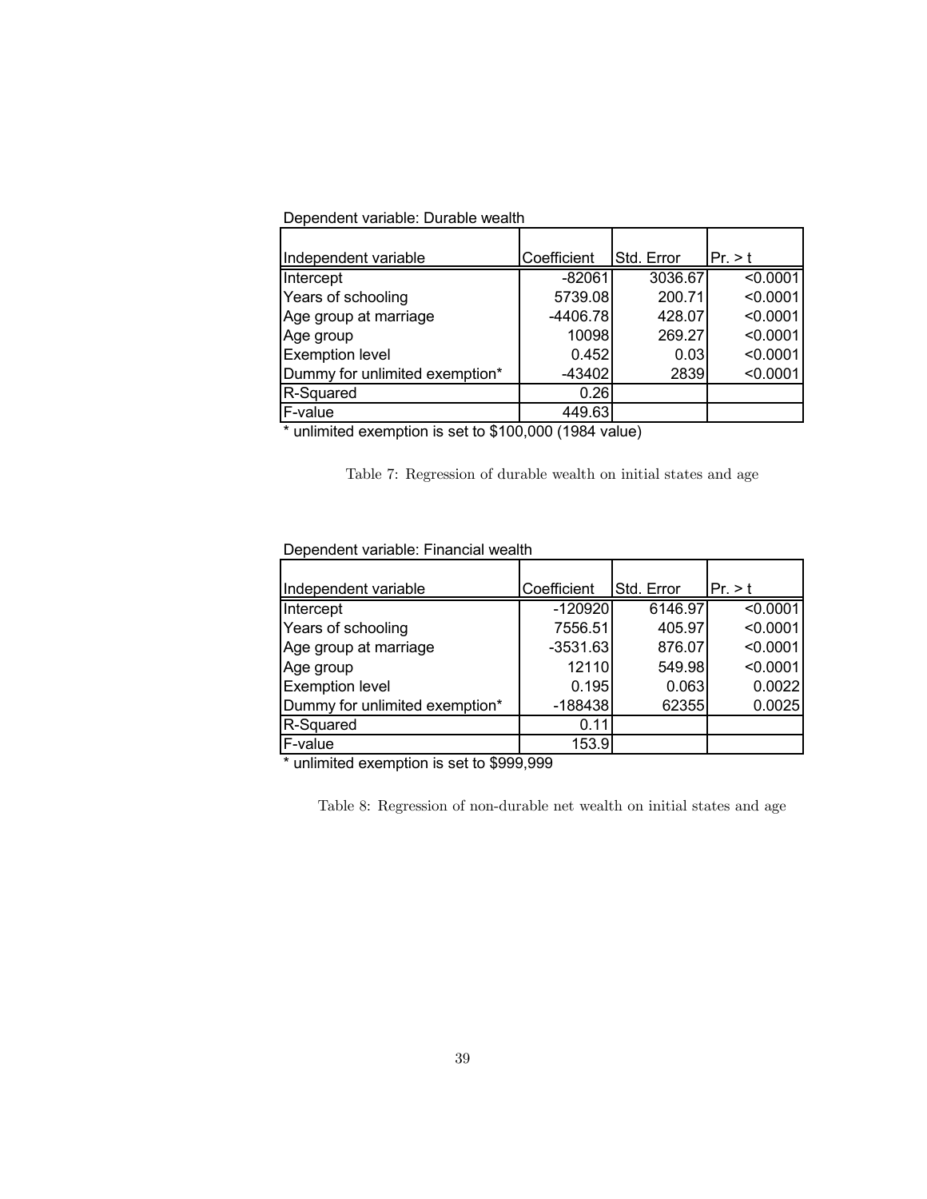Dependent variable: Durable wealth

| Independent variable | Coefficient | Std. Error | Pr. > t |
|---|---|---|---|
| Intercept | -82061 | 3036.67 | <0.0001 |
| Years of schooling | 5739.08 | 200.71 | <0.0001 |
| Age group at marriage | -4406.78 | 428.07 | <0.0001 |
| Age group | 10098 | 269.27 | <0.0001 |
| Exemption level | 0.452 | 0.03 | <0.0001 |
| Dummy for unlimited exemption* | -43402 | 2839 | <0.0001 |
| R-Squared | 0.26 | | |
| F-value | 449.63 | | |

* unlimited exemption is set to $100,000 (1984 value)

Table 7: Regression of durable wealth on initial states and age

Dependent variable: Financial wealth

| Independent variable | Coefficient | Std. Error | Pr. > t |
|---|---|---|---|
| Intercept | -120920 | 6146.97 | <0.0001 |
| Years of schooling | 7556.51 | 405.97 | <0.0001 |
| Age group at marriage | -3531.63 | 876.07 | <0.0001 |
| Age group | 12110 | 549.98 | <0.0001 |
| Exemption level | 0.195 | 0.063 | 0.0022 |
| Dummy for unlimited exemption* | -188438 | 62355 | 0.0025 |
| R-Squared | 0.11 | | |
| F-value | 153.9 | | |

* unlimited exemption is set to $999,999

Table 8: Regression of non-durable net wealth on initial states and age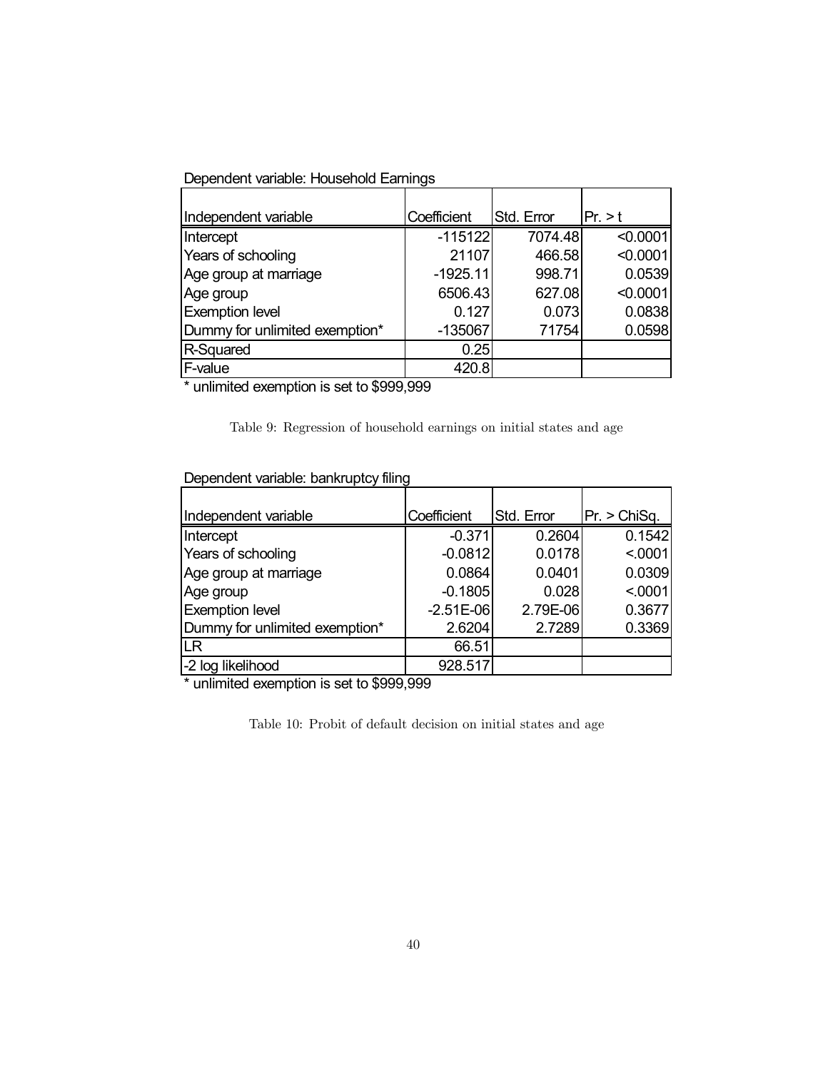Dependent variable: Household Earnings

| Independent variable | Coefficient | Std. Error | Pr. > t |
|---|---|---|---|
| Intercept | -115122 | 7074.48 | <0.0001 |
| Years of schooling | 21107 | 466.58 | <0.0001 |
| Age group at marriage | -1925.11 | 998.71 | 0.0539 |
| Age group | 6506.43 | 627.08 | <0.0001 |
| Exemption level | 0.127 | 0.073 | 0.0838 |
| Dummy for unlimited exemption* | -135067 | 71754 | 0.0598 |
| R-Squared | 0.25 | | |
| F-value | 420.8 | | |

* unlimited exemption is set to $999,999

Table 9: Regression of household earnings on initial states and age

Dependent variable: bankruptcy filing

| Independent variable | Coefficient | Std. Error | Pr. > ChiSq. |
|---|---|---|---|
| Intercept | -0.371 | 0.2604 | 0.1542 |
| Years of schooling | -0.0812 | 0.0178 | <.0001 |
| Age group at marriage | 0.0864 | 0.0401 | 0.0309 |
| Age group | -0.1805 | 0.028 | <.0001 |
| Exemption level | -2.51E-06 | 2.79E-06 | 0.3677 |
| Dummy for unlimited exemption* | 2.6204 | 2.7289 | 0.3369 |
| LR | 66.51 | | |
| -2 log likelihood | 928.517 | | |

* unlimited exemption is set to $999,999

Table 10: Probit of default decision on initial states and age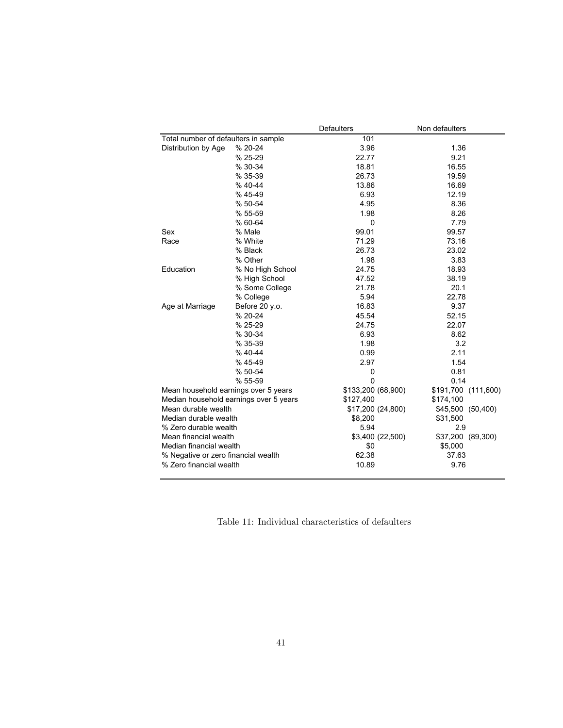| | | Defaulters | Non defaulters |
|---|---|---|---|
| Total number of defaulters in sample | | 101 | |
| Distribution by Age | % 20-24 | 3.96 | 1.36 |
| | % 25-29 | 22.77 | 9.21 |
| | % 30-34 | 18.81 | 16.55 |
| | % 35-39 | 26.73 | 19.59 |
| | % 40-44 | 13.86 | 16.69 |
| | % 45-49 | 6.93 | 12.19 |
| | % 50-54 | 4.95 | 8.36 |
| | % 55-59 | 1.98 | 8.26 |
| | % 60-64 | 0 | 7.79 |
| Sex | % Male | 99.01 | 99.57 |
| Race | % White | 71.29 | 73.16 |
| | % Black | 26.73 | 23.02 |
| | % Other | 1.98 | 3.83 |
| Education | % No High School | 24.75 | 18.93 |
| | % High School | 47.52 | 38.19 |
| | % Some College | 21.78 | 20.1 |
| | % College | 5.94 | 22.78 |
| Age at Marriage | Before 20 y.o. | 16.83 | 9.37 |
| | % 20-24 | 45.54 | 52.15 |
| | % 25-29 | 24.75 | 22.07 |
| | % 30-34 | 6.93 | 8.62 |
| | % 35-39 | 1.98 | 3.2 |
| | % 40-44 | 0.99 | 2.11 |
| | % 45-49 | 2.97 | 1.54 |
| | % 50-54 | 0 | 0.81 |
| | % 55-59 | 0 | 0.14 |
| Mean household earnings over 5 years | | $133,200 (68,900) | $191,700 (111,600) |
| Median household earnings over 5 years | | $127,400 | $174,100 |
| Mean durable wealth | | $17,200 (24,800) | $45,500 (50,400) |
| Median durable wealth | | $8,200 | $31,500 |
| % Zero durable wealth | | 5.94 | 2.9 |
| Mean financial wealth | | $3,400 (22,500) | $37,200 (89,300) |
| Median financial wealth | | $0 | $5,000 |
| % Negative or zero financial wealth | | 62.38 | 37.63 |
| % Zero financial wealth | | 10.89 | 9.76 |

Table 11: Individual characteristics of defaulters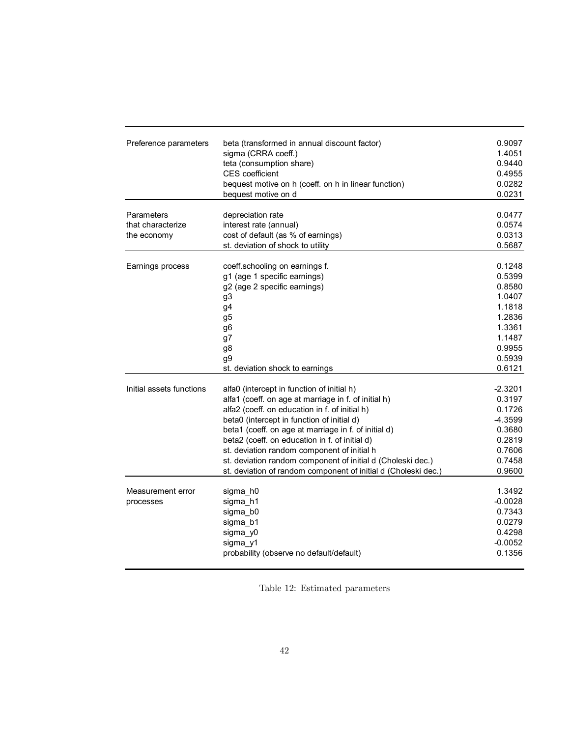| | | |
|---|---|---|
| Preference parameters | beta (transformed in annual discount factor) | 0.9097 |
| | sigma (CRRA coeff.) | 1.4051 |
| | teta (consumption share) | 0.9440 |
| | CES coefficient | 0.4955 |
| | bequest motive on h (coeff. on h in linear function) | 0.0282 |
| | bequest motive on d | 0.0231 |
| Parameters that characterize the economy | depreciation rate | 0.0477 |
| | interest rate (annual) | 0.0574 |
| | cost of default (as % of earnings) | 0.0313 |
| | st. deviation of shock to utility | 0.5687 |
| Earnings process | coeff.schooling on earnings f. | 0.1248 |
| | g1 (age 1 specific earnings) | 0.5399 |
| | g2 (age 2 specific earnings) | 0.8580 |
| | g3 | 1.0407 |
| | g4 | 1.1818 |
| | g5 | 1.2836 |
| | g6 | 1.3361 |
| | g7 | 1.1487 |
| | g8 | 0.9955 |
| | g9 | 0.5939 |
| | st. deviation shock to earnings | 0.6121 |
| Initial assets functions | alfa0 (intercept in function of initial h) | -2.3201 |
| | alfa1 (coeff. on age at marriage in f. of initial h) | 0.3197 |
| | alfa2 (coeff. on education in f. of initial h) | 0.1726 |
| | beta0 (intercept in function of initial d) | -4.3599 |
| | beta1 (coeff. on age at marriage in f. of initial d) | 0.3680 |
| | beta2 (coeff. on education in f. of initial d) | 0.2819 |
| | st. deviation random component of initial h | 0.7606 |
| | st. deviation random component of initial d (Choleski dec.) | 0.7458 |
| | st. deviation of random component of initial d (Choleski dec.) | 0.9600 |
| Measurement error processes | sigma_h0 | 1.3492 |
| | sigma_h1 | -0.0028 |
| | sigma_b0 | 0.7343 |
| | sigma_b1 | 0.0279 |
| | sigma_y0 | 0.4298 |
| | sigma_y1 | -0.0052 |
| | probability (observe no default/default) | 0.1356 |

Table 12: Estimated parameters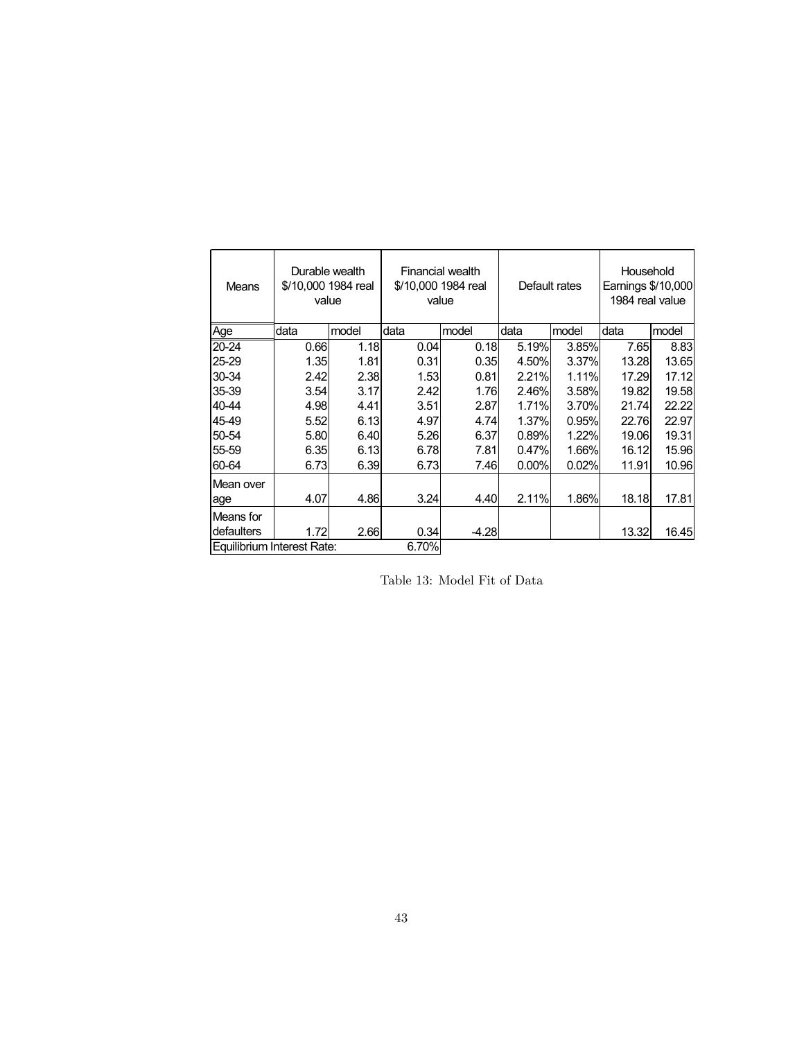| Means | Durable wealth \$/10,000 1984 real value | | Financial wealth \$/10,000 1984 real value | | Default rates | | Household Earnings \$/10,000 1984 real value | |
|---|---|---|---|---|---|---|---|---|
| Age | data | model | data | model | data | model | data | model |
| 20-24 | 0.66 | 1.18 | 0.04 | 0.18 | 5.19% | 3.85% | 7.65 | 8.83 |
| 25-29 | 1.35 | 1.81 | 0.31 | 0.35 | 4.50% | 3.37% | 13.28 | 13.65 |
| 30-34 | 2.42 | 2.38 | 1.53 | 0.81 | 2.21% | 1.11% | 17.29 | 17.12 |
| 35-39 | 3.54 | 3.17 | 2.42 | 1.76 | 2.46% | 3.58% | 19.82 | 19.58 |
| 40-44 | 4.98 | 4.41 | 3.51 | 2.87 | 1.71% | 3.70% | 21.74 | 22.22 |
| 45-49 | 5.52 | 6.13 | 4.97 | 4.74 | 1.37% | 0.95% | 22.76 | 22.97 |
| 50-54 | 5.80 | 6.40 | 5.26 | 6.37 | 0.89% | 1.22% | 19.06 | 19.31 |
| 55-59 | 6.35 | 6.13 | 6.78 | 7.81 | 0.47% | 1.66% | 16.12 | 15.96 |
| 60-64 | 6.73 | 6.39 | 6.73 | 7.46 | 0.00% | 0.02% | 11.91 | 10.96 |
| Mean over age | 4.07 | 4.86 | 3.24 | 4.40 | 2.11% | 1.86% | 18.18 | 17.81 |
| Means for defaulters | 1.72 | 2.66 | 0.34 | -4.28 | | | 13.32 | 16.45 |
| Equilibrium Interest Rate: | | | 6.70% | | | | | |

Table 13: Model Fit of Data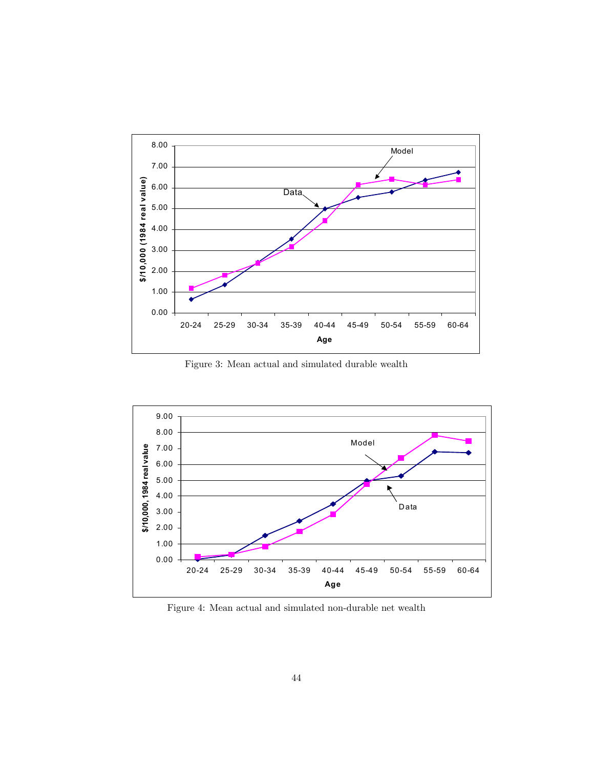Figure 3: Mean actual and simulated durable wealth

Figure 4: Mean actual and simulated non-durable net wealth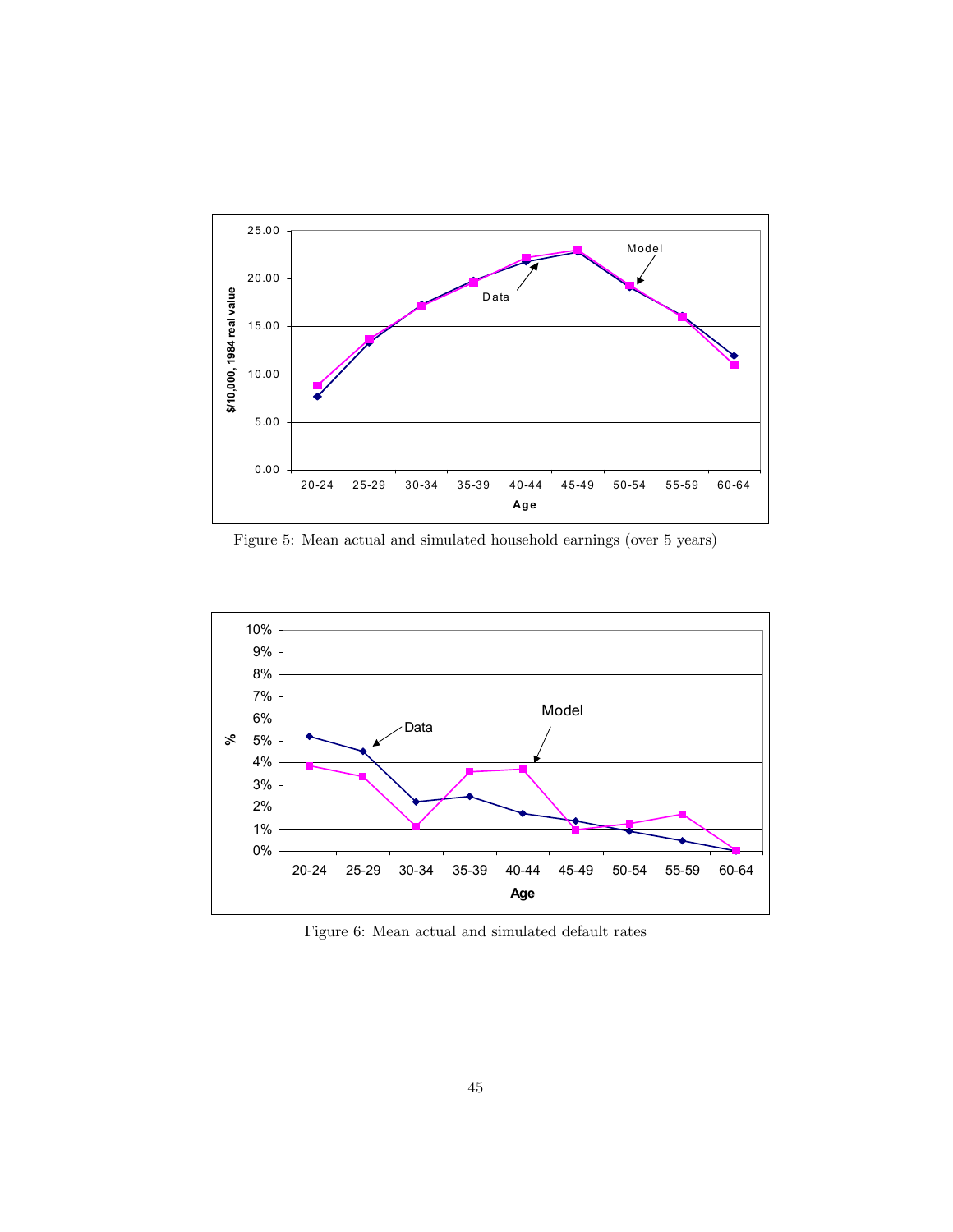Figure 5: Mean actual and simulated household earnings (over 5 years)

Figure 6: Mean actual and simulated default rates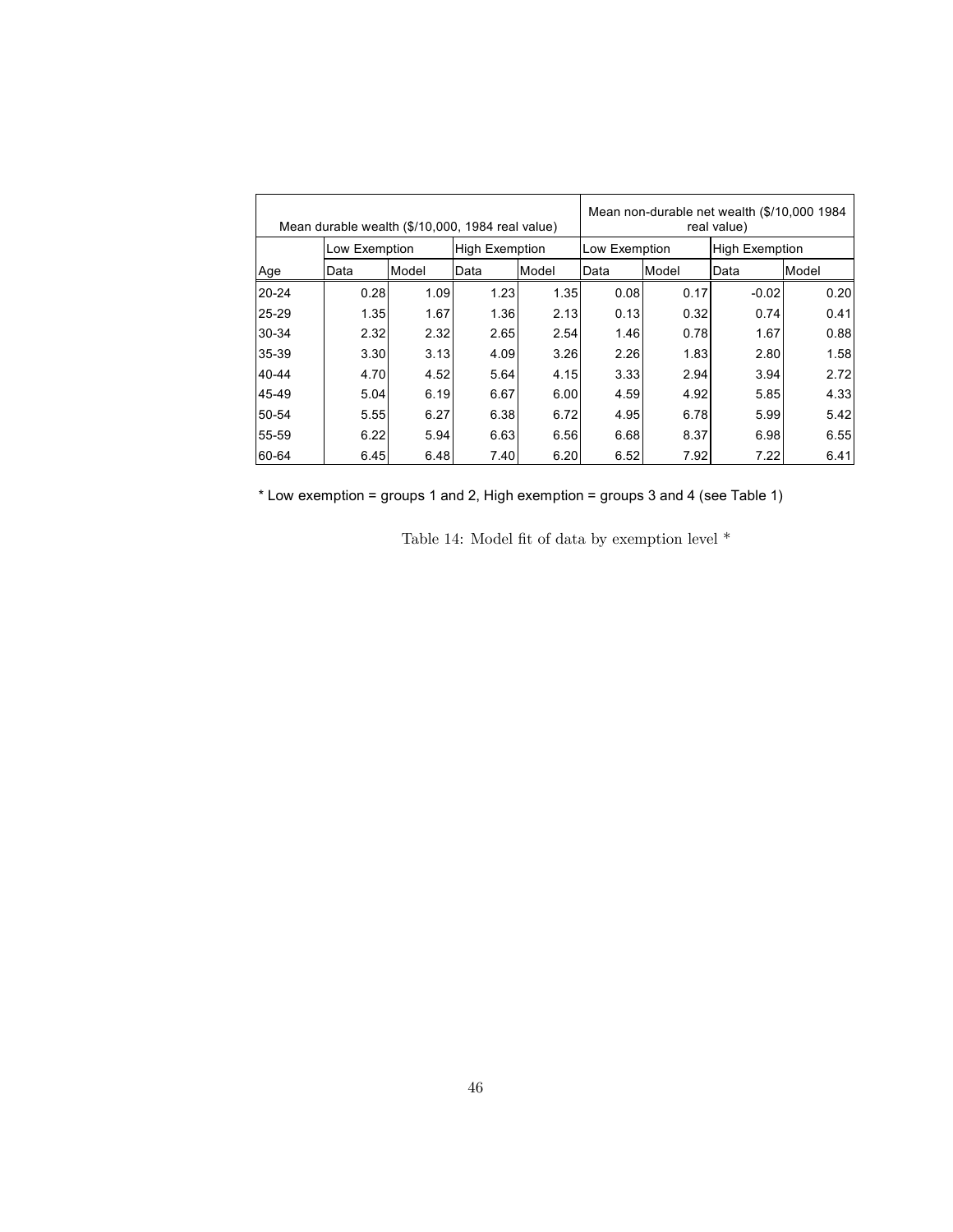| | Mean durable wealth ($/10,000, 1984 real value) | | | | Mean non-durable net wealth ($/10,000 1984 real value) | | | |
|---|---|---|---|---|---|---|---|---|
| | Low Exemption | | High Exemption | | Low Exemption | | High Exemption | |
| Age | Data | Model | Data | Model | Data | Model | Data | Model |
| 20-24 | 0.28 | 1.09 | 1.23 | 1.35 | 0.08 | 0.17 | -0.02 | 0.20 |
| 25-29 | 1.35 | 1.67 | 1.36 | 2.13 | 0.13 | 0.32 | 0.74 | 0.41 |
| 30-34 | 2.32 | 2.32 | 2.65 | 2.54 | 1.46 | 0.78 | 1.67 | 0.88 |
| 35-39 | 3.30 | 3.13 | 4.09 | 3.26 | 2.26 | 1.83 | 2.80 | 1.58 |
| 40-44 | 4.70 | 4.52 | 5.64 | 4.15 | 3.33 | 2.94 | 3.94 | 2.72 |
| 45-49 | 5.04 | 6.19 | 6.67 | 6.00 | 4.59 | 4.92 | 5.85 | 4.33 |
| 50-54 | 5.55 | 6.27 | 6.38 | 6.72 | 4.95 | 6.78 | 5.99 | 5.42 |
| 55-59 | 6.22 | 5.94 | 6.63 | 6.56 | 6.68 | 8.37 | 6.98 | 6.55 |
| 60-64 | 6.45 | 6.48 | 7.40 | 6.20 | 6.52 | 7.92 | 7.22 | 6.41 |

* Low exemption = groups 1 and 2, High exemption = groups 3 and 4 (see Table 1)

Table 14: Model fit of data by exemption level *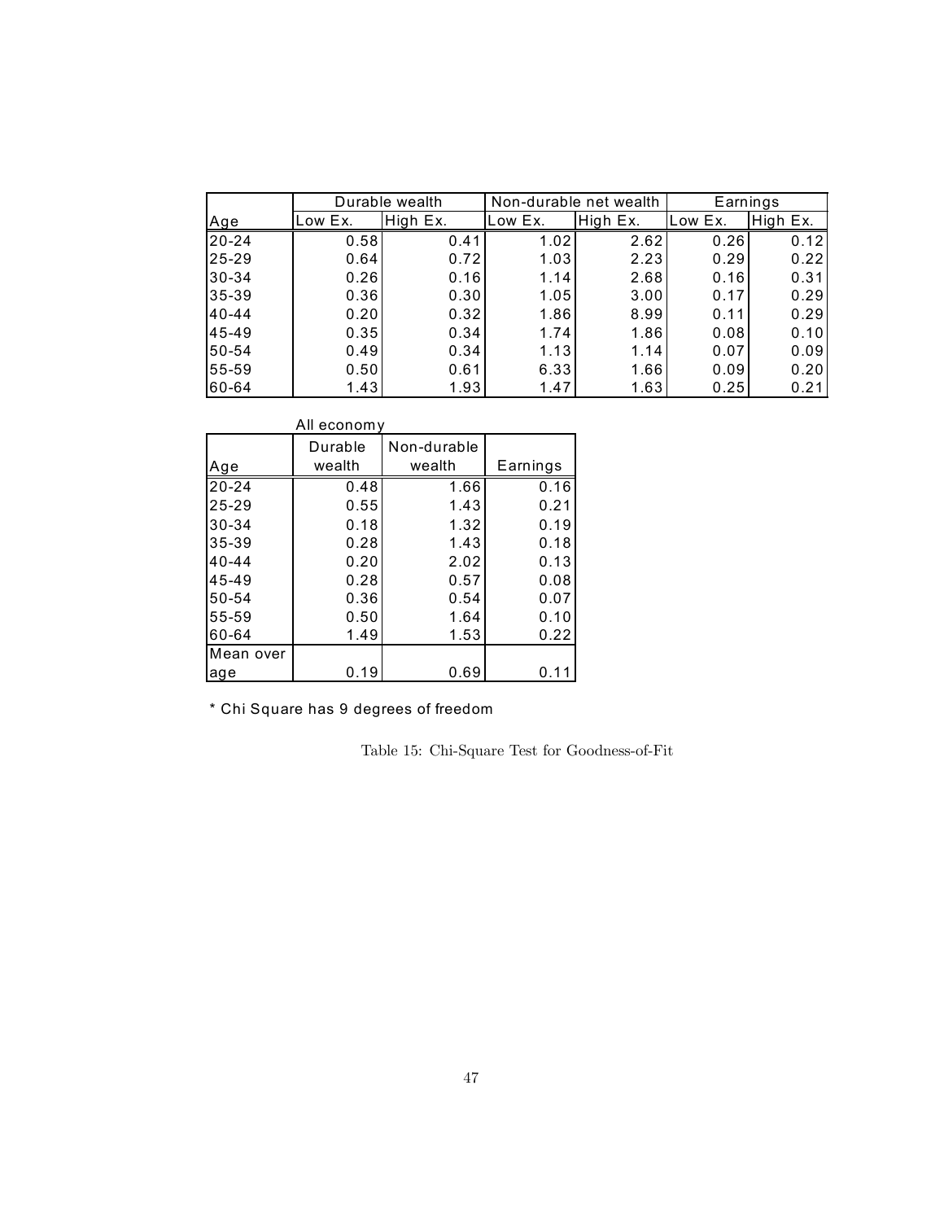| Age | Durable wealth | | Non-durable net wealth | | Earnings | |
|---|---|---|---|---|---|---|
| | Low Ex. | High Ex. | Low Ex. | High Ex. | Low Ex. | High Ex. |
| 20-24 | 0.58 | 0.41 | 1.02 | 2.62 | 0.26 | 0.12 |
| 25-29 | 0.64 | 0.72 | 1.03 | 2.23 | 0.29 | 0.22 |
| 30-34 | 0.26 | 0.16 | 1.14 | 2.68 | 0.16 | 0.31 |
| 35-39 | 0.36 | 0.30 | 1.05 | 3.00 | 0.17 | 0.29 |
| 40-44 | 0.20 | 0.32 | 1.86 | 8.99 | 0.11 | 0.29 |
| 45-49 | 0.35 | 0.34 | 1.74 | 1.86 | 0.08 | 0.10 |
| 50-54 | 0.49 | 0.34 | 1.13 | 1.14 | 0.07 | 0.09 |
| 55-59 | 0.50 | 0.61 | 6.33 | 1.66 | 0.09 | 0.20 |
| 60-64 | 1.43 | 1.93 | 1.47 | 1.63 | 0.25 | 0.21 |

All economy

| Age | Durable wealth | Non-durable wealth | Earnings |
|---|---|---|---|
| 20-24 | 0.48 | 1.66 | 0.16 |
| 25-29 | 0.55 | 1.43 | 0.21 |
| 30-34 | 0.18 | 1.32 | 0.19 |
| 35-39 | 0.28 | 1.43 | 0.18 |
| 40-44 | 0.20 | 2.02 | 0.13 |
| 45-49 | 0.28 | 0.57 | 0.08 |
| 50-54 | 0.36 | 0.54 | 0.07 |
| 55-59 | 0.50 | 1.64 | 0.10 |
| 60-64 | 1.49 | 1.53 | 0.22 |
| Mean over age | 0.19 | 0.69 | 0.11 |

* Chi Square has 9 degrees of freedom

Table 15: Chi-Square Test for Goodness-of-Fit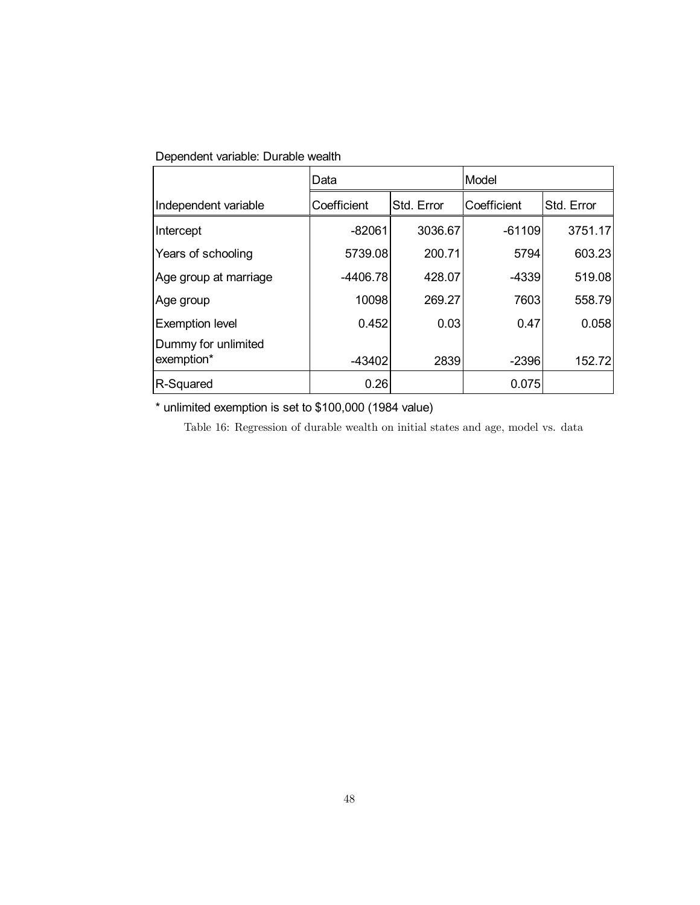Dependent variable: Durable wealth

| | Data | | Model | |
|---|---|---|---|---|
| Independent variable | Coefficient | Std. Error | Coefficient | Std. Error |
| Intercept | -82061 | 3036.67 | -61109 | 3751.17 |
| Years of schooling | 5739.08 | 200.71 | 5794 | 603.23 |
| Age group at marriage | -4406.78 | 428.07 | -4339 | 519.08 |
| Age group | 10098 | 269.27 | 7603 | 558.79 |
| Exemption level | 0.452 | 0.03 | 0.47 | 0.058 |
| Dummy for unlimited exemption* | -43402 | 2839 | -2396 | 152.72 |
| R-Squared | 0.26 | | 0.075 | |

* unlimited exemption is set to $100,000 (1984 value)

Table 16: Regression of durable wealth on initial states and age, model vs. data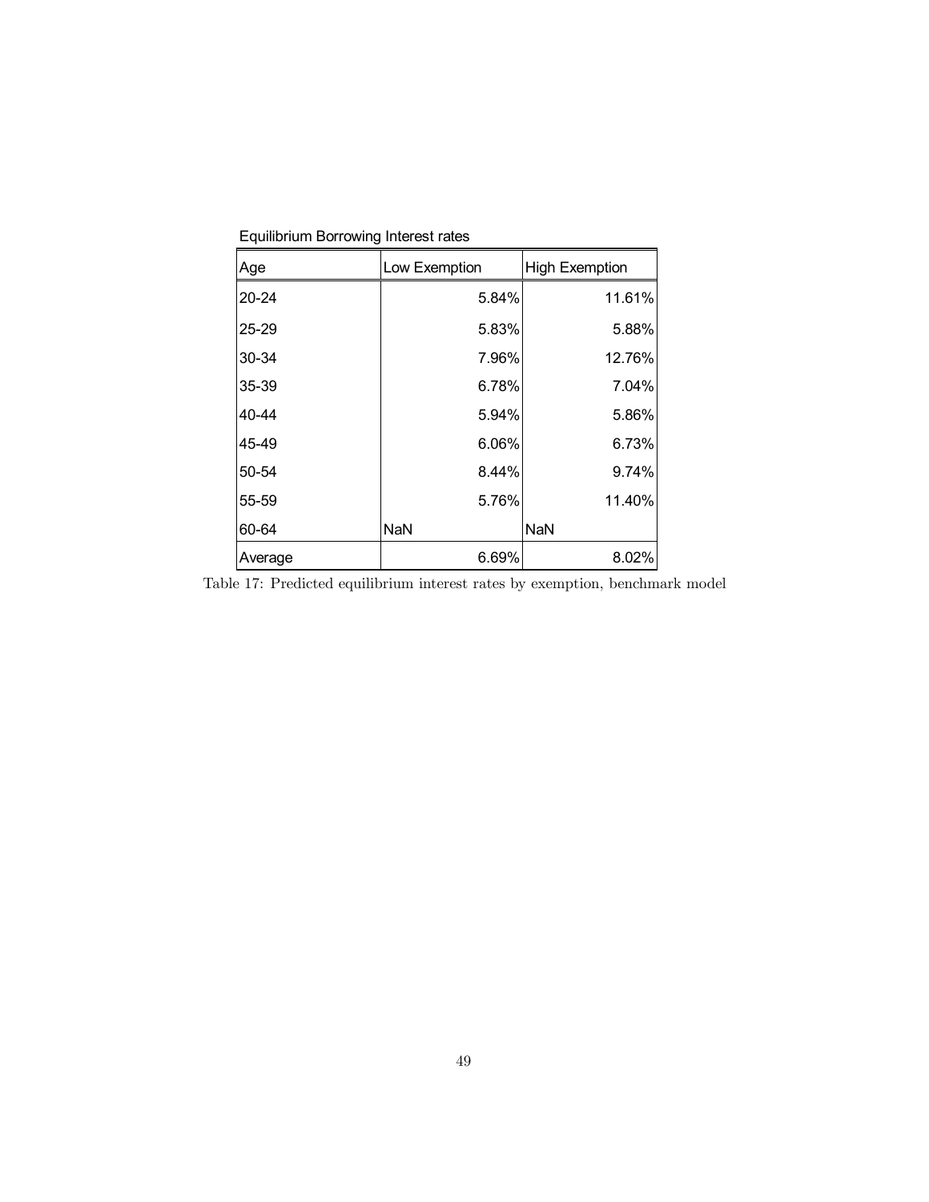Equilibrium Borrowing Interest rates

| Age | Low Exemption | High Exemption |
|---|---|---|
| 20-24 | 5.84% | 11.61% |
| 25-29 | 5.83% | 5.88% |
| 30-34 | 7.96% | 12.76% |
| 35-39 | 6.78% | 7.04% |
| 40-44 | 5.94% | 5.86% |
| 45-49 | 6.06% | 6.73% |
| 50-54 | 8.44% | 9.74% |
| 55-59 | 5.76% | 11.40% |
| 60-64 | NaN | NaN |
| Average | 6.69% | 8.02% |

Table 17: Predicted equilibrium interest rates by exemption, benchmark model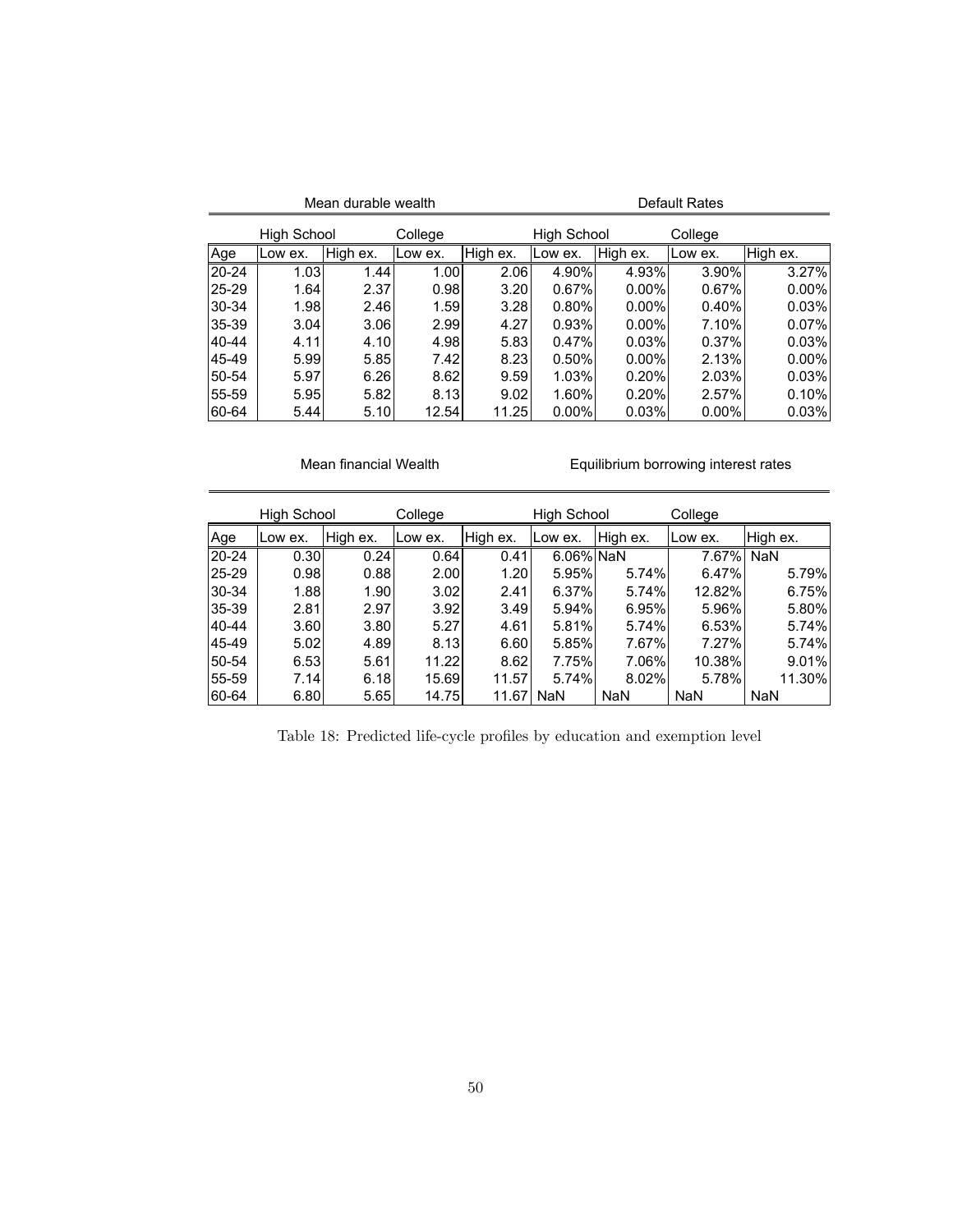| | Mean durable wealth | | | | Default Rates | | | |
|---|---|---|---|---|---|---|---|---|
| | High School | | College | | High School | | College | |
| Age | Low ex. | High ex. | Low ex. | High ex. | Low ex. | High ex. | Low ex. | High ex. |
| 20-24 | 1.03 | 1.44 | 1.00 | 2.06 | 4.90% | 4.93% | 3.90% | 3.27% |
| 25-29 | 1.64 | 2.37 | 0.98 | 3.20 | 0.67% | 0.00% | 0.67% | 0.00% |
| 30-34 | 1.98 | 2.46 | 1.59 | 3.28 | 0.80% | 0.00% | 0.40% | 0.03% |
| 35-39 | 3.04 | 3.06 | 2.99 | 4.27 | 0.93% | 0.00% | 7.10% | 0.07% |
| 40-44 | 4.11 | 4.10 | 4.98 | 5.83 | 0.47% | 0.03% | 0.37% | 0.03% |
| 45-49 | 5.99 | 5.85 | 7.42 | 8.23 | 0.50% | 0.00% | 2.13% | 0.00% |
| 50-54 | 5.97 | 6.26 | 8.62 | 9.59 | 1.03% | 0.20% | 2.03% | 0.03% |
| 55-59 | 5.95 | 5.82 | 8.13 | 9.02 | 1.60% | 0.20% | 2.57% | 0.10% |
| 60-64 | 5.44 | 5.10 | 12.54 | 11.25 | 0.00% | 0.03% | 0.00% | 0.03% |

| | Mean financial Wealth | | | | Equilibrium borrowing interest rates | | | |
|---|---|---|---|---|---|---|---|---|
| | High School | | College | | High School | | College | |
| Age | Low ex. | High ex. | Low ex. | High ex. | Low ex. | High ex. | Low ex. | High ex. |
| 20-24 | 0.30 | 0.24 | 0.64 | 0.41 | 6.06% | NaN | 7.67% | NaN |
| 25-29 | 0.98 | 0.88 | 2.00 | 1.20 | 5.95% | 5.74% | 6.47% | 5.79% |
| 30-34 | 1.88 | 1.90 | 3.02 | 2.41 | 6.37% | 5.74% | 12.82% | 6.75% |
| 35-39 | 2.81 | 2.97 | 3.92 | 3.49 | 5.94% | 6.95% | 5.96% | 5.80% |
| 40-44 | 3.60 | 3.80 | 5.27 | 4.61 | 5.81% | 5.74% | 6.53% | 5.74% |
| 45-49 | 5.02 | 4.89 | 8.13 | 6.60 | 5.85% | 7.67% | 7.27% | 5.74% |
| 50-54 | 6.53 | 5.61 | 11.22 | 8.62 | 7.75% | 7.06% | 10.38% | 9.01% |
| 55-59 | 7.14 | 6.18 | 15.69 | 11.57 | 5.74% | 8.02% | 5.78% | 11.30% |
| 60-64 | 6.80 | 5.65 | 14.75 | 11.67 | NaN | NaN | NaN | NaN |

Table 18: Predicted life-cycle profiles by education and exemption level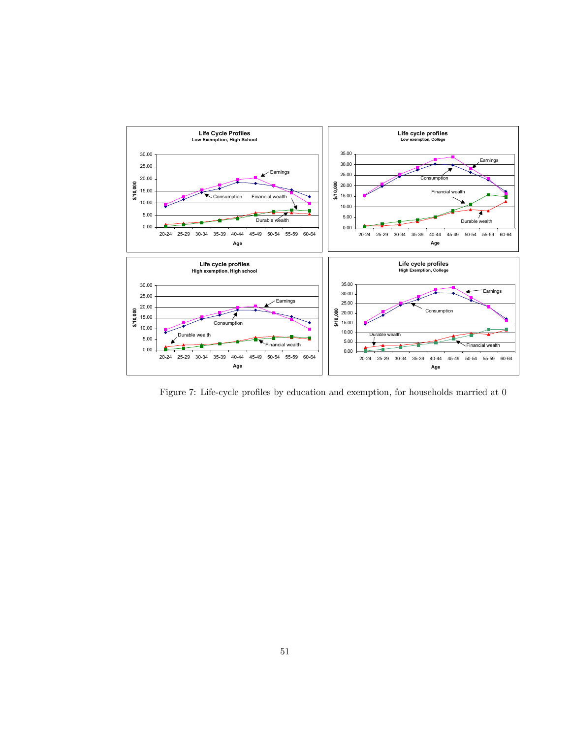Figure 7: Life-cycle profiles by education and exemption, for households married at 0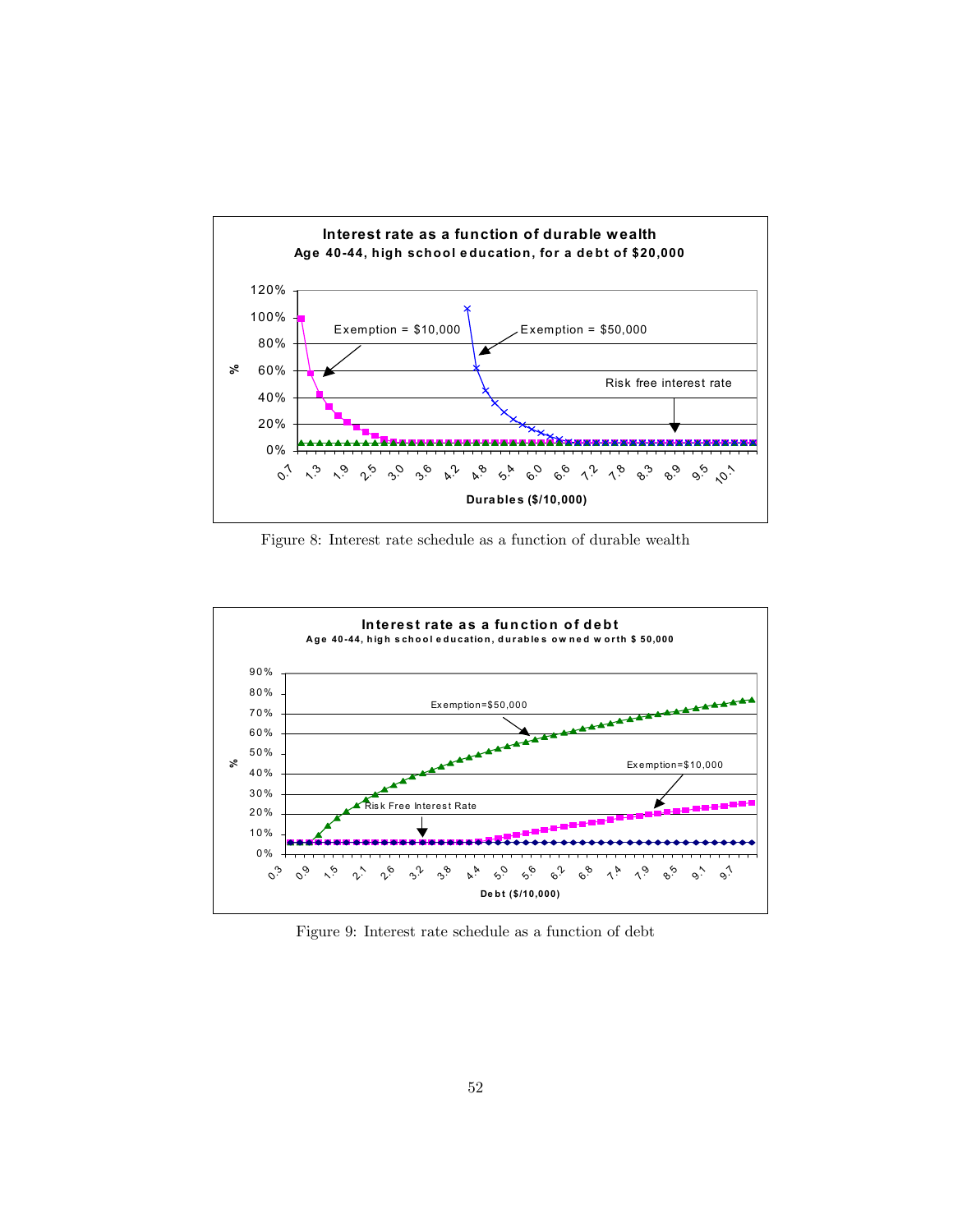Figure 8: Interest rate schedule as a function of durable wealth

Figure 9: Interest rate schedule as a function of debt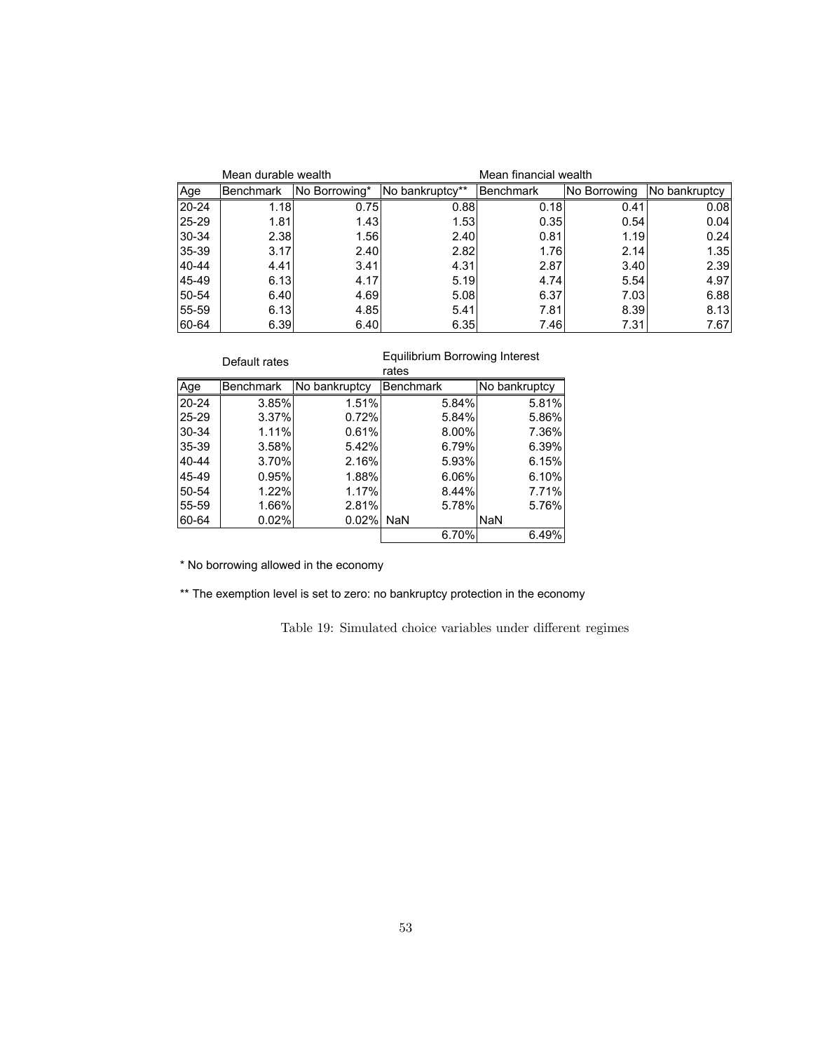| | Mean durable wealth | | | Mean financial wealth | | |
|---|---|---|---|---|---|---|
| Age | Benchmark | No Borrowing* | No bankruptcy** | Benchmark | No Borrowing | No bankruptcy |
| 20-24 | 1.18 | 0.75 | 0.88 | 0.18 | 0.41 | 0.08 |
| 25-29 | 1.81 | 1.43 | 1.53 | 0.35 | 0.54 | 0.04 |
| 30-34 | 2.38 | 1.56 | 2.40 | 0.81 | 1.19 | 0.24 |
| 35-39 | 3.17 | 2.40 | 2.82 | 1.76 | 2.14 | 1.35 |
| 40-44 | 4.41 | 3.41 | 4.31 | 2.87 | 3.40 | 2.39 |
| 45-49 | 6.13 | 4.17 | 5.19 | 4.74 | 5.54 | 4.97 |
| 50-54 | 6.40 | 4.69 | 5.08 | 6.37 | 7.03 | 6.88 |
| 55-59 | 6.13 | 4.85 | 5.41 | 7.81 | 8.39 | 8.13 |
| 60-64 | 6.39 | 6.40 | 6.35 | 7.46 | 7.31 | 7.67 |

| | Default rates | | Equilibrium Borrowing Interest rates | |
|---|---|---|---|---|
| Age | Benchmark | No bankruptcy | Benchmark | No bankruptcy |
| 20-24 | 3.85% | 1.51% | 5.84% | 5.81% |
| 25-29 | 3.37% | 0.72% | 5.84% | 5.86% |
| 30-34 | 1.11% | 0.61% | 8.00% | 7.36% |
| 35-39 | 3.58% | 5.42% | 6.79% | 6.39% |
| 40-44 | 3.70% | 2.16% | 5.93% | 6.15% |
| 45-49 | 0.95% | 1.88% | 6.06% | 6.10% |
| 50-54 | 1.22% | 1.17% | 8.44% | 7.71% |
| 55-59 | 1.66% | 2.81% | 5.78% | 5.76% |
| 60-64 | 0.02% | 0.02% | NaN | NaN |
| | | | 6.70% | 6.49% |

* No borrowing allowed in the economy

** The exemption level is set to zero: no bankruptcy protection in the economy

Table 19: Simulated choice variables under different regimes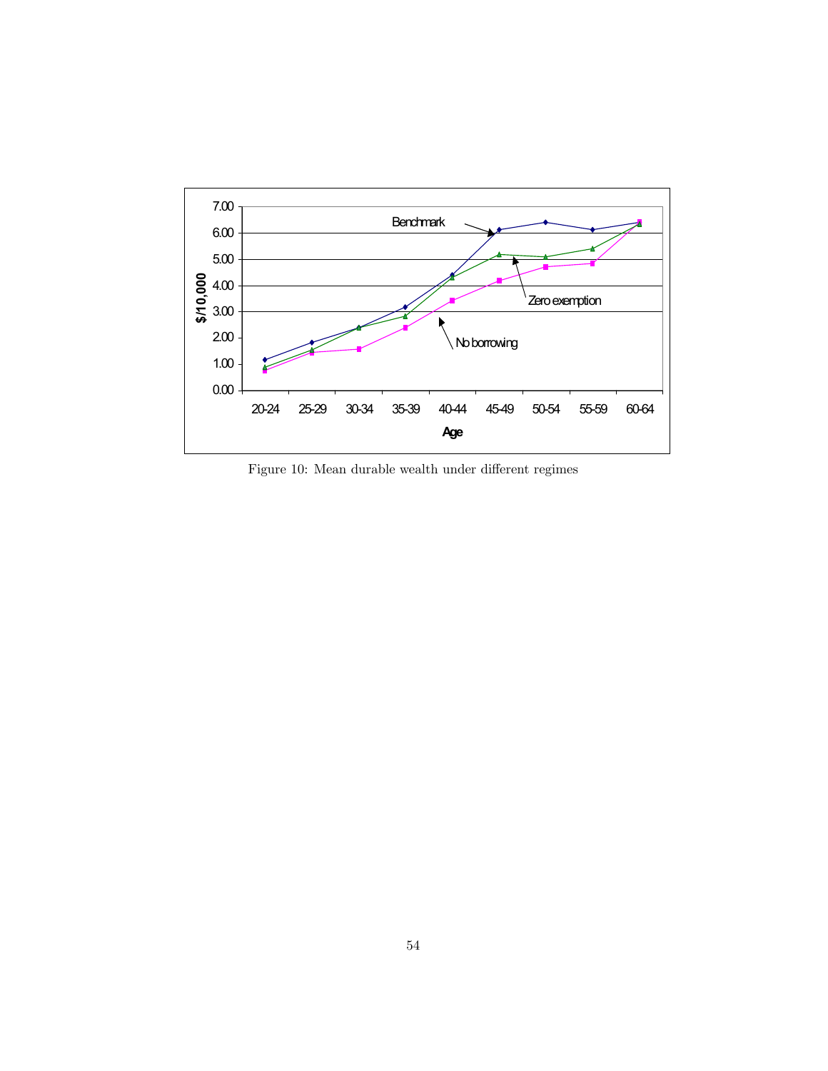Figure 10: Mean durable wealth under different regimes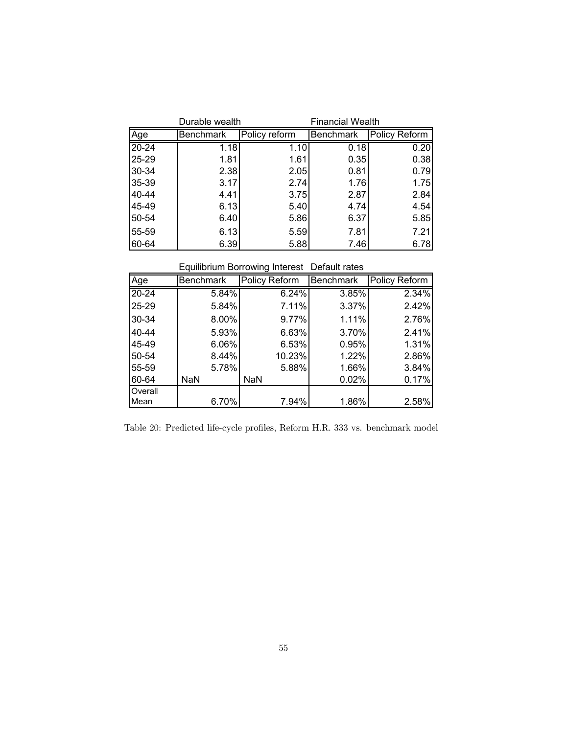| | Durable wealth | | Financial Wealth | |
|---|---|---|---|---|
| Age | Benchmark | Policy reform | Benchmark | Policy Reform |
| 20-24 | 1.18 | 1.10 | 0.18 | 0.20 |
| 25-29 | 1.81 | 1.61 | 0.35 | 0.38 |
| 30-34 | 2.38 | 2.05 | 0.81 | 0.79 |
| 35-39 | 3.17 | 2.74 | 1.76 | 1.75 |
| 40-44 | 4.41 | 3.75 | 2.87 | 2.84 |
| 45-49 | 6.13 | 5.40 | 4.74 | 4.54 |
| 50-54 | 6.40 | 5.86 | 6.37 | 5.85 |
| 55-59 | 6.13 | 5.59 | 7.81 | 7.21 |
| 60-64 | 6.39 | 5.88 | 7.46 | 6.78 |

| | Equilibrium Borrowing Interest | | Default rates | |
|---|---|---|---|---|
| Age | Benchmark | Policy Reform | Benchmark | Policy Reform |
| 20-24 | 5.84% | 6.24% | 3.85% | 2.34% |
| 25-29 | 5.84% | 7.11% | 3.37% | 2.42% |
| 30-34 | 8.00% | 9.77% | 1.11% | 2.76% |
| 40-44 | 5.93% | 6.63% | 3.70% | 2.41% |
| 45-49 | 6.06% | 6.53% | 0.95% | 1.31% |
| 50-54 | 8.44% | 10.23% | 1.22% | 2.86% |
| 55-59 | 5.78% | 5.88% | 1.66% | 3.84% |
| 60-64 | NaN | NaN | 0.02% | 0.17% |
| Overall Mean | 6.70% | 7.94% | 1.86% | 2.58% |

Table 20: Predicted life-cycle profiles, Reform H.R. 333 vs. benchmark model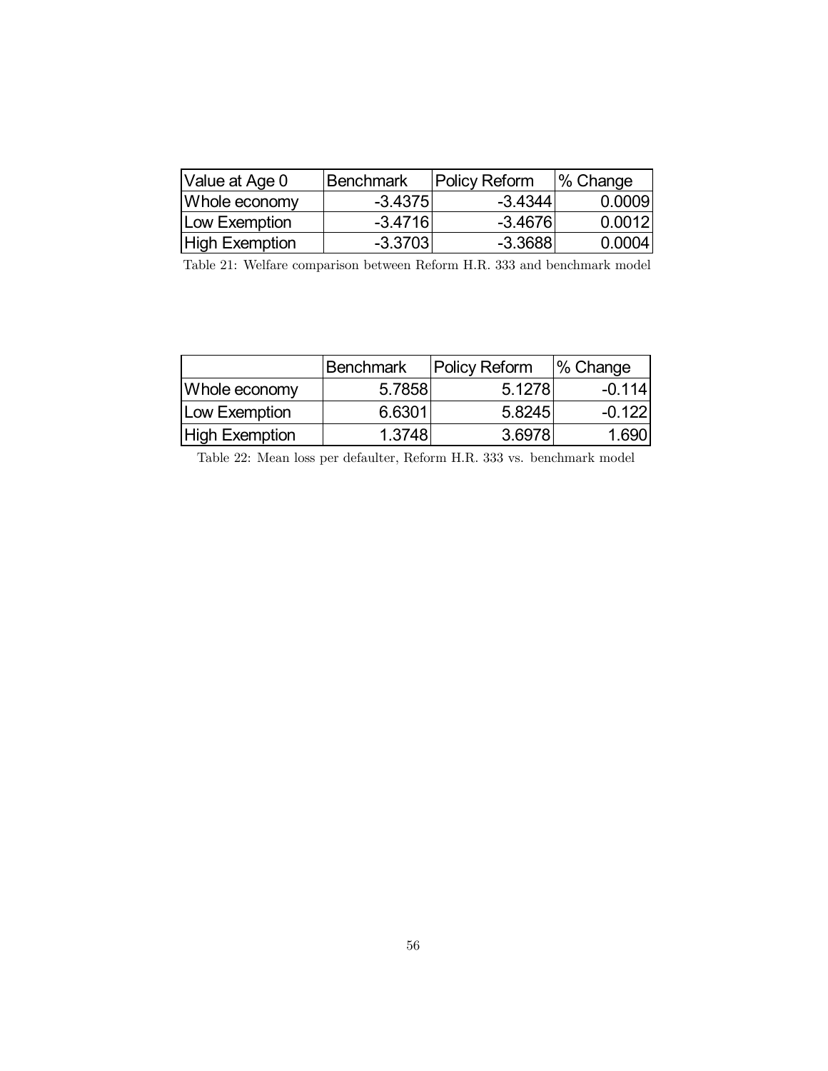| Value at Age 0 | Benchmark | Policy Reform | % Change |
| --- | --- | --- | --- |
| Whole economy | -3.4375 | -3.4344 | 0.0009 |
| Low Exemption | -3.4716 | -3.4676 | 0.0012 |
| High Exemption | -3.3703 | -3.3688 | 0.0004 |

Table 21: Welfare comparison between Reform H.R. 333 and benchmark model

| | Benchmark | Policy Reform | % Change |
| --- | --- | --- | --- |
| Whole economy | 5.7858 | 5.1278 | -0.114 |
| Low Exemption | 6.6301 | 5.8245 | -0.122 |
| High Exemption | 1.3748 | 3.6978 | 1.690 |

Table 22: Mean loss per defaulter, Reform H.R. 333 vs. benchmark model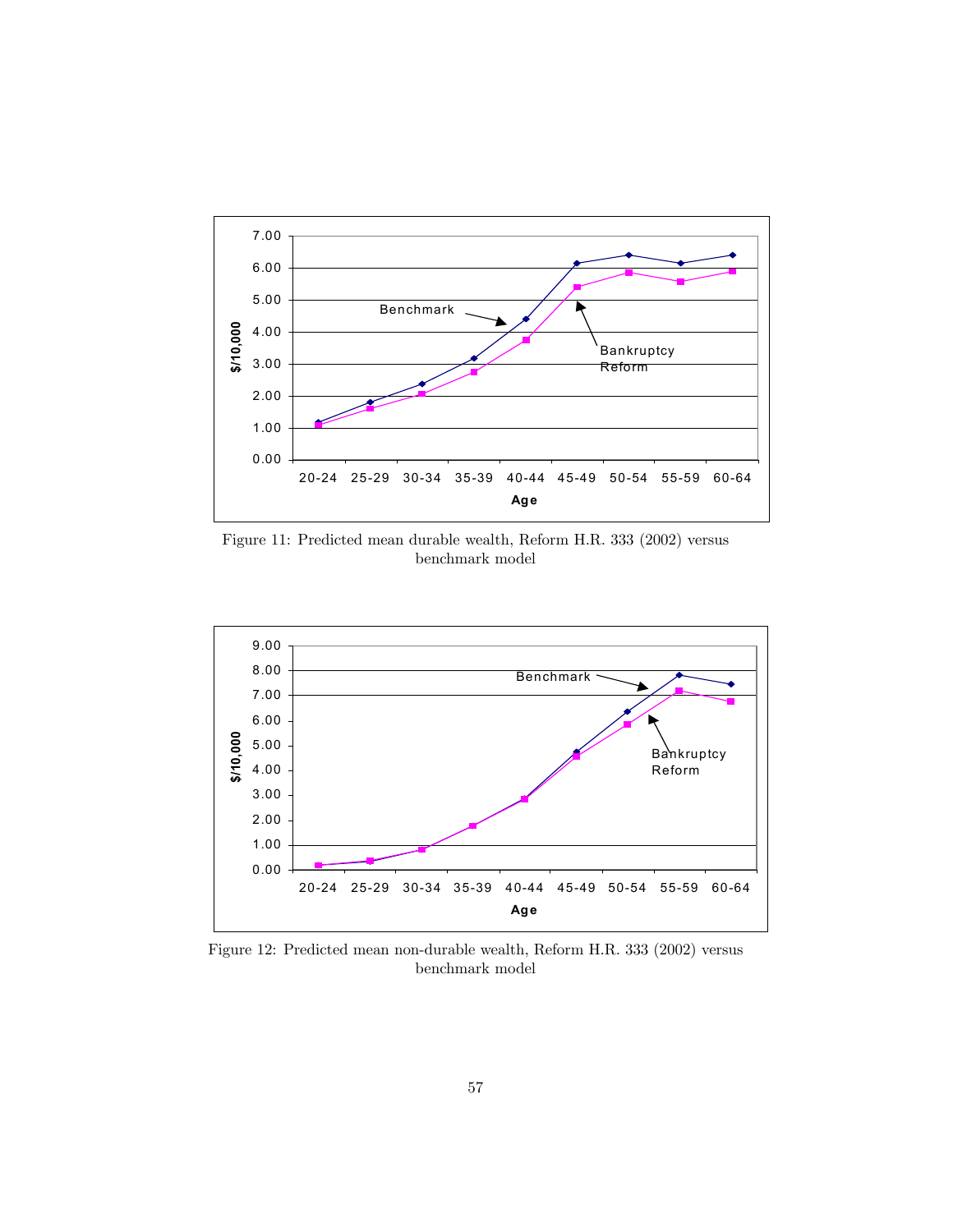Figure 11: Predicted mean durable wealth, Reform H.R. 333 (2002) versus benchmark model

Figure 12: Predicted mean non-durable wealth, Reform H.R. 333 (2002) versus benchmark model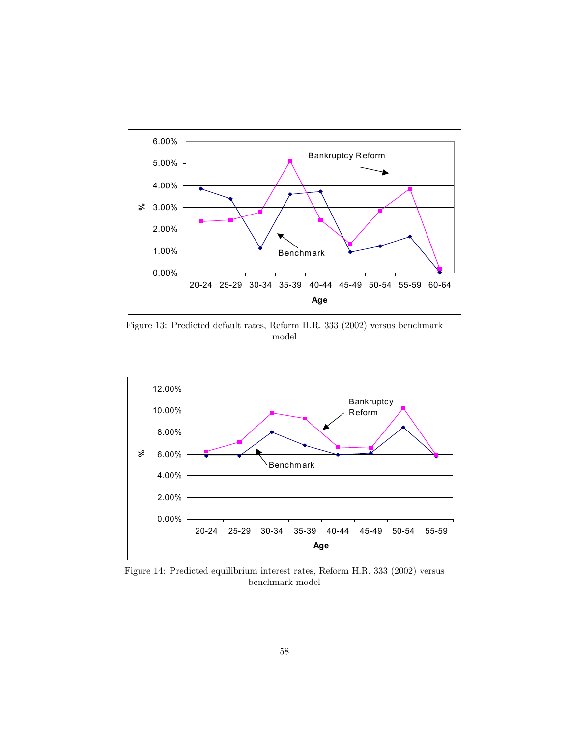Figure 13: Predicted default rates, Reform H.R. 333 (2002) versus benchmark model

Figure 14: Predicted equilibrium interest rates, Reform H.R. 333 (2002) versus benchmark model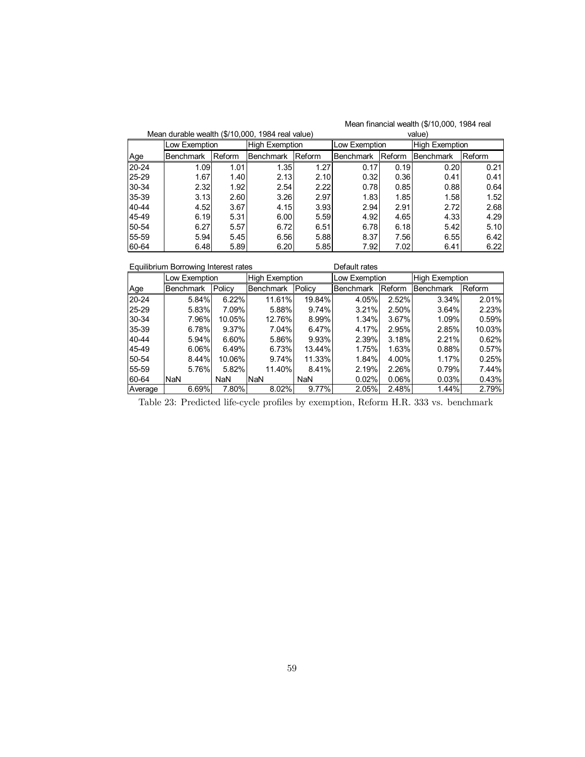| | Mean durable wealth ($/10,000, 1984 real value) | | | | Mean financial wealth ($/10,000, 1984 real value) | | | |
|---|---|---|---|---|---|---|---|---|
| | Low Exemption | | High Exemption | | Low Exemption | | High Exemption | |
| Age | Benchmark | Reform | Benchmark | Reform | Benchmark | Reform | Benchmark | Reform |
| 20-24 | 1.09 | 1.01 | 1.35 | 1.27 | 0.17 | 0.19 | 0.20 | 0.21 |
| 25-29 | 1.67 | 1.40 | 2.13 | 2.10 | 0.32 | 0.36 | 0.41 | 0.41 |
| 30-34 | 2.32 | 1.92 | 2.54 | 2.22 | 0.78 | 0.85 | 0.88 | 0.64 |
| 35-39 | 3.13 | 2.60 | 3.26 | 2.97 | 1.83 | 1.85 | 1.58 | 1.52 |
| 40-44 | 4.52 | 3.67 | 4.15 | 3.93 | 2.94 | 2.91 | 2.72 | 2.68 |
| 45-49 | 6.19 | 5.31 | 6.00 | 5.59 | 4.92 | 4.65 | 4.33 | 4.29 |
| 50-54 | 6.27 | 5.57 | 6.72 | 6.51 | 6.78 | 6.18 | 5.42 | 5.10 |
| 55-59 | 5.94 | 5.45 | 6.56 | 5.88 | 8.37 | 7.56 | 6.55 | 6.42 |
| 60-64 | 6.48 | 5.89 | 6.20 | 5.85 | 7.92 | 7.02 | 6.41 | 6.22 |

| | Equilibrium Borrowing Interest rates | | | | Default rates | | | |
|---|---|---|---|---|---|---|---|---|
| | Low Exemption | | High Exemption | | Low Exemption | | High Exemption | |
| Age | Benchmark | Policy | Benchmark | Policy | Benchmark | Reform | Benchmark | Reform |
| 20-24 | 5.84% | 6.22% | 11.61% | 19.84% | 4.05% | 2.52% | 3.34% | 2.01% |
| 25-29 | 5.83% | 7.09% | 5.88% | 9.74% | 3.21% | 2.50% | 3.64% | 2.23% |
| 30-34 | 7.96% | 10.05% | 12.76% | 8.99% | 1.34% | 3.67% | 1.09% | 0.59% |
| 35-39 | 6.78% | 9.37% | 7.04% | 6.47% | 4.17% | 2.95% | 2.85% | 10.03% |
| 40-44 | 5.94% | 6.60% | 5.86% | 9.93% | 2.39% | 3.18% | 2.21% | 0.62% |
| 45-49 | 6.06% | 6.49% | 6.73% | 13.44% | 1.75% | 1.63% | 0.88% | 0.57% |
| 50-54 | 8.44% | 10.06% | 9.74% | 11.33% | 1.84% | 4.00% | 1.17% | 0.25% |
| 55-59 | 5.76% | 5.82% | 11.40% | 8.41% | 2.19% | 2.26% | 0.79% | 7.44% |
| 60-64 | NaN | NaN | NaN | NaN | 0.02% | 0.06% | 0.03% | 0.43% |
| Average | 6.69% | 7.80% | 8.02% | 9.77% | 2.05% | 2.48% | 1.44% | 2.79% |

Table 23: Predicted life-cycle profiles by exemption, Reform H.R. 333 vs. benchmark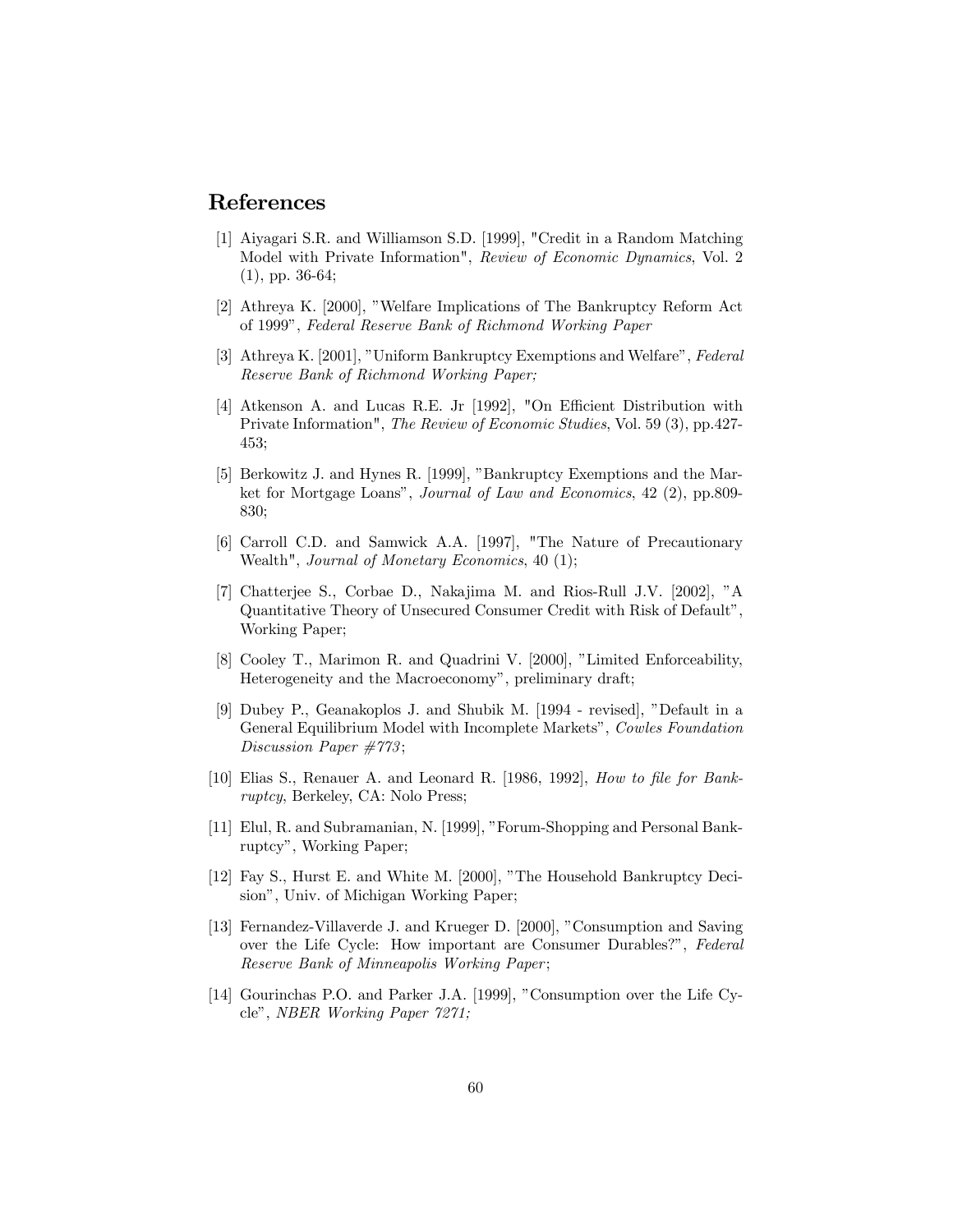## References

[1] Aiyagari S.R. and Williamson S.D. [1999], "Credit in a Random Matching Model with Private Information", *Review of Economic Dynamics*, Vol. 2 (1), pp. 36-64;

[2] Athreya K. [2000], "Welfare Implications of The Bankruptcy Reform Act of 1999", *Federal Reserve Bank of Richmond Working Paper*

[3] Athreya K. [2001], "Uniform Bankruptcy Exemptions and Welfare", *Federal Reserve Bank of Richmond Working Paper;*

[4] Atkenson A. and Lucas R.E. Jr [1992], "On Efficient Distribution with Private Information", *The Review of Economic Studies*, Vol. 59 (3), pp.427-453;

[5] Berkowitz J. and Hynes R. [1999], "Bankruptcy Exemptions and the Market for Mortgage Loans", *Journal of Law and Economics*, 42 (2), pp.809-830;

[6] Carroll C.D. and Samwick A.A. [1997], "The Nature of Precautionary Wealth", *Journal of Monetary Economics*, 40 (1);

[7] Chatterjee S., Corbae D., Nakajima M. and Rios-Rull J.V. [2002], "A Quantitative Theory of Unsecured Consumer Credit with Risk of Default", Working Paper;

[8] Cooley T., Marimon R. and Quadrini V. [2000], "Limited Enforceability, Heterogeneity and the Macroeconomy", preliminary draft;

[9] Dubey P., Geanakoplos J. and Shubik M. [1994 - revised], "Default in a General Equilibrium Model with Incomplete Markets", *Cowles Foundation Discussion Paper #773*;

[10] Elias S., Renauer A. and Leonard R. [1986, 1992], *How to file for Bankruptcy*, Berkeley, CA: Nolo Press;

[11] Elul, R. and Subramanian, N. [1999], "Forum-Shopping and Personal Bankruptcy", Working Paper;

[12] Fay S., Hurst E. and White M. [2000], "The Household Bankruptcy Decision", Univ. of Michigan Working Paper;

[13] Fernandez-Villaverde J. and Krueger D. [2000], "Consumption and Saving over the Life Cycle: How important are Consumer Durables?", *Federal Reserve Bank of Minneapolis Working Paper*;

[14] Gourinchas P.O. and Parker J.A. [1999], "Consumption over the Life Cycle", *NBER Working Paper 7271;*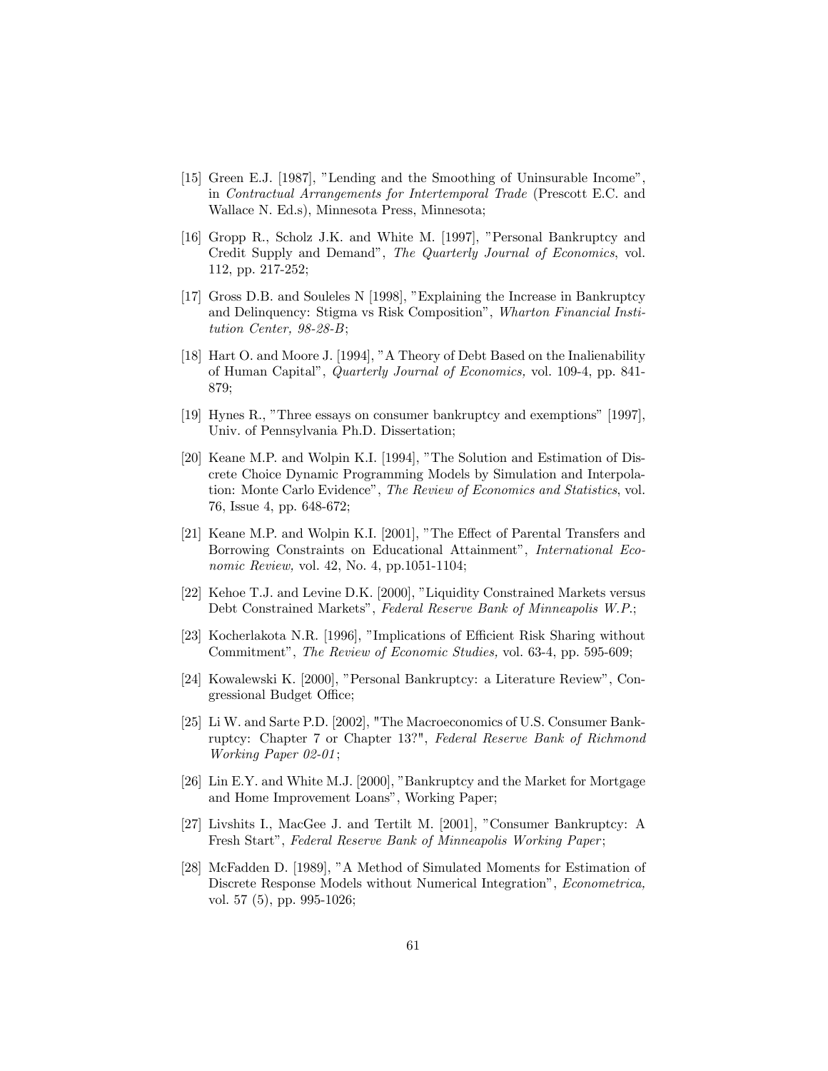[15] Green E.J. [1987], "Lending and the Smoothing of Uninsurable Income", in *Contractual Arrangements for Intertemporal Trade* (Prescott E.C. and Wallace N. Ed.s), Minnesota Press, Minnesota;

[16] Gropp R., Scholz J.K. and White M. [1997], "Personal Bankruptcy and Credit Supply and Demand", *The Quarterly Journal of Economics*, vol. 112, pp. 217-252;

[17] Gross D.B. and Souleles N [1998], "Explaining the Increase in Bankruptcy and Delinquency: Stigma vs Risk Composition", *Wharton Financial Institution Center, 98-28-B*;

[18] Hart O. and Moore J. [1994], "A Theory of Debt Based on the Inalienability of Human Capital", *Quarterly Journal of Economics,* vol. 109-4, pp. 841-879;

[19] Hynes R., "Three essays on consumer bankruptcy and exemptions" [1997], Univ. of Pennsylvania Ph.D. Dissertation;

[20] Keane M.P. and Wolpin K.I. [1994], "The Solution and Estimation of Discrete Choice Dynamic Programming Models by Simulation and Interpolation: Monte Carlo Evidence", *The Review of Economics and Statistics*, vol. 76, Issue 4, pp. 648-672;

[21] Keane M.P. and Wolpin K.I. [2001], "The Effect of Parental Transfers and Borrowing Constraints on Educational Attainment", *International Economic Review,* vol. 42, No. 4, pp.1051-1104;

[22] Kehoe T.J. and Levine D.K. [2000], "Liquidity Constrained Markets versus Debt Constrained Markets", *Federal Reserve Bank of Minneapolis W.P.*;

[23] Kocherlakota N.R. [1996], "Implications of Efficient Risk Sharing without Commitment", *The Review of Economic Studies,* vol. 63-4, pp. 595-609;

[24] Kowalewski K. [2000], "Personal Bankruptcy: a Literature Review", Congressional Budget Office;

[25] Li W. and Sarte P.D. [2002], "The Macroeconomics of U.S. Consumer Bankruptcy: Chapter 7 or Chapter 13?", *Federal Reserve Bank of Richmond Working Paper 02-01*;

[26] Lin E.Y. and White M.J. [2000], "Bankruptcy and the Market for Mortgage and Home Improvement Loans", Working Paper;

[27] Livshits I., MacGee J. and Tertilt M. [2001], "Consumer Bankruptcy: A Fresh Start", *Federal Reserve Bank of Minneapolis Working Paper*;

[28] McFadden D. [1989], "A Method of Simulated Moments for Estimation of Discrete Response Models without Numerical Integration", *Econometrica,* vol. 57 (5), pp. 995-1026;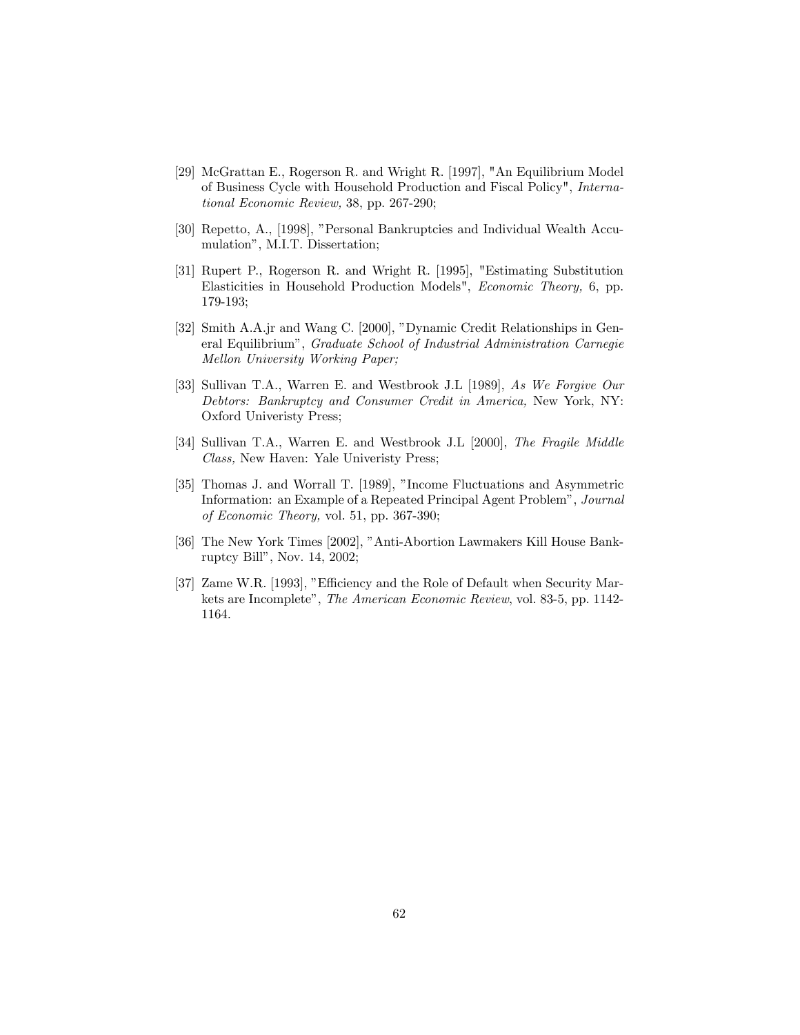[29] McGrattan E., Rogerson R. and Wright R. [1997], "An Equilibrium Model of Business Cycle with Household Production and Fiscal Policy", *International Economic Review,* 38, pp. 267-290;

[30] Repetto, A., [1998], "Personal Bankruptcies and Individual Wealth Accumulation", M.I.T. Dissertation;

[31] Rupert P., Rogerson R. and Wright R. [1995], "Estimating Substitution Elasticities in Household Production Models", *Economic Theory,* 6, pp. 179-193;

[32] Smith A.A.jr and Wang C. [2000], "Dynamic Credit Relationships in General Equilibrium", *Graduate School of Industrial Administration Carnegie Mellon University Working Paper;*

[33] Sullivan T.A., Warren E. and Westbrook J.L [1989], *As We Forgive Our Debtors: Bankruptcy and Consumer Credit in America,* New York, NY: Oxford Univeristy Press;

[34] Sullivan T.A., Warren E. and Westbrook J.L [2000], *The Fragile Middle Class,* New Haven: Yale Univeristy Press;

[35] Thomas J. and Worrall T. [1989], "Income Fluctuations and Asymmetric Information: an Example of a Repeated Principal Agent Problem", *Journal of Economic Theory,* vol. 51, pp. 367-390;

[36] The New York Times [2002], "Anti-Abortion Lawmakers Kill House Bankruptcy Bill", Nov. 14, 2002;

[37] Zame W.R. [1993], "Efficiency and the Role of Default when Security Markets are Incomplete", *The American Economic Review*, vol. 83-5, pp. 1142-1164.